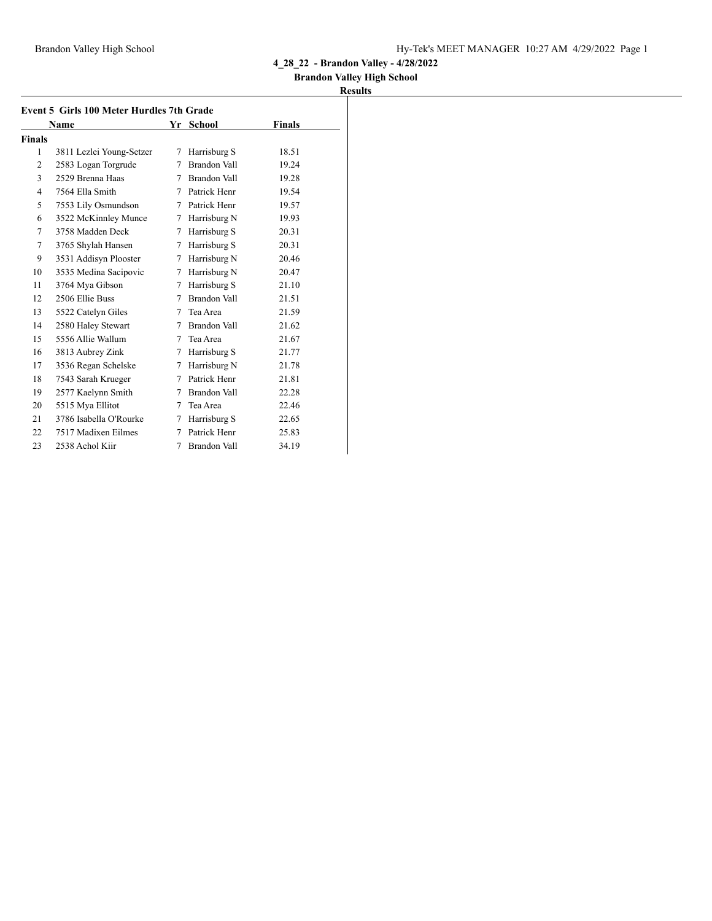**4_28_22 - Brandon Valley - 4/28/2022**

**Brandon Valley High School**

**Results**

### Event 5 Girls 100 Meter Hurdles 7th Grade

| | Name | Yr | School | Finals |
|---|---|---|---|---|
| **Finals** | | | | |
| 1 | 3811 Lezlei Young-Setzer | 7 | Harrisburg S | 18.51 |
| 2 | 2583 Logan Torgrude | 7 | Brandon Vall | 19.24 |
| 3 | 2529 Brenna Haas | 7 | Brandon Vall | 19.28 |
| 4 | 7564 Ella Smith | 7 | Patrick Henr | 19.54 |
| 5 | 7553 Lily Osmundson | 7 | Patrick Henr | 19.57 |
| 6 | 3522 McKinnley Munce | 7 | Harrisburg N | 19.93 |
| 7 | 3758 Madden Deck | 7 | Harrisburg S | 20.31 |
| 7 | 3765 Shylah Hansen | 7 | Harrisburg S | 20.31 |
| 9 | 3531 Addisyn Plooster | 7 | Harrisburg N | 20.46 |
| 10 | 3535 Medina Sacipovic | 7 | Harrisburg N | 20.47 |
| 11 | 3764 Mya Gibson | 7 | Harrisburg S | 21.10 |
| 12 | 2506 Ellie Buss | 7 | Brandon Vall | 21.51 |
| 13 | 5522 Catelyn Giles | 7 | Tea Area | 21.59 |
| 14 | 2580 Haley Stewart | 7 | Brandon Vall | 21.62 |
| 15 | 5556 Allie Wallum | 7 | Tea Area | 21.67 |
| 16 | 3813 Aubrey Zink | 7 | Harrisburg S | 21.77 |
| 17 | 3536 Regan Schelske | 7 | Harrisburg N | 21.78 |
| 18 | 7543 Sarah Krueger | 7 | Patrick Henr | 21.81 |
| 19 | 2577 Kaelynn Smith | 7 | Brandon Vall | 22.28 |
| 20 | 5515 Mya Ellitot | 7 | Tea Area | 22.46 |
| 21 | 3786 Isabella O'Rourke | 7 | Harrisburg S | 22.65 |
| 22 | 7517 Madixen Eilmes | 7 | Patrick Henr | 25.83 |
| 23 | 2538 Achol Kiir | 7 | Brandon Vall | 34.19 |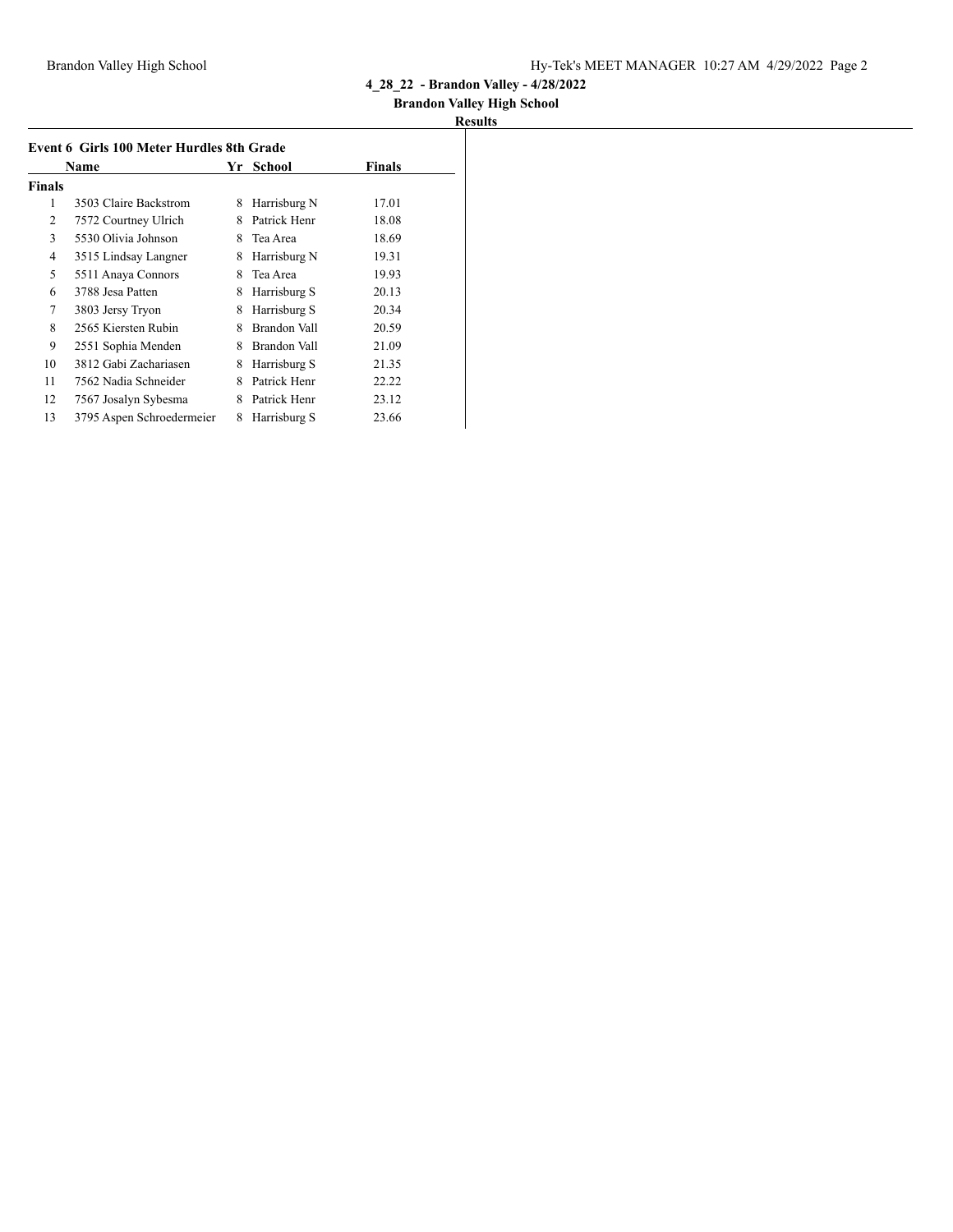**4_28_22 - Brandon Valley - 4/28/2022**

**Brandon Valley High School**

**Results**

### Event 6 Girls 100 Meter Hurdles 8th Grade

| | Name | Yr | School | Finals |
|---|---|---|---|---|
| **Finals** | | | | |
| 1 | 3503 Claire Backstrom | 8 | Harrisburg N | 17.01 |
| 2 | 7572 Courtney Ulrich | 8 | Patrick Henr | 18.08 |
| 3 | 5530 Olivia Johnson | 8 | Tea Area | 18.69 |
| 4 | 3515 Lindsay Langner | 8 | Harrisburg N | 19.31 |
| 5 | 5511 Anaya Connors | 8 | Tea Area | 19.93 |
| 6 | 3788 Jesa Patten | 8 | Harrisburg S | 20.13 |
| 7 | 3803 Jersy Tryon | 8 | Harrisburg S | 20.34 |
| 8 | 2565 Kiersten Rubin | 8 | Brandon Vall | 20.59 |
| 9 | 2551 Sophia Menden | 8 | Brandon Vall | 21.09 |
| 10 | 3812 Gabi Zachariasen | 8 | Harrisburg S | 21.35 |
| 11 | 7562 Nadia Schneider | 8 | Patrick Henr | 22.22 |
| 12 | 7567 Josalyn Sybesma | 8 | Patrick Henr | 23.12 |
| 13 | 3795 Aspen Schroedermeier | 8 | Harrisburg S | 23.66 |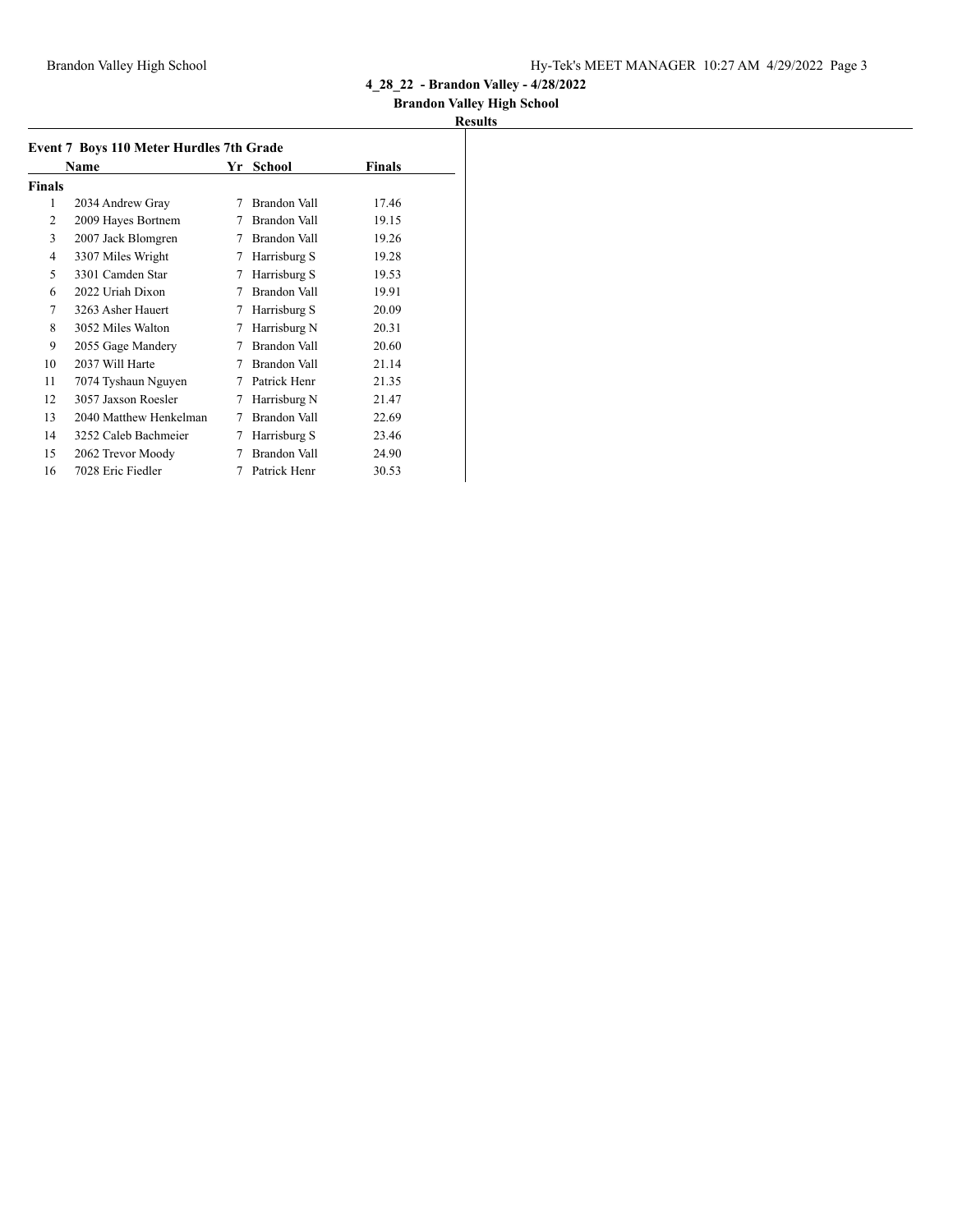# 4_28_22 - Brandon Valley - 4/28/2022

## Brandon Valley High School

### Results

**Event 7 Boys 110 Meter Hurdles 7th Grade**

| | Name | Yr | School | Finals |
|---|---|---|---|---|
| **Finals** | | | | |
| 1 | 2034 Andrew Gray | 7 | Brandon Vall | 17.46 |
| 2 | 2009 Hayes Bortnem | 7 | Brandon Vall | 19.15 |
| 3 | 2007 Jack Blomgren | 7 | Brandon Vall | 19.26 |
| 4 | 3307 Miles Wright | 7 | Harrisburg S | 19.28 |
| 5 | 3301 Camden Star | 7 | Harrisburg S | 19.53 |
| 6 | 2022 Uriah Dixon | 7 | Brandon Vall | 19.91 |
| 7 | 3263 Asher Hauert | 7 | Harrisburg S | 20.09 |
| 8 | 3052 Miles Walton | 7 | Harrisburg N | 20.31 |
| 9 | 2055 Gage Mandery | 7 | Brandon Vall | 20.60 |
| 10 | 2037 Will Harte | 7 | Brandon Vall | 21.14 |
| 11 | 7074 Tyshaun Nguyen | 7 | Patrick Henr | 21.35 |
| 12 | 3057 Jaxson Roesler | 7 | Harrisburg N | 21.47 |
| 13 | 2040 Matthew Henkelman | 7 | Brandon Vall | 22.69 |
| 14 | 3252 Caleb Bachmeier | 7 | Harrisburg S | 23.46 |
| 15 | 2062 Trevor Moody | 7 | Brandon Vall | 24.90 |
| 16 | 7028 Eric Fiedler | 7 | Patrick Henr | 30.53 |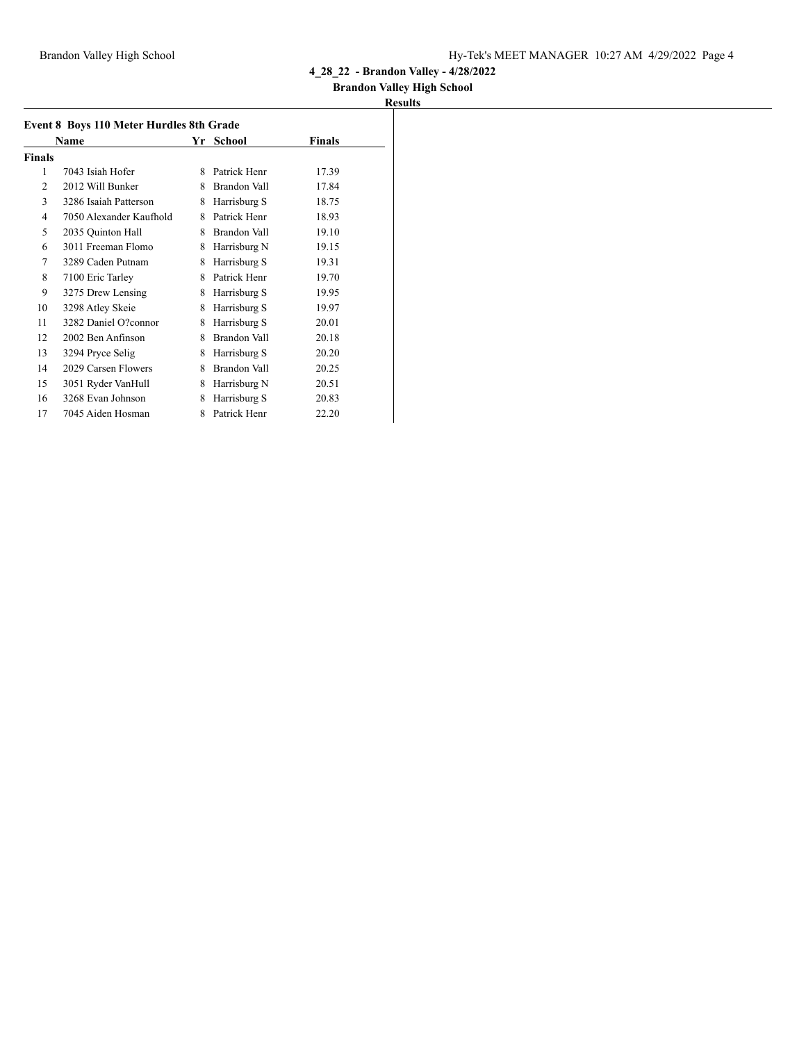**4_28_22 - Brandon Valley - 4/28/2022**

**Brandon Valley High School**

**Results**

### Event 8 Boys 110 Meter Hurdles 8th Grade

| | Name | Yr | School | Finals |
|---|---|---|---|---|
| **Finals** | | | | |
| 1 | 7043 Isiah Hofer | 8 | Patrick Henr | 17.39 |
| 2 | 2012 Will Bunker | 8 | Brandon Vall | 17.84 |
| 3 | 3286 Isaiah Patterson | 8 | Harrisburg S | 18.75 |
| 4 | 7050 Alexander Kaufhold | 8 | Patrick Henr | 18.93 |
| 5 | 2035 Quinton Hall | 8 | Brandon Vall | 19.10 |
| 6 | 3011 Freeman Flomo | 8 | Harrisburg N | 19.15 |
| 7 | 3289 Caden Putnam | 8 | Harrisburg S | 19.31 |
| 8 | 7100 Eric Tarley | 8 | Patrick Henr | 19.70 |
| 9 | 3275 Drew Lensing | 8 | Harrisburg S | 19.95 |
| 10 | 3298 Atley Skeie | 8 | Harrisburg S | 19.97 |
| 11 | 3282 Daniel O?connor | 8 | Harrisburg S | 20.01 |
| 12 | 2002 Ben Anfinson | 8 | Brandon Vall | 20.18 |
| 13 | 3294 Pryce Selig | 8 | Harrisburg S | 20.20 |
| 14 | 2029 Carsen Flowers | 8 | Brandon Vall | 20.25 |
| 15 | 3051 Ryder VanHull | 8 | Harrisburg N | 20.51 |
| 16 | 3268 Evan Johnson | 8 | Harrisburg S | 20.83 |
| 17 | 7045 Aiden Hosman | 8 | Patrick Henr | 22.20 |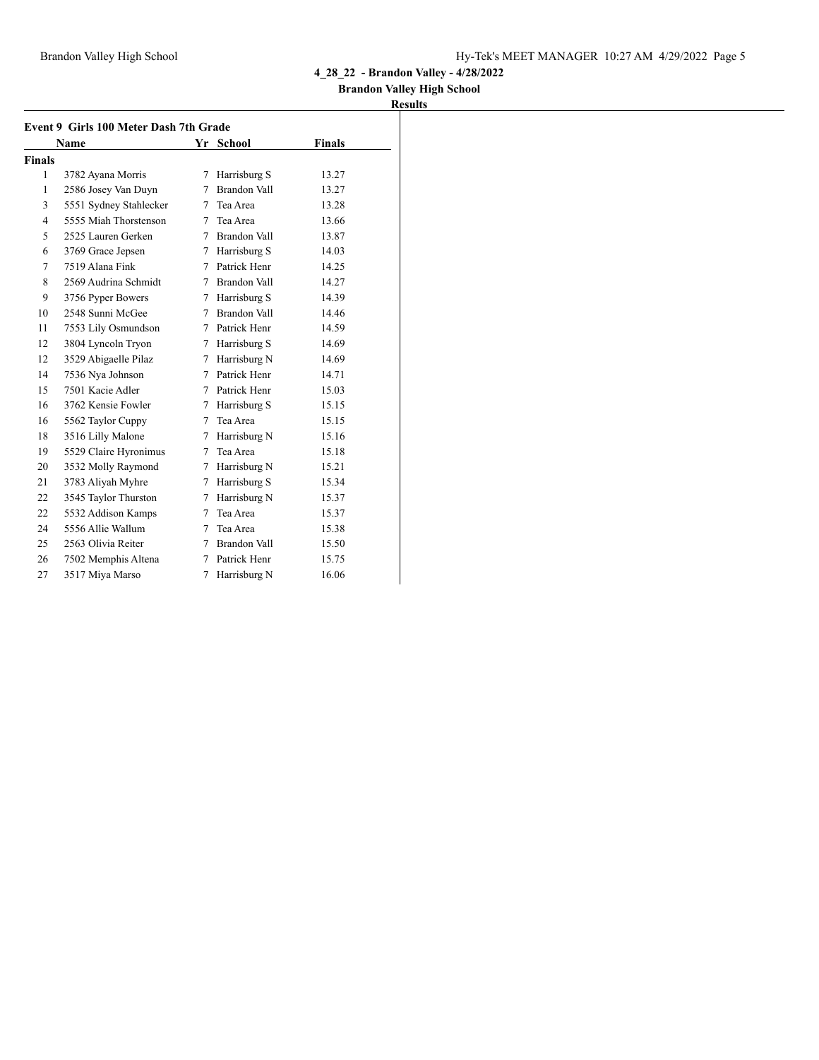4_28_22 - Brandon Valley - 4/28/2022

Brandon Valley High School

**Results**

### Event 9 Girls 100 Meter Dash 7th Grade

| | Name | Yr | School | Finals |
|---|---|---|---|---|
| **Finals** | | | | |
| 1 | 3782 Ayana Morris | 7 | Harrisburg S | 13.27 |
| 1 | 2586 Josey Van Duyn | 7 | Brandon Vall | 13.27 |
| 3 | 5551 Sydney Stahlecker | 7 | Tea Area | 13.28 |
| 4 | 5555 Miah Thorstenson | 7 | Tea Area | 13.66 |
| 5 | 2525 Lauren Gerken | 7 | Brandon Vall | 13.87 |
| 6 | 3769 Grace Jepsen | 7 | Harrisburg S | 14.03 |
| 7 | 7519 Alana Fink | 7 | Patrick Henr | 14.25 |
| 8 | 2569 Audrina Schmidt | 7 | Brandon Vall | 14.27 |
| 9 | 3756 Pyper Bowers | 7 | Harrisburg S | 14.39 |
| 10 | 2548 Sunni McGee | 7 | Brandon Vall | 14.46 |
| 11 | 7553 Lily Osmundson | 7 | Patrick Henr | 14.59 |
| 12 | 3804 Lyncoln Tryon | 7 | Harrisburg S | 14.69 |
| 12 | 3529 Abigaelle Pilaz | 7 | Harrisburg N | 14.69 |
| 14 | 7536 Nya Johnson | 7 | Patrick Henr | 14.71 |
| 15 | 7501 Kacie Adler | 7 | Patrick Henr | 15.03 |
| 16 | 3762 Kensie Fowler | 7 | Harrisburg S | 15.15 |
| 16 | 5562 Taylor Cuppy | 7 | Tea Area | 15.15 |
| 18 | 3516 Lilly Malone | 7 | Harrisburg N | 15.16 |
| 19 | 5529 Claire Hyronimus | 7 | Tea Area | 15.18 |
| 20 | 3532 Molly Raymond | 7 | Harrisburg N | 15.21 |
| 21 | 3783 Aliyah Myhre | 7 | Harrisburg S | 15.34 |
| 22 | 3545 Taylor Thurston | 7 | Harrisburg N | 15.37 |
| 22 | 5532 Addison Kamps | 7 | Tea Area | 15.37 |
| 24 | 5556 Allie Wallum | 7 | Tea Area | 15.38 |
| 25 | 2563 Olivia Reiter | 7 | Brandon Vall | 15.50 |
| 26 | 7502 Memphis Altena | 7 | Patrick Henr | 15.75 |
| 27 | 3517 Miya Marso | 7 | Harrisburg N | 16.06 |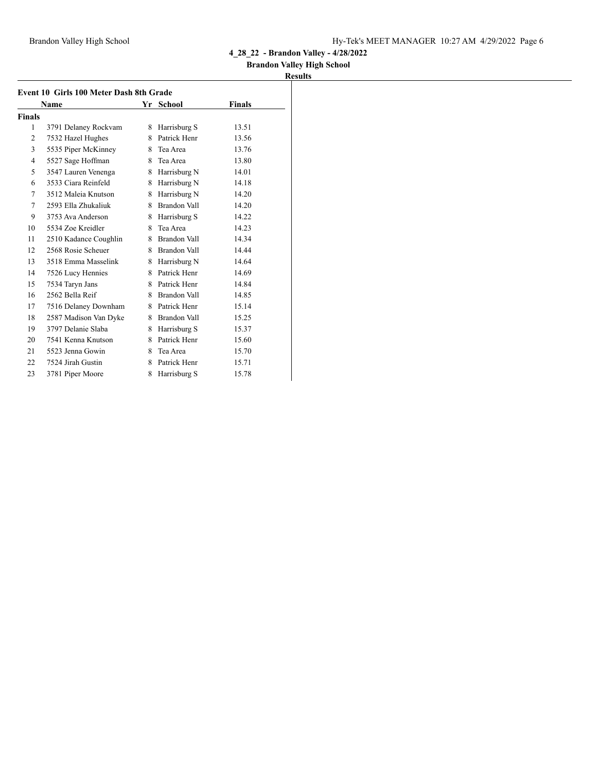**4_28_22 - Brandon Valley - 4/28/2022**

**Brandon Valley High School**

**Results**

### Event 10 Girls 100 Meter Dash 8th Grade

| | Name | Yr | School | Finals |
|---|---|---|---|---|
| **Finals** | | | | |
| 1 | 3791 Delaney Rockvam | 8 | Harrisburg S | 13.51 |
| 2 | 7532 Hazel Hughes | 8 | Patrick Henr | 13.56 |
| 3 | 5535 Piper McKinney | 8 | Tea Area | 13.76 |
| 4 | 5527 Sage Hoffman | 8 | Tea Area | 13.80 |
| 5 | 3547 Lauren Venenga | 8 | Harrisburg N | 14.01 |
| 6 | 3533 Ciara Reinfeld | 8 | Harrisburg N | 14.18 |
| 7 | 3512 Maleia Knutson | 8 | Harrisburg N | 14.20 |
| 7 | 2593 Ella Zhukaliuk | 8 | Brandon Vall | 14.20 |
| 9 | 3753 Ava Anderson | 8 | Harrisburg S | 14.22 |
| 10 | 5534 Zoe Kreidler | 8 | Tea Area | 14.23 |
| 11 | 2510 Kadance Coughlin | 8 | Brandon Vall | 14.34 |
| 12 | 2568 Rosie Scheuer | 8 | Brandon Vall | 14.44 |
| 13 | 3518 Emma Masselink | 8 | Harrisburg N | 14.64 |
| 14 | 7526 Lucy Hennies | 8 | Patrick Henr | 14.69 |
| 15 | 7534 Taryn Jans | 8 | Patrick Henr | 14.84 |
| 16 | 2562 Bella Reif | 8 | Brandon Vall | 14.85 |
| 17 | 7516 Delaney Downham | 8 | Patrick Henr | 15.14 |
| 18 | 2587 Madison Van Dyke | 8 | Brandon Vall | 15.25 |
| 19 | 3797 Delanie Slaba | 8 | Harrisburg S | 15.37 |
| 20 | 7541 Kenna Knutson | 8 | Patrick Henr | 15.60 |
| 21 | 5523 Jenna Gowin | 8 | Tea Area | 15.70 |
| 22 | 7524 Jirah Gustin | 8 | Patrick Henr | 15.71 |
| 23 | 3781 Piper Moore | 8 | Harrisburg S | 15.78 |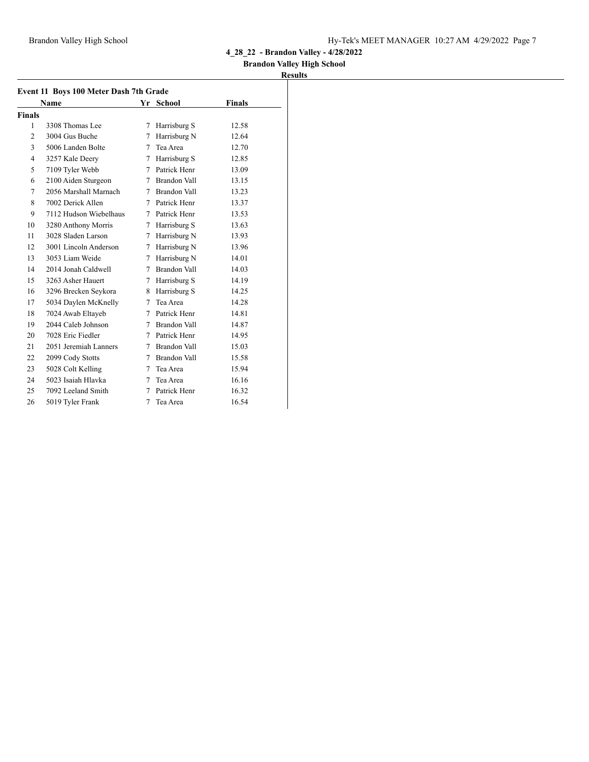**4_28_22 - Brandon Valley - 4/28/2022**

**Brandon Valley High School**

**Results**

### Event 11 Boys 100 Meter Dash 7th Grade

| | Name | Yr | School | Finals |
|---|---|---|---|---|
| **Finals** | | | | |
| 1 | 3308 Thomas Lee | 7 | Harrisburg S | 12.58 |
| 2 | 3004 Gus Buche | 7 | Harrisburg N | 12.64 |
| 3 | 5006 Landen Bolte | 7 | Tea Area | 12.70 |
| 4 | 3257 Kale Deery | 7 | Harrisburg S | 12.85 |
| 5 | 7109 Tyler Webb | 7 | Patrick Henr | 13.09 |
| 6 | 2100 Aiden Sturgeon | 7 | Brandon Vall | 13.15 |
| 7 | 2056 Marshall Marnach | 7 | Brandon Vall | 13.23 |
| 8 | 7002 Derick Allen | 7 | Patrick Henr | 13.37 |
| 9 | 7112 Hudson Wiebelhaus | 7 | Patrick Henr | 13.53 |
| 10 | 3280 Anthony Morris | 7 | Harrisburg S | 13.63 |
| 11 | 3028 Sladen Larson | 7 | Harrisburg N | 13.93 |
| 12 | 3001 Lincoln Anderson | 7 | Harrisburg N | 13.96 |
| 13 | 3053 Liam Weide | 7 | Harrisburg N | 14.01 |
| 14 | 2014 Jonah Caldwell | 7 | Brandon Vall | 14.03 |
| 15 | 3263 Asher Hauert | 7 | Harrisburg S | 14.19 |
| 16 | 3296 Brecken Seykora | 8 | Harrisburg S | 14.25 |
| 17 | 5034 Daylen McKnelly | 7 | Tea Area | 14.28 |
| 18 | 7024 Awab Eltayeb | 7 | Patrick Henr | 14.81 |
| 19 | 2044 Caleb Johnson | 7 | Brandon Vall | 14.87 |
| 20 | 7028 Eric Fiedler | 7 | Patrick Henr | 14.95 |
| 21 | 2051 Jeremiah Lanners | 7 | Brandon Vall | 15.03 |
| 22 | 2099 Cody Stotts | 7 | Brandon Vall | 15.58 |
| 23 | 5028 Colt Kelling | 7 | Tea Area | 15.94 |
| 24 | 5023 Isaiah Hlavka | 7 | Tea Area | 16.16 |
| 25 | 7092 Leeland Smith | 7 | Patrick Henr | 16.32 |
| 26 | 5019 Tyler Frank | 7 | Tea Area | 16.54 |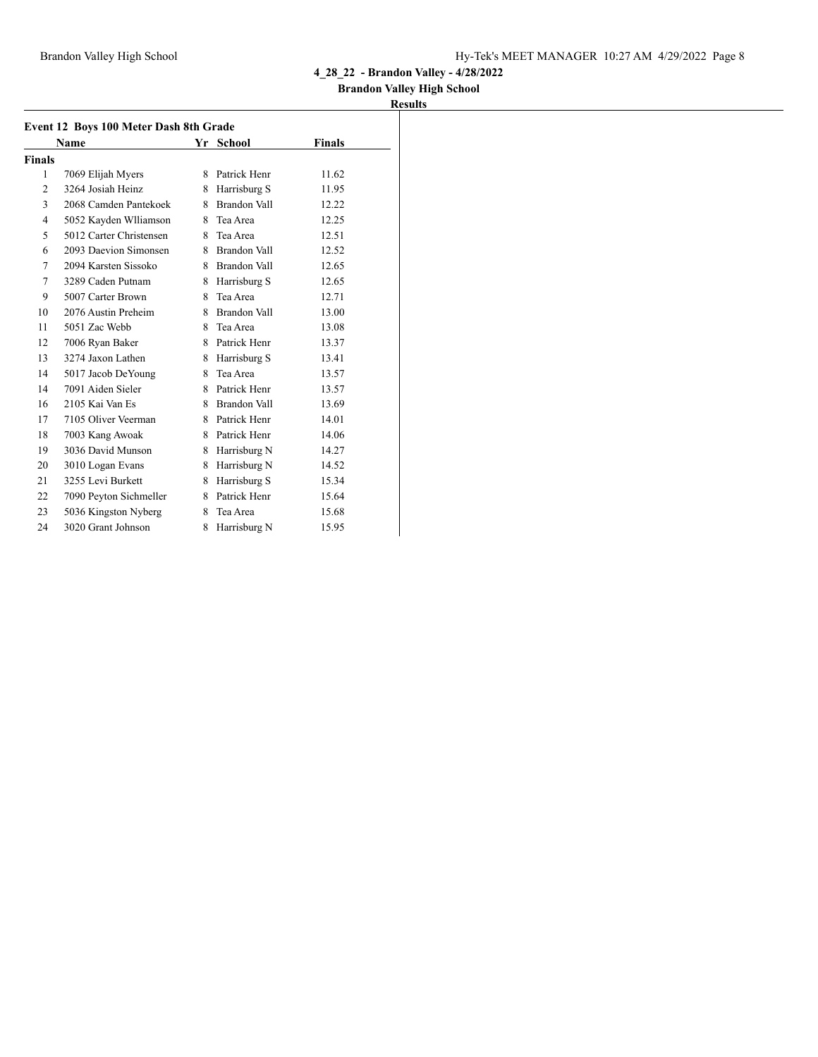**4_28_22 - Brandon Valley - 4/28/2022**

**Brandon Valley High School**

**Results**

### Event 12 Boys 100 Meter Dash 8th Grade

| | Name | Yr | School | Finals |
|---|---|---|---|---|
| **Finals** | | | | |
| 1 | 7069 Elijah Myers | 8 | Patrick Henr | 11.62 |
| 2 | 3264 Josiah Heinz | 8 | Harrisburg S | 11.95 |
| 3 | 2068 Camden Pantekoek | 8 | Brandon Vall | 12.22 |
| 4 | 5052 Kayden Wlliamson | 8 | Tea Area | 12.25 |
| 5 | 5012 Carter Christensen | 8 | Tea Area | 12.51 |
| 6 | 2093 Daevion Simonsen | 8 | Brandon Vall | 12.52 |
| 7 | 2094 Karsten Sissoko | 8 | Brandon Vall | 12.65 |
| 7 | 3289 Caden Putnam | 8 | Harrisburg S | 12.65 |
| 9 | 5007 Carter Brown | 8 | Tea Area | 12.71 |
| 10 | 2076 Austin Preheim | 8 | Brandon Vall | 13.00 |
| 11 | 5051 Zac Webb | 8 | Tea Area | 13.08 |
| 12 | 7006 Ryan Baker | 8 | Patrick Henr | 13.37 |
| 13 | 3274 Jaxon Lathen | 8 | Harrisburg S | 13.41 |
| 14 | 5017 Jacob DeYoung | 8 | Tea Area | 13.57 |
| 14 | 7091 Aiden Sieler | 8 | Patrick Henr | 13.57 |
| 16 | 2105 Kai Van Es | 8 | Brandon Vall | 13.69 |
| 17 | 7105 Oliver Veerman | 8 | Patrick Henr | 14.01 |
| 18 | 7003 Kang Awoak | 8 | Patrick Henr | 14.06 |
| 19 | 3036 David Munson | 8 | Harrisburg N | 14.27 |
| 20 | 3010 Logan Evans | 8 | Harrisburg N | 14.52 |
| 21 | 3255 Levi Burkett | 8 | Harrisburg S | 15.34 |
| 22 | 7090 Peyton Sichmeller | 8 | Patrick Henr | 15.64 |
| 23 | 5036 Kingston Nyberg | 8 | Tea Area | 15.68 |
| 24 | 3020 Grant Johnson | 8 | Harrisburg N | 15.95 |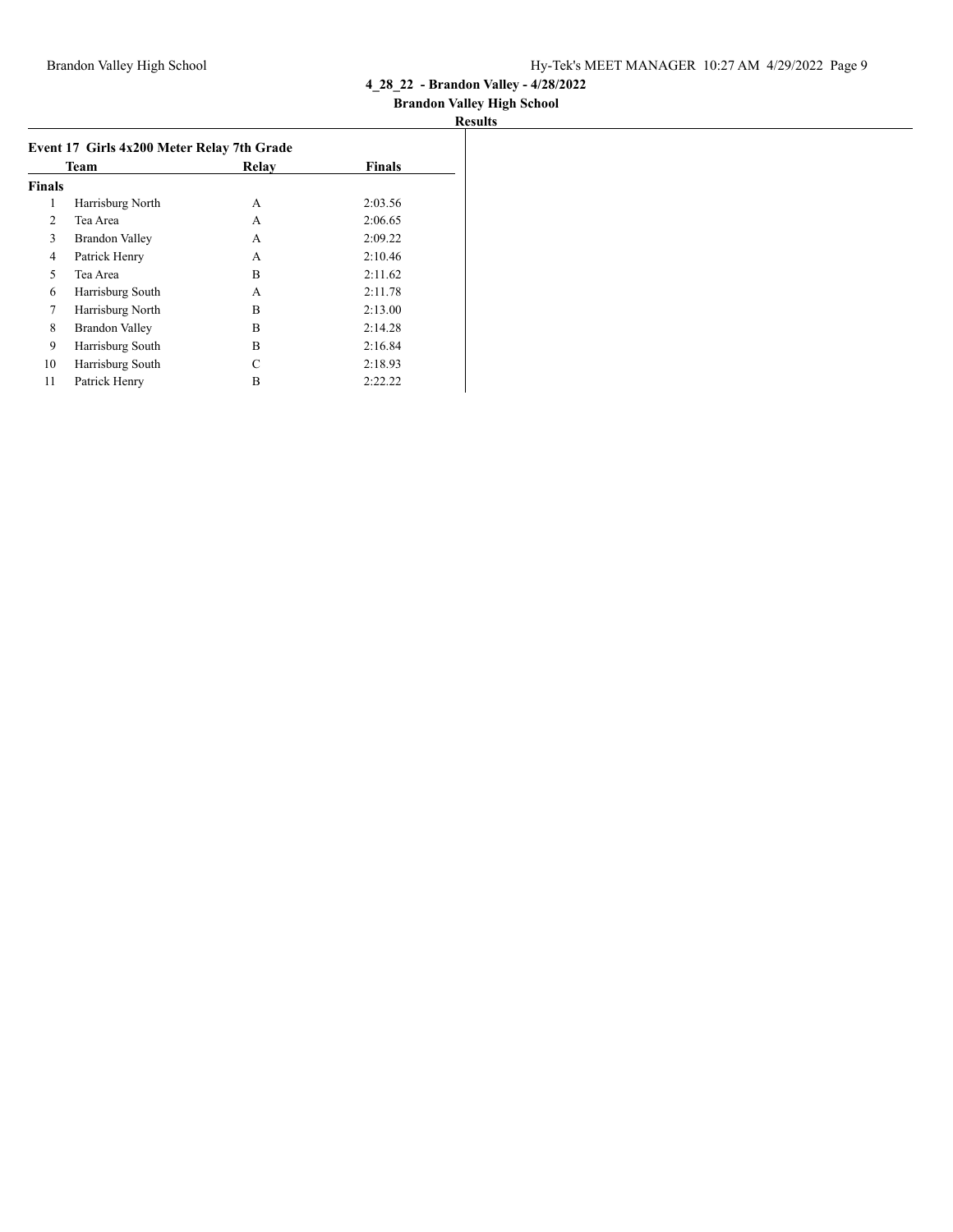# 4_28_22 - Brandon Valley - 4/28/2022

## Brandon Valley High School

### Results

**Event 17 Girls 4x200 Meter Relay 7th Grade**

| | Team | Relay | Finals |
|---|---|---|---|
| **Finals** | | | |
| 1 | Harrisburg North | A | 2:03.56 |
| 2 | Tea Area | A | 2:06.65 |
| 3 | Brandon Valley | A | 2:09.22 |
| 4 | Patrick Henry | A | 2:10.46 |
| 5 | Tea Area | B | 2:11.62 |
| 6 | Harrisburg South | A | 2:11.78 |
| 7 | Harrisburg North | B | 2:13.00 |
| 8 | Brandon Valley | B | 2:14.28 |
| 9 | Harrisburg South | B | 2:16.84 |
| 10 | Harrisburg South | C | 2:18.93 |
| 11 | Patrick Henry | B | 2:22.22 |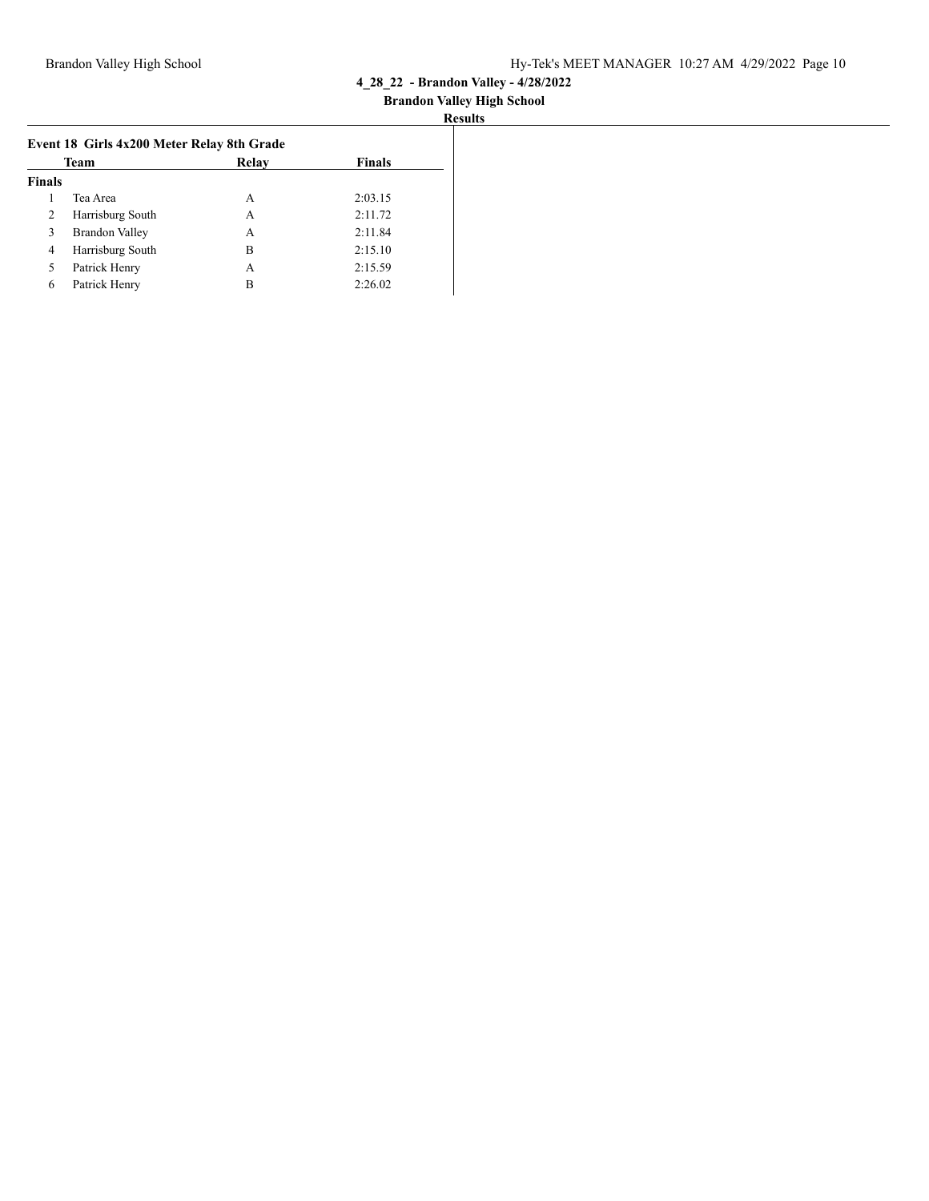# 4_28_22 - Brandon Valley - 4/28/2022

## Brandon Valley High School

### Results

**Event 18 Girls 4x200 Meter Relay 8th Grade**

| | Team | Relay | Finals |
|---|---|---|---|
| **Finals** | | | |
| 1 | Tea Area | A | 2:03.15 |
| 2 | Harrisburg South | A | 2:11.72 |
| 3 | Brandon Valley | A | 2:11.84 |
| 4 | Harrisburg South | B | 2:15.10 |
| 5 | Patrick Henry | A | 2:15.59 |
| 6 | Patrick Henry | B | 2:26.02 |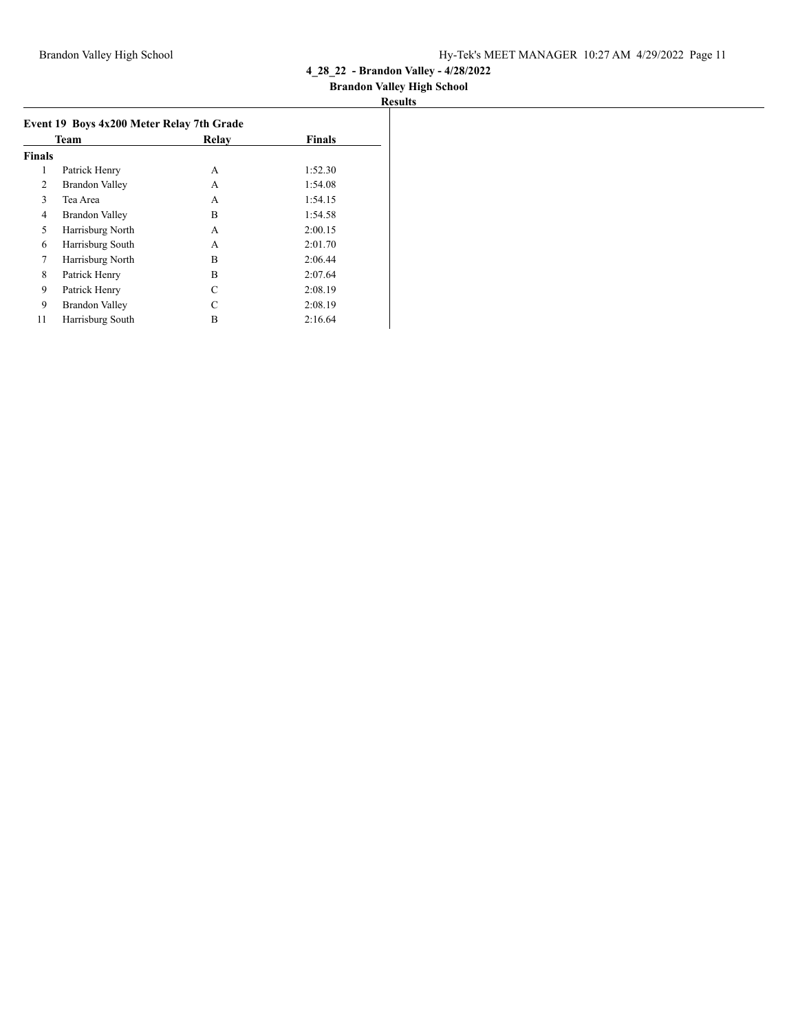## 4_28_22 - Brandon Valley - 4/28/2022

### Brandon Valley High School

### Results

#### Event 19 Boys 4x200 Meter Relay 7th Grade

| | Team | Relay | Finals |
|---|---|---|---|
| **Finals** | | | |
| 1 | Patrick Henry | A | 1:52.30 |
| 2 | Brandon Valley | A | 1:54.08 |
| 3 | Tea Area | A | 1:54.15 |
| 4 | Brandon Valley | B | 1:54.58 |
| 5 | Harrisburg North | A | 2:00.15 |
| 6 | Harrisburg South | A | 2:01.70 |
| 7 | Harrisburg North | B | 2:06.44 |
| 8 | Patrick Henry | B | 2:07.64 |
| 9 | Patrick Henry | C | 2:08.19 |
| 9 | Brandon Valley | C | 2:08.19 |
| 11 | Harrisburg South | B | 2:16.64 |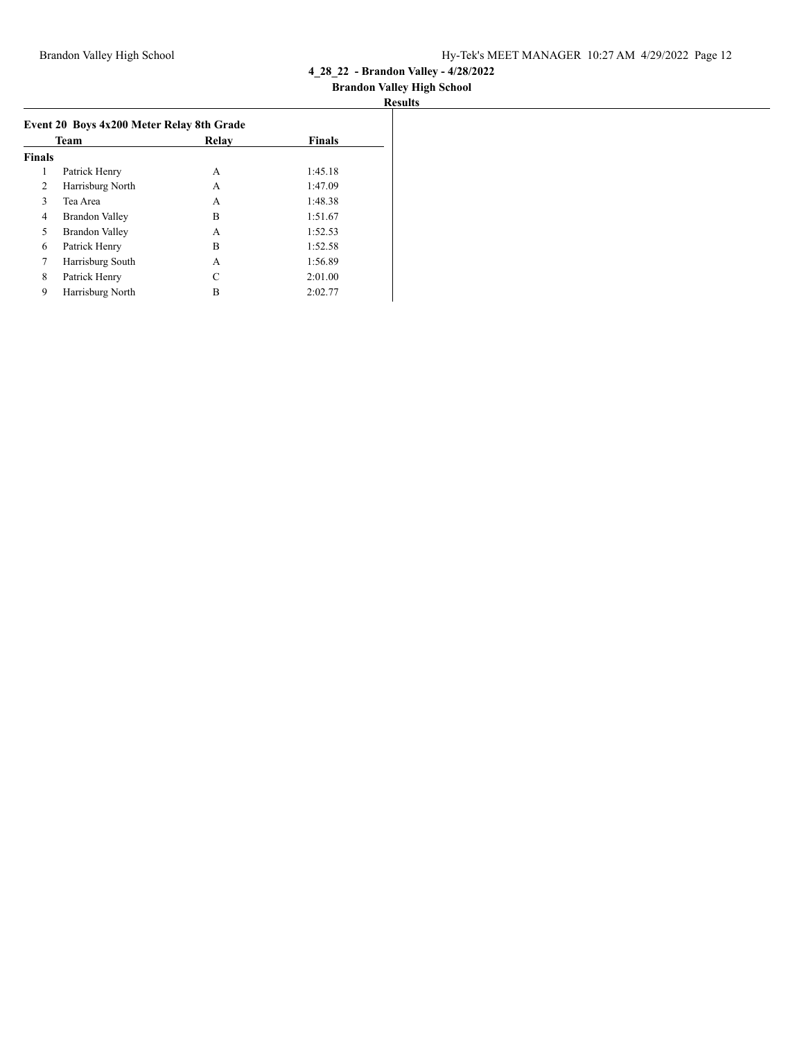## 4_28_22 - Brandon Valley - 4/28/2022

### Brandon Valley High School

### Results

#### Event 20 Boys 4x200 Meter Relay 8th Grade

| | Team | Relay | Finals |
|---|---|---|---|
| **Finals** | | | |
| 1 | Patrick Henry | A | 1:45.18 |
| 2 | Harrisburg North | A | 1:47.09 |
| 3 | Tea Area | A | 1:48.38 |
| 4 | Brandon Valley | B | 1:51.67 |
| 5 | Brandon Valley | A | 1:52.53 |
| 6 | Patrick Henry | B | 1:52.58 |
| 7 | Harrisburg South | A | 1:56.89 |
| 8 | Patrick Henry | C | 2:01.00 |
| 9 | Harrisburg North | B | 2:02.77 |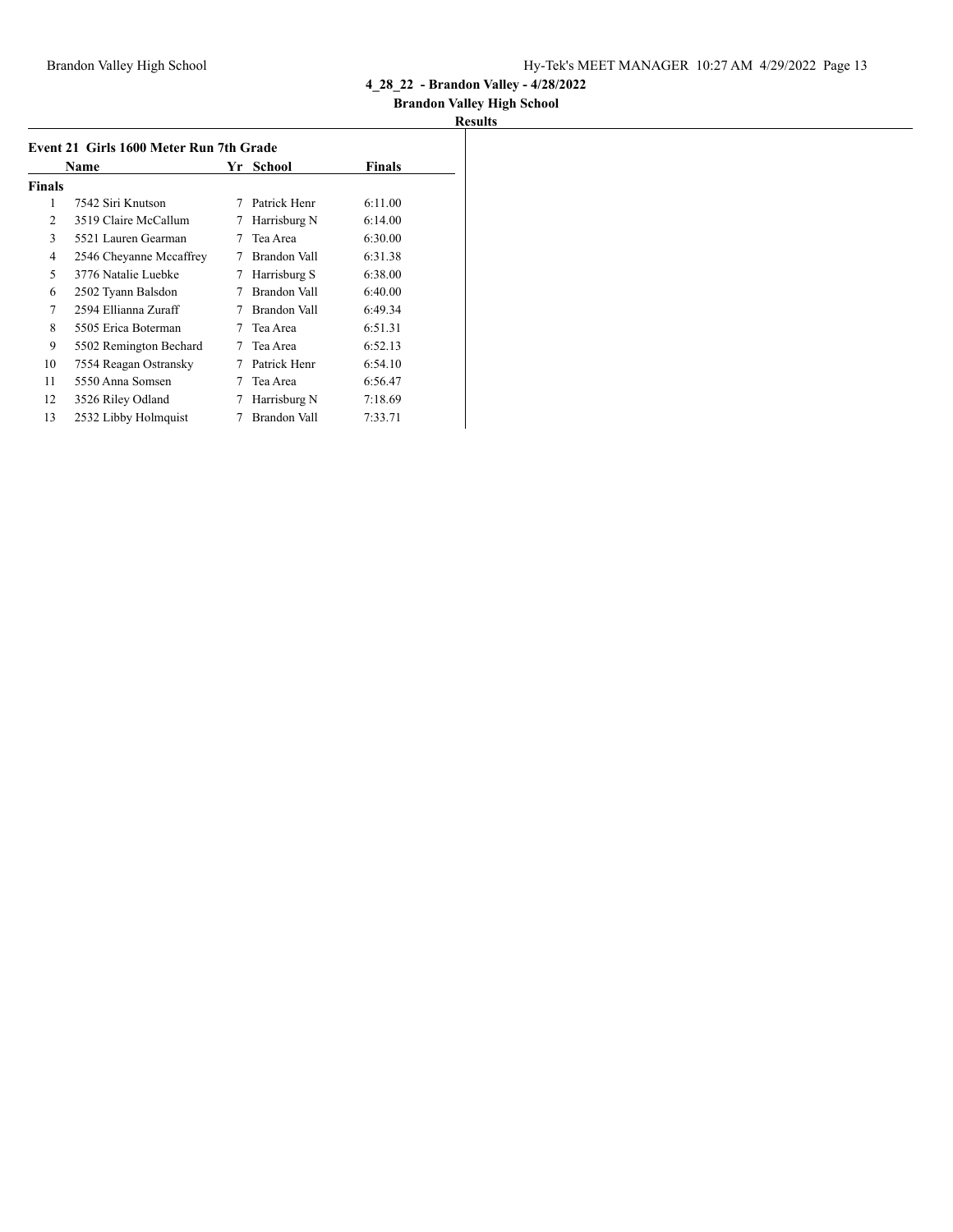**4_28_22 - Brandon Valley - 4/28/2022**

**Brandon Valley High School**

**Results**

### Event 21 Girls 1600 Meter Run 7th Grade

| | Name | Yr | School | Finals |
|---|---|---|---|---|
| **Finals** | | | | |
| 1 | 7542 Siri Knutson | 7 | Patrick Henr | 6:11.00 |
| 2 | 3519 Claire McCallum | 7 | Harrisburg N | 6:14.00 |
| 3 | 5521 Lauren Gearman | 7 | Tea Area | 6:30.00 |
| 4 | 2546 Cheyanne Mccaffrey | 7 | Brandon Vall | 6:31.38 |
| 5 | 3776 Natalie Luebke | 7 | Harrisburg S | 6:38.00 |
| 6 | 2502 Tyann Balsdon | 7 | Brandon Vall | 6:40.00 |
| 7 | 2594 Ellianna Zuraff | 7 | Brandon Vall | 6:49.34 |
| 8 | 5505 Erica Boterman | 7 | Tea Area | 6:51.31 |
| 9 | 5502 Remington Bechard | 7 | Tea Area | 6:52.13 |
| 10 | 7554 Reagan Ostransky | 7 | Patrick Henr | 6:54.10 |
| 11 | 5550 Anna Somsen | 7 | Tea Area | 6:56.47 |
| 12 | 3526 Riley Odland | 7 | Harrisburg N | 7:18.69 |
| 13 | 2532 Libby Holmquist | 7 | Brandon Vall | 7:33.71 |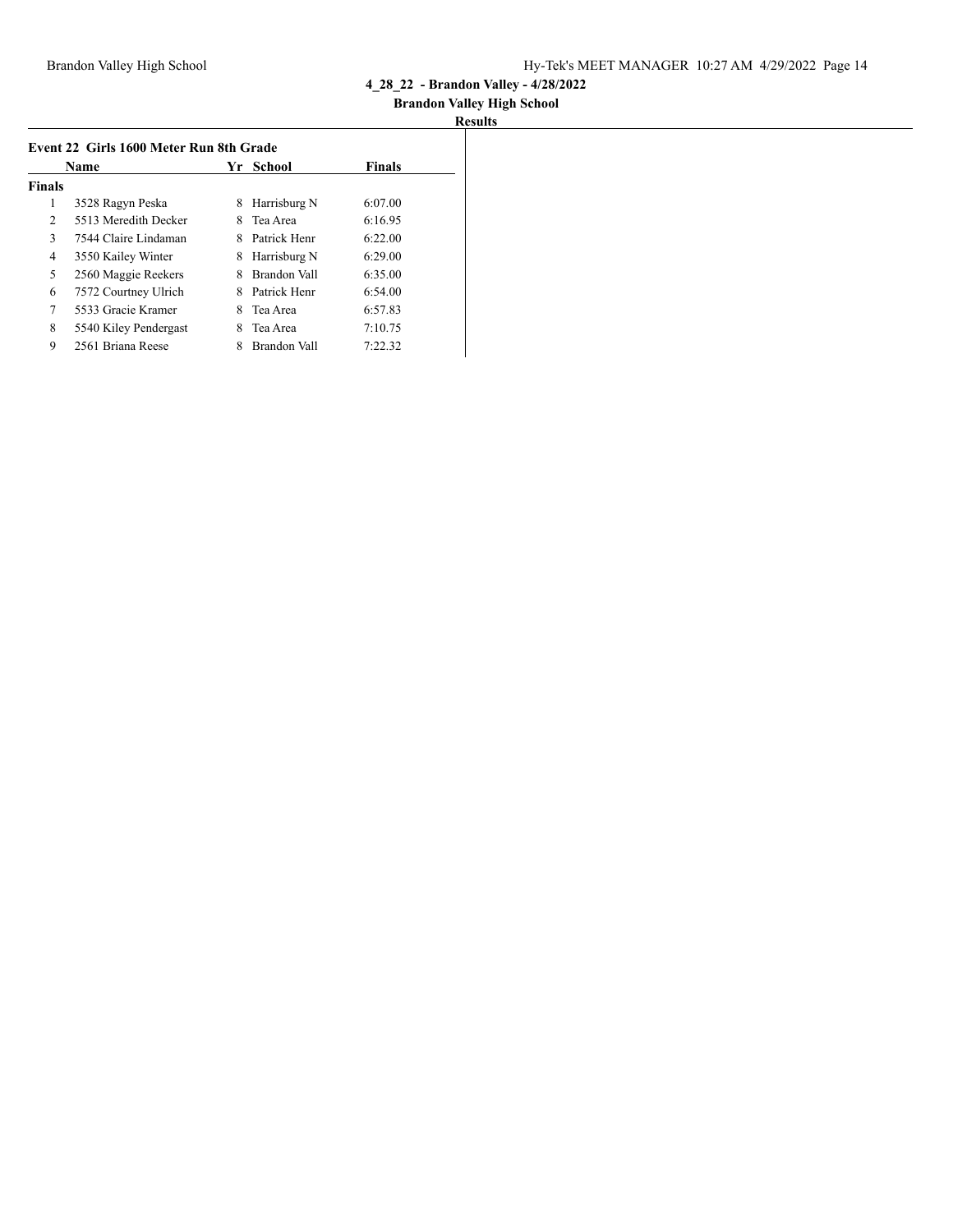## 4_28_22 - Brandon Valley - 4/28/2022

### Brandon Valley High School

### Results

#### Event 22 Girls 1600 Meter Run 8th Grade

| | Name | Yr | School | Finals |
|---|---|---|---|---|
| **Finals** | | | | |
| 1 | 3528 Ragyn Peska | 8 | Harrisburg N | 6:07.00 |
| 2 | 5513 Meredith Decker | 8 | Tea Area | 6:16.95 |
| 3 | 7544 Claire Lindaman | 8 | Patrick Henr | 6:22.00 |
| 4 | 3550 Kailey Winter | 8 | Harrisburg N | 6:29.00 |
| 5 | 2560 Maggie Reekers | 8 | Brandon Vall | 6:35.00 |
| 6 | 7572 Courtney Ulrich | 8 | Patrick Henr | 6:54.00 |
| 7 | 5533 Gracie Kramer | 8 | Tea Area | 6:57.83 |
| 8 | 5540 Kiley Pendergast | 8 | Tea Area | 7:10.75 |
| 9 | 2561 Briana Reese | 8 | Brandon Vall | 7:22.32 |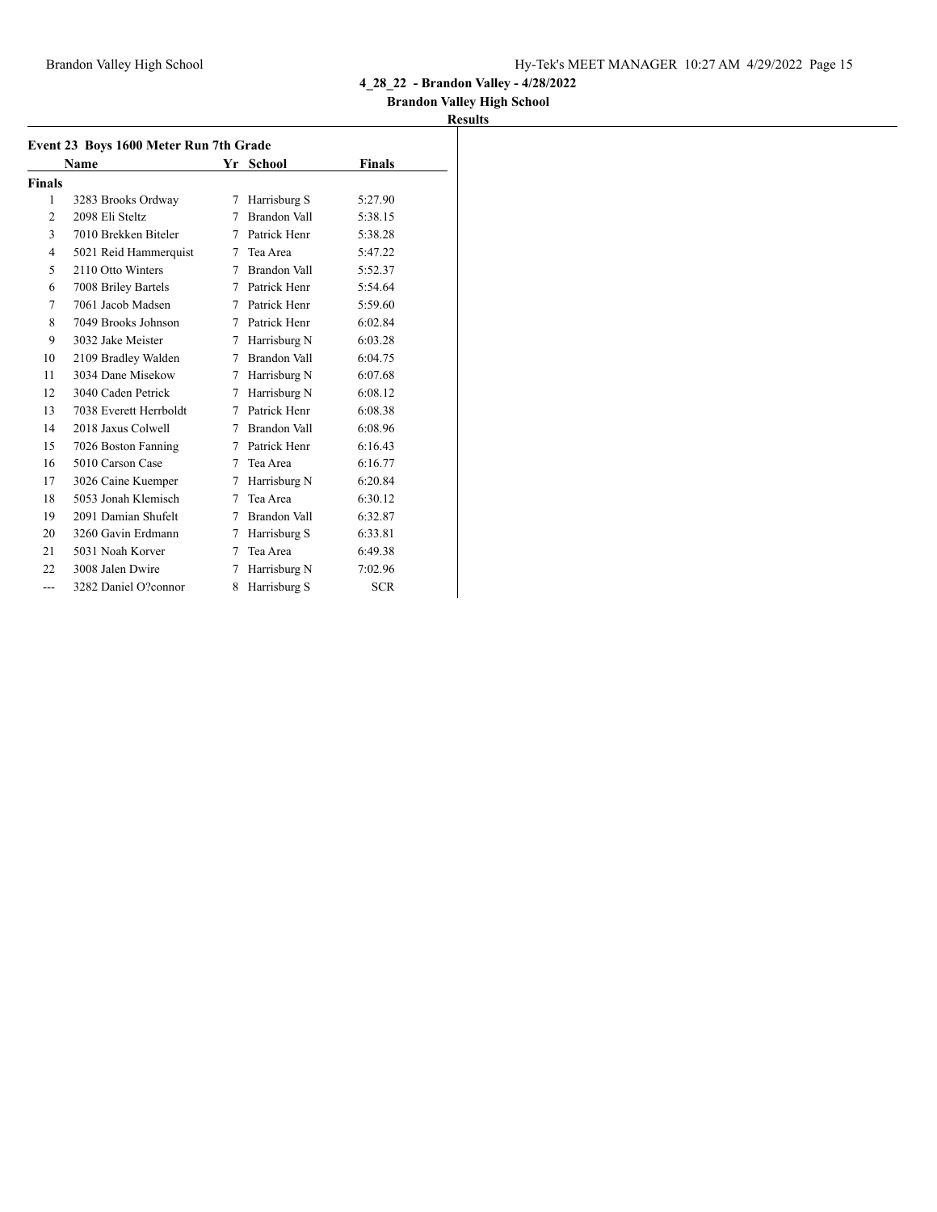# 4_28_22 - Brandon Valley - 4/28/2022

## Brandon Valley High School

### Results

**Event 23 Boys 1600 Meter Run 7th Grade**

| | Name | Yr | School | Finals |
|---|---|---|---|---|
| **Finals** | | | | |
| 1 | 3283 Brooks Ordway | 7 | Harrisburg S | 5:27.90 |
| 2 | 2098 Eli Steltz | 7 | Brandon Vall | 5:38.15 |
| 3 | 7010 Brekken Biteler | 7 | Patrick Henr | 5:38.28 |
| 4 | 5021 Reid Hammerquist | 7 | Tea Area | 5:47.22 |
| 5 | 2110 Otto Winters | 7 | Brandon Vall | 5:52.37 |
| 6 | 7008 Briley Bartels | 7 | Patrick Henr | 5:54.64 |
| 7 | 7061 Jacob Madsen | 7 | Patrick Henr | 5:59.60 |
| 8 | 7049 Brooks Johnson | 7 | Patrick Henr | 6:02.84 |
| 9 | 3032 Jake Meister | 7 | Harrisburg N | 6:03.28 |
| 10 | 2109 Bradley Walden | 7 | Brandon Vall | 6:04.75 |
| 11 | 3034 Dane Misekow | 7 | Harrisburg N | 6:07.68 |
| 12 | 3040 Caden Petrick | 7 | Harrisburg N | 6:08.12 |
| 13 | 7038 Everett Herrboldt | 7 | Patrick Henr | 6:08.38 |
| 14 | 2018 Jaxus Colwell | 7 | Brandon Vall | 6:08.96 |
| 15 | 7026 Boston Fanning | 7 | Patrick Henr | 6:16.43 |
| 16 | 5010 Carson Case | 7 | Tea Area | 6:16.77 |
| 17 | 3026 Caine Kuemper | 7 | Harrisburg N | 6:20.84 |
| 18 | 5053 Jonah Klemisch | 7 | Tea Area | 6:30.12 |
| 19 | 2091 Damian Shufelt | 7 | Brandon Vall | 6:32.87 |
| 20 | 3260 Gavin Erdmann | 7 | Harrisburg S | 6:33.81 |
| 21 | 5031 Noah Korver | 7 | Tea Area | 6:49.38 |
| 22 | 3008 Jalen Dwire | 7 | Harrisburg N | 7:02.96 |
| --- | 3282 Daniel O?connor | 8 | Harrisburg S | SCR |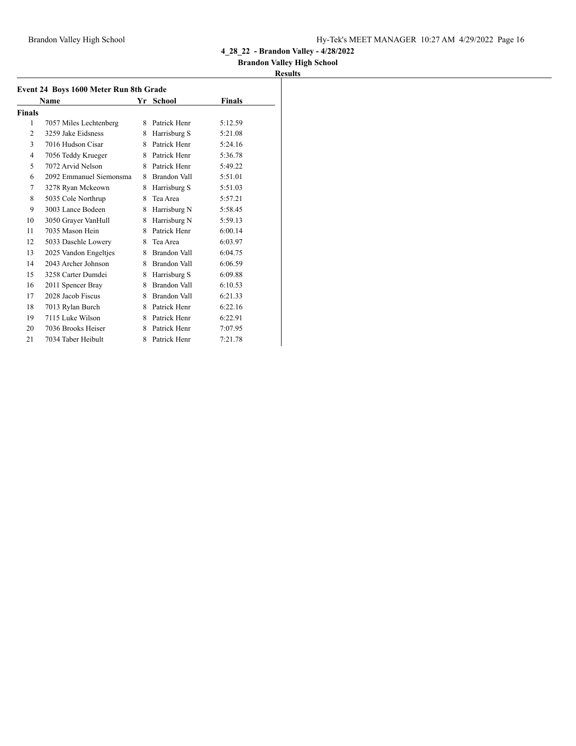**4_28_22 - Brandon Valley - 4/28/2022**

**Brandon Valley High School**

**Results**

### Event 24 Boys 1600 Meter Run 8th Grade

| | Name | Yr | School | Finals |
|---|---|---|---|---|
| **Finals** | | | | |
| 1 | 7057 Miles Lechtenberg | 8 | Patrick Henr | 5:12.59 |
| 2 | 3259 Jake Eidsness | 8 | Harrisburg S | 5:21.08 |
| 3 | 7016 Hudson Cisar | 8 | Patrick Henr | 5:24.16 |
| 4 | 7056 Teddy Krueger | 8 | Patrick Henr | 5:36.78 |
| 5 | 7072 Arvid Nelson | 8 | Patrick Henr | 5:49.22 |
| 6 | 2092 Emmanuel Siemonsma | 8 | Brandon Vall | 5:51.01 |
| 7 | 3278 Ryan Mckeown | 8 | Harrisburg S | 5:51.03 |
| 8 | 5035 Cole Northrup | 8 | Tea Area | 5:57.21 |
| 9 | 3003 Lance Bodeen | 8 | Harrisburg N | 5:58.45 |
| 10 | 3050 Grayer VanHull | 8 | Harrisburg N | 5:59.13 |
| 11 | 7035 Mason Hein | 8 | Patrick Henr | 6:00.14 |
| 12 | 5033 Daschle Lowery | 8 | Tea Area | 6:03.97 |
| 13 | 2025 Vandon Engeltjes | 8 | Brandon Vall | 6:04.75 |
| 14 | 2043 Archer Johnson | 8 | Brandon Vall | 6:06.59 |
| 15 | 3258 Carter Dumdei | 8 | Harrisburg S | 6:09.88 |
| 16 | 2011 Spencer Bray | 8 | Brandon Vall | 6:10.53 |
| 17 | 2028 Jacob Fiscus | 8 | Brandon Vall | 6:21.33 |
| 18 | 7013 Rylan Burch | 8 | Patrick Henr | 6:22.16 |
| 19 | 7115 Luke Wilson | 8 | Patrick Henr | 6:22.91 |
| 20 | 7036 Brooks Heiser | 8 | Patrick Henr | 7:07.95 |
| 21 | 7034 Taber Heibult | 8 | Patrick Henr | 7:21.78 |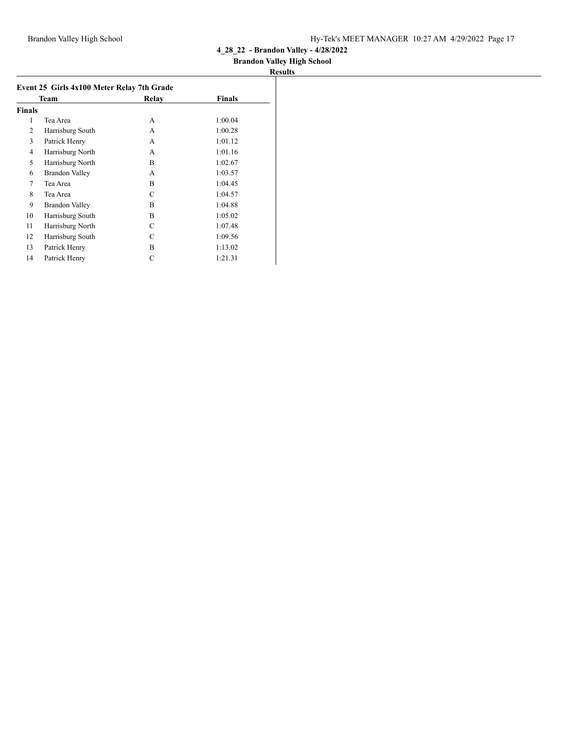**4_28_22 - Brandon Valley - 4/28/2022**
**Brandon Valley High School**
**Results**

### Event 25 Girls 4x100 Meter Relay 7th Grade

| | Team | Relay | Finals |
|---|---|---|---|
| **Finals** | | | |
| 1 | Tea Area | A | 1:00.04 |
| 2 | Harrisburg South | A | 1:00.28 |
| 3 | Patrick Henry | A | 1:01.12 |
| 4 | Harrisburg North | A | 1:01.16 |
| 5 | Harrisburg North | B | 1:02.67 |
| 6 | Brandon Valley | A | 1:03.57 |
| 7 | Tea Area | B | 1:04.45 |
| 8 | Tea Area | C | 1:04.57 |
| 9 | Brandon Valley | B | 1:04.88 |
| 10 | Harrisburg South | B | 1:05.02 |
| 11 | Harrisburg North | C | 1:07.48 |
| 12 | Harrisburg South | C | 1:09.56 |
| 13 | Patrick Henry | B | 1:13.02 |
| 14 | Patrick Henry | C | 1:21.31 |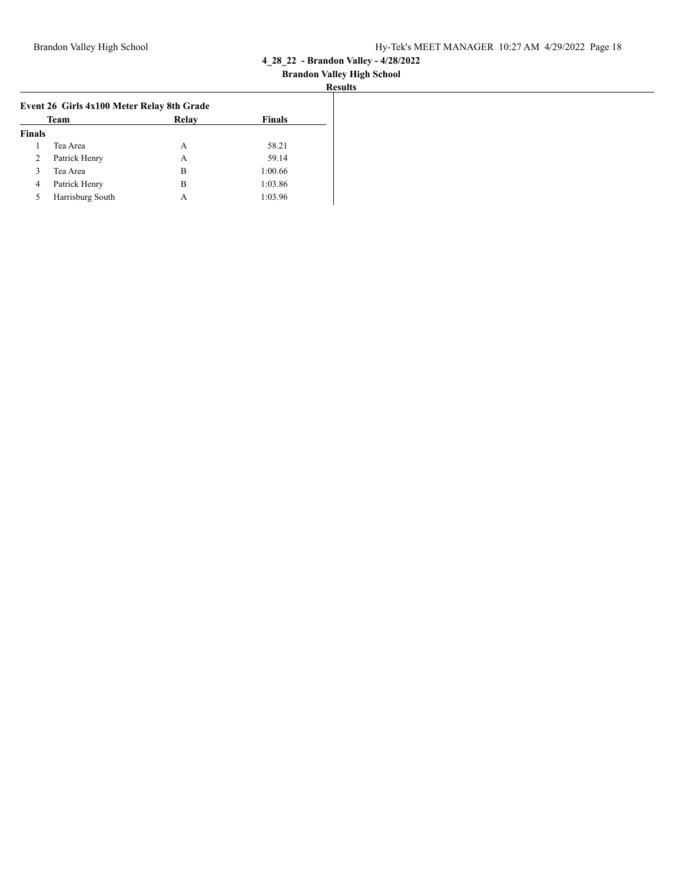**4_28_22 - Brandon Valley - 4/28/2022**

**Brandon Valley High School**

**Results**

### Event 26 Girls 4x100 Meter Relay 8th Grade

| | Team | Relay | Finals |
|---|---|---|---|
| **Finals** | | | |
| 1 | Tea Area | A | 58.21 |
| 2 | Patrick Henry | A | 59.14 |
| 3 | Tea Area | B | 1:00.66 |
| 4 | Patrick Henry | B | 1:03.86 |
| 5 | Harrisburg South | A | 1:03.96 |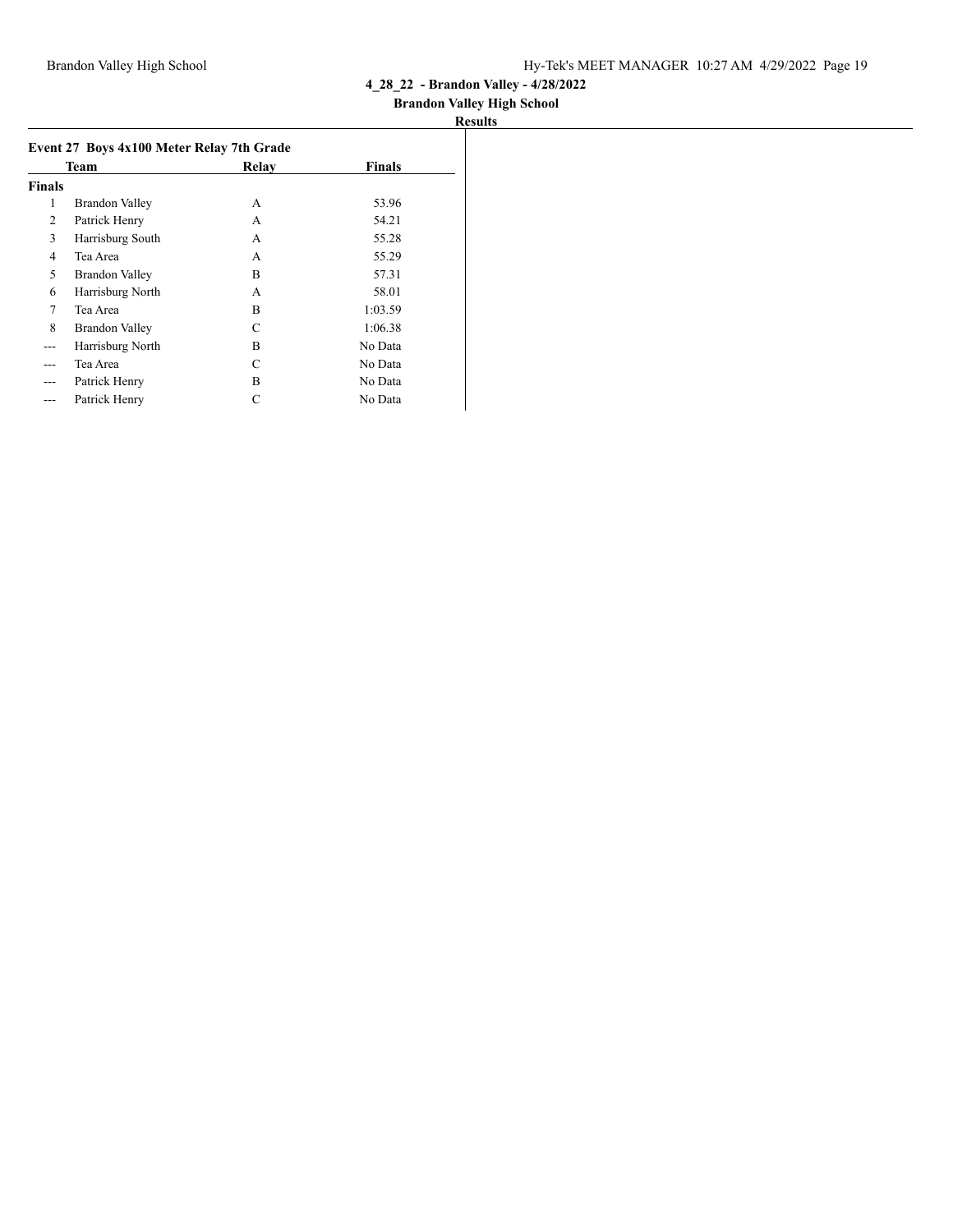## 4_28_22 - Brandon Valley - 4/28/2022

### Brandon Valley High School

### Results

#### Event 27 Boys 4x100 Meter Relay 7th Grade

| | Team | Relay | Finals |
|---|---|---|---|
| **Finals** | | | |
| 1 | Brandon Valley | A | 53.96 |
| 2 | Patrick Henry | A | 54.21 |
| 3 | Harrisburg South | A | 55.28 |
| 4 | Tea Area | A | 55.29 |
| 5 | Brandon Valley | B | 57.31 |
| 6 | Harrisburg North | A | 58.01 |
| 7 | Tea Area | B | 1:03.59 |
| 8 | Brandon Valley | C | 1:06.38 |
| --- | Harrisburg North | B | No Data |
| --- | Tea Area | C | No Data |
| --- | Patrick Henry | B | No Data |
| --- | Patrick Henry | C | No Data |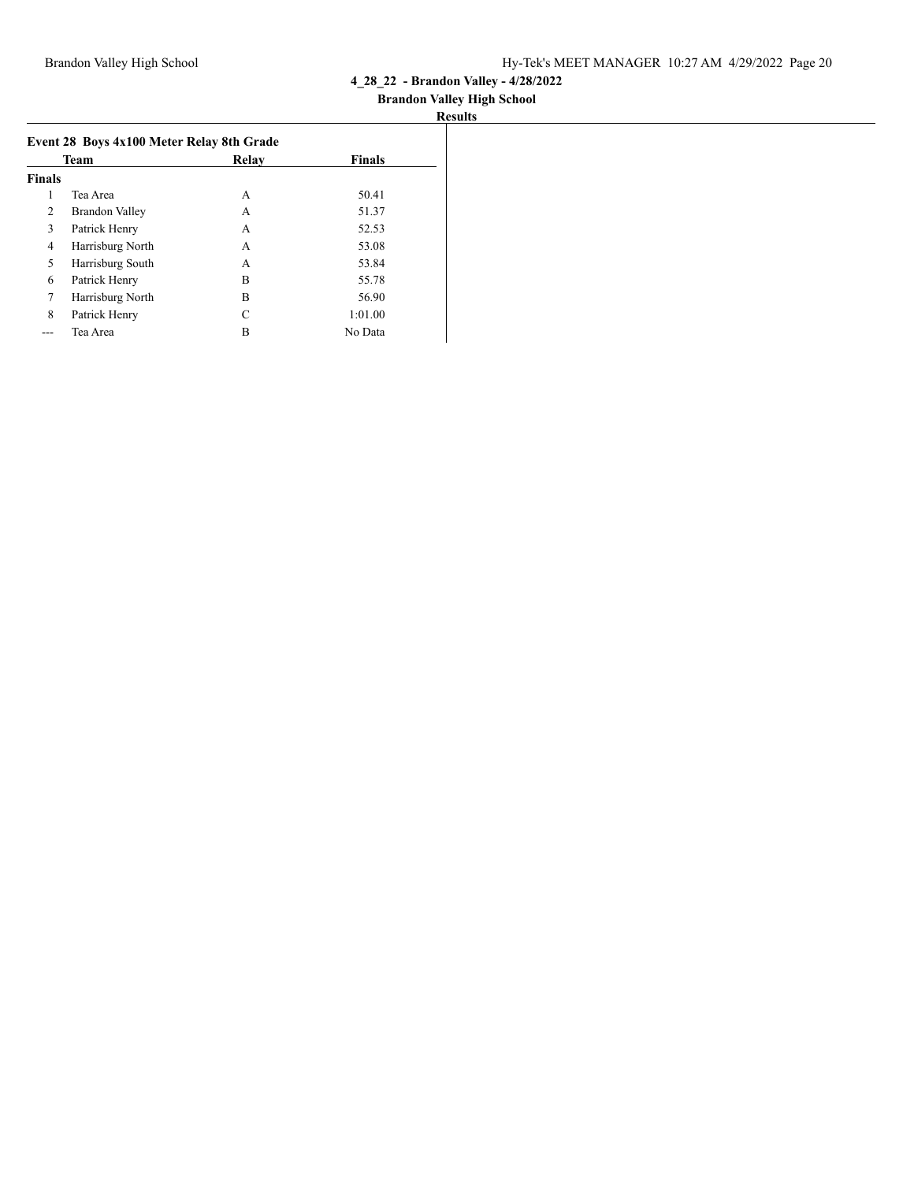**4_28_22 - Brandon Valley - 4/28/2022**

**Brandon Valley High School**

**Results**

### Event 28 Boys 4x100 Meter Relay 8th Grade

| | Team | Relay | Finals |
|---|---|---|---|
| **Finals** | | | |
| 1 | Tea Area | A | 50.41 |
| 2 | Brandon Valley | A | 51.37 |
| 3 | Patrick Henry | A | 52.53 |
| 4 | Harrisburg North | A | 53.08 |
| 5 | Harrisburg South | A | 53.84 |
| 6 | Patrick Henry | B | 55.78 |
| 7 | Harrisburg North | B | 56.90 |
| 8 | Patrick Henry | C | 1:01.00 |
| --- | Tea Area | B | No Data |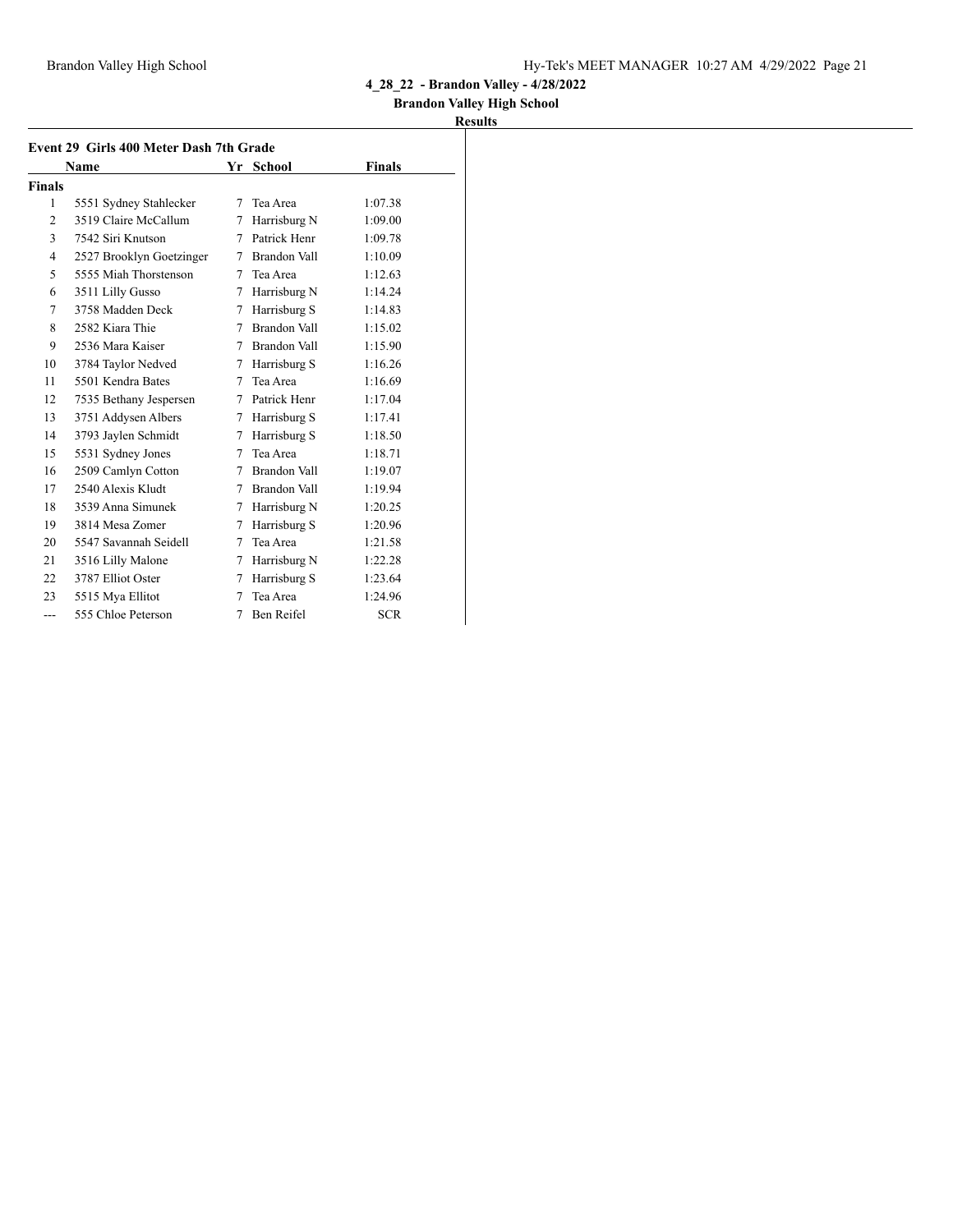# 4_28_22 - Brandon Valley - 4/28/2022

## Brandon Valley High School

### Results

**Event 29 Girls 400 Meter Dash 7th Grade**

| | Name | Yr | School | Finals |
|---|---|---|---|---|
| **Finals** | | | | |
| 1 | 5551 Sydney Stahlecker | 7 | Tea Area | 1:07.38 |
| 2 | 3519 Claire McCallum | 7 | Harrisburg N | 1:09.00 |
| 3 | 7542 Siri Knutson | 7 | Patrick Henr | 1:09.78 |
| 4 | 2527 Brooklyn Goetzinger | 7 | Brandon Vall | 1:10.09 |
| 5 | 5555 Miah Thorstenson | 7 | Tea Area | 1:12.63 |
| 6 | 3511 Lilly Gusso | 7 | Harrisburg N | 1:14.24 |
| 7 | 3758 Madden Deck | 7 | Harrisburg S | 1:14.83 |
| 8 | 2582 Kiara Thie | 7 | Brandon Vall | 1:15.02 |
| 9 | 2536 Mara Kaiser | 7 | Brandon Vall | 1:15.90 |
| 10 | 3784 Taylor Nedved | 7 | Harrisburg S | 1:16.26 |
| 11 | 5501 Kendra Bates | 7 | Tea Area | 1:16.69 |
| 12 | 7535 Bethany Jespersen | 7 | Patrick Henr | 1:17.04 |
| 13 | 3751 Addysen Albers | 7 | Harrisburg S | 1:17.41 |
| 14 | 3793 Jaylen Schmidt | 7 | Harrisburg S | 1:18.50 |
| 15 | 5531 Sydney Jones | 7 | Tea Area | 1:18.71 |
| 16 | 2509 Camlyn Cotton | 7 | Brandon Vall | 1:19.07 |
| 17 | 2540 Alexis Kludt | 7 | Brandon Vall | 1:19.94 |
| 18 | 3539 Anna Simunek | 7 | Harrisburg N | 1:20.25 |
| 19 | 3814 Mesa Zomer | 7 | Harrisburg S | 1:20.96 |
| 20 | 5547 Savannah Seidell | 7 | Tea Area | 1:21.58 |
| 21 | 3516 Lilly Malone | 7 | Harrisburg N | 1:22.28 |
| 22 | 3787 Elliot Oster | 7 | Harrisburg S | 1:23.64 |
| 23 | 5515 Mya Ellitot | 7 | Tea Area | 1:24.96 |
| --- | 555 Chloe Peterson | 7 | Ben Reifel | SCR |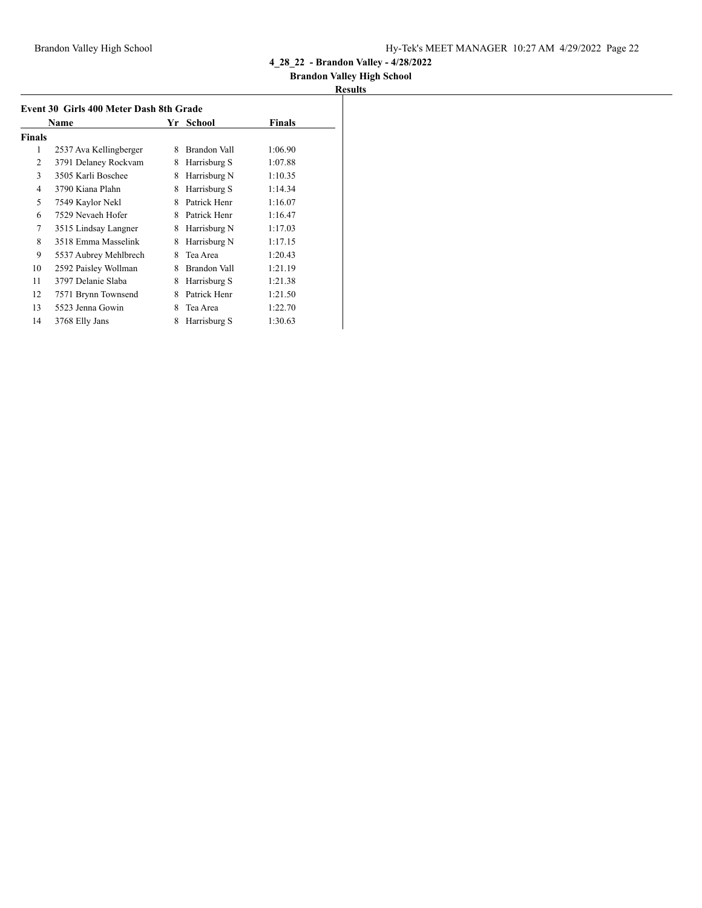# 4_28_22 - Brandon Valley - 4/28/2022

## Brandon Valley High School

### Results

**Event 30 Girls 400 Meter Dash 8th Grade**

| | Name | Yr | School | Finals |
|---|---|---|---|---|
| **Finals** | | | | |
| 1 | 2537 Ava Kellingberger | 8 | Brandon Vall | 1:06.90 |
| 2 | 3791 Delaney Rockvam | 8 | Harrisburg S | 1:07.88 |
| 3 | 3505 Karli Boschee | 8 | Harrisburg N | 1:10.35 |
| 4 | 3790 Kiana Plahn | 8 | Harrisburg S | 1:14.34 |
| 5 | 7549 Kaylor Nekl | 8 | Patrick Henr | 1:16.07 |
| 6 | 7529 Nevaeh Hofer | 8 | Patrick Henr | 1:16.47 |
| 7 | 3515 Lindsay Langner | 8 | Harrisburg N | 1:17.03 |
| 8 | 3518 Emma Masselink | 8 | Harrisburg N | 1:17.15 |
| 9 | 5537 Aubrey Mehlbrech | 8 | Tea Area | 1:20.43 |
| 10 | 2592 Paisley Wollman | 8 | Brandon Vall | 1:21.19 |
| 11 | 3797 Delanie Slaba | 8 | Harrisburg S | 1:21.38 |
| 12 | 7571 Brynn Townsend | 8 | Patrick Henr | 1:21.50 |
| 13 | 5523 Jenna Gowin | 8 | Tea Area | 1:22.70 |
| 14 | 3768 Elly Jans | 8 | Harrisburg S | 1:30.63 |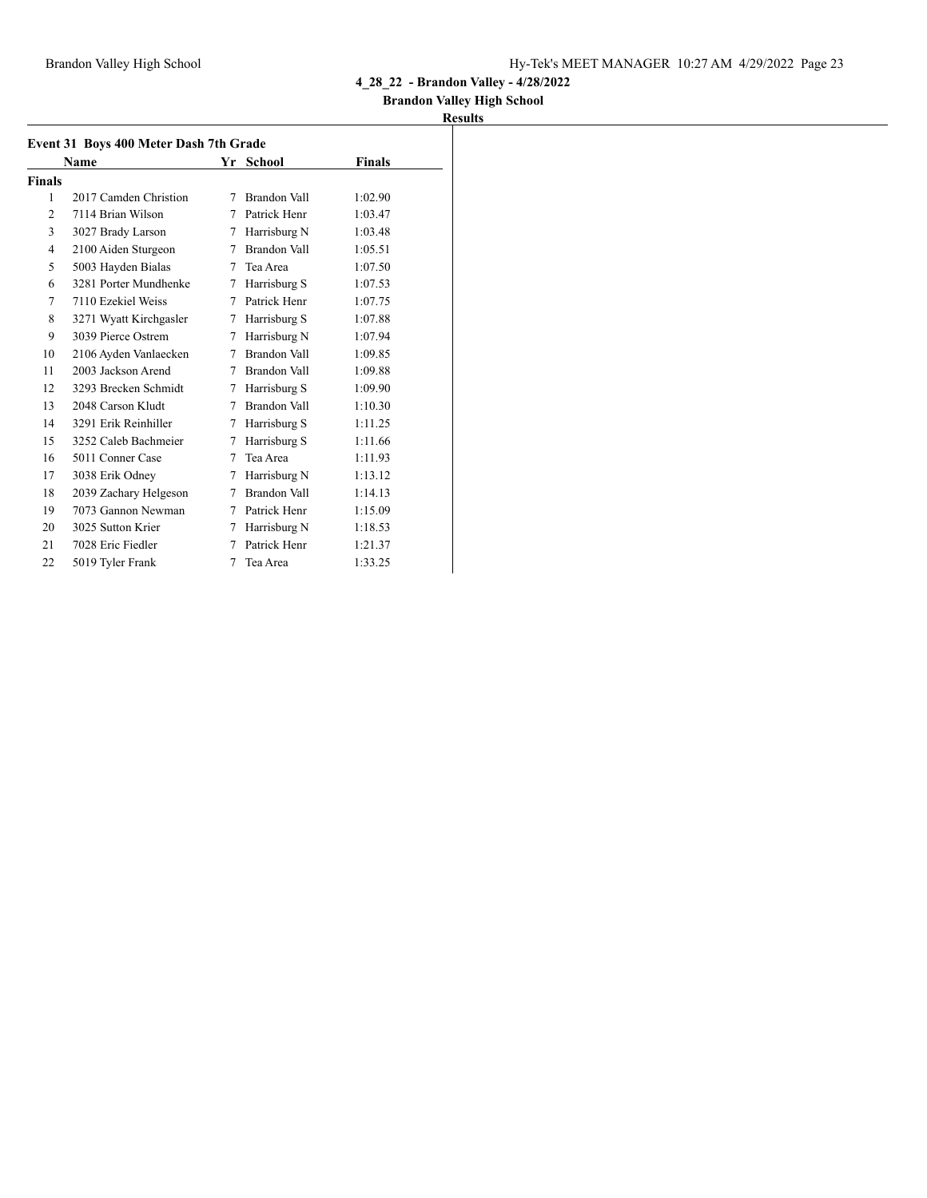**4_28_22 - Brandon Valley - 4/28/2022**

**Brandon Valley High School**

**Results**

### Event 31 Boys 400 Meter Dash 7th Grade

| | Name | Yr | School | Finals |
|---|---|---|---|---|
| **Finals** | | | | |
| 1 | 2017 Camden Christion | 7 | Brandon Vall | 1:02.90 |
| 2 | 7114 Brian Wilson | 7 | Patrick Henr | 1:03.47 |
| 3 | 3027 Brady Larson | 7 | Harrisburg N | 1:03.48 |
| 4 | 2100 Aiden Sturgeon | 7 | Brandon Vall | 1:05.51 |
| 5 | 5003 Hayden Bialas | 7 | Tea Area | 1:07.50 |
| 6 | 3281 Porter Mundhenke | 7 | Harrisburg S | 1:07.53 |
| 7 | 7110 Ezekiel Weiss | 7 | Patrick Henr | 1:07.75 |
| 8 | 3271 Wyatt Kirchgasler | 7 | Harrisburg S | 1:07.88 |
| 9 | 3039 Pierce Ostrem | 7 | Harrisburg N | 1:07.94 |
| 10 | 2106 Ayden Vanlaecken | 7 | Brandon Vall | 1:09.85 |
| 11 | 2003 Jackson Arend | 7 | Brandon Vall | 1:09.88 |
| 12 | 3293 Brecken Schmidt | 7 | Harrisburg S | 1:09.90 |
| 13 | 2048 Carson Kludt | 7 | Brandon Vall | 1:10.30 |
| 14 | 3291 Erik Reinhiller | 7 | Harrisburg S | 1:11.25 |
| 15 | 3252 Caleb Bachmeier | 7 | Harrisburg S | 1:11.66 |
| 16 | 5011 Conner Case | 7 | Tea Area | 1:11.93 |
| 17 | 3038 Erik Odney | 7 | Harrisburg N | 1:13.12 |
| 18 | 2039 Zachary Helgeson | 7 | Brandon Vall | 1:14.13 |
| 19 | 7073 Gannon Newman | 7 | Patrick Henr | 1:15.09 |
| 20 | 3025 Sutton Krier | 7 | Harrisburg N | 1:18.53 |
| 21 | 7028 Eric Fiedler | 7 | Patrick Henr | 1:21.37 |
| 22 | 5019 Tyler Frank | 7 | Tea Area | 1:33.25 |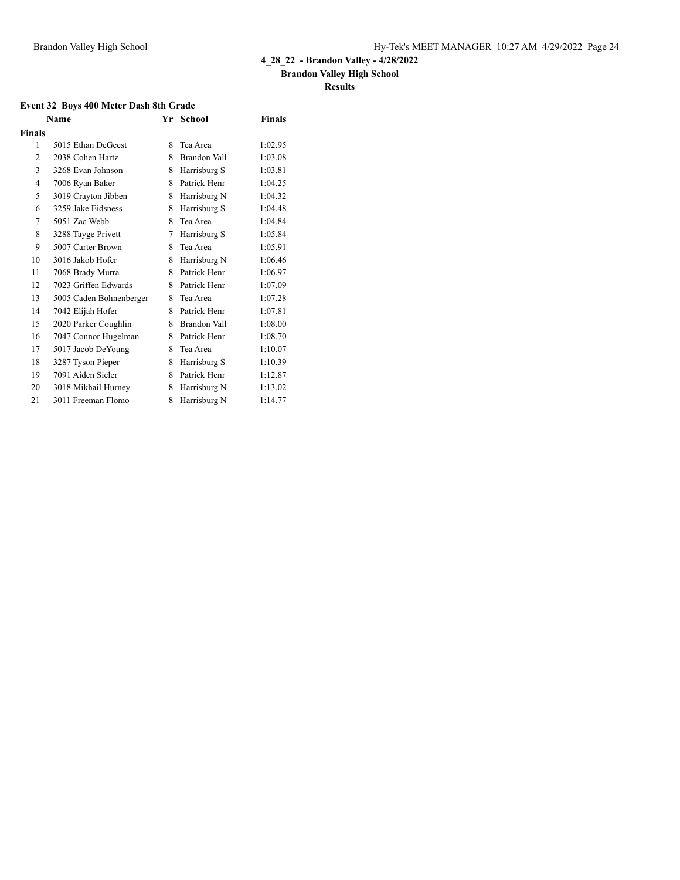4_28_22 - Brandon Valley - 4/28/2022

Brandon Valley High School

**Results**

### Event 32 Boys 400 Meter Dash 8th Grade

| | Name | Yr | School | Finals |
|---|---|---|---|---|
| **Finals** | | | | |
| 1 | 5015 Ethan DeGeest | 8 | Tea Area | 1:02.95 |
| 2 | 2038 Cohen Hartz | 8 | Brandon Vall | 1:03.08 |
| 3 | 3268 Evan Johnson | 8 | Harrisburg S | 1:03.81 |
| 4 | 7006 Ryan Baker | 8 | Patrick Henr | 1:04.25 |
| 5 | 3019 Crayton Jibben | 8 | Harrisburg N | 1:04.32 |
| 6 | 3259 Jake Eidsness | 8 | Harrisburg S | 1:04.48 |
| 7 | 5051 Zac Webb | 8 | Tea Area | 1:04.84 |
| 8 | 3288 Tayge Privett | 7 | Harrisburg S | 1:05.84 |
| 9 | 5007 Carter Brown | 8 | Tea Area | 1:05.91 |
| 10 | 3016 Jakob Hofer | 8 | Harrisburg N | 1:06.46 |
| 11 | 7068 Brady Murra | 8 | Patrick Henr | 1:06.97 |
| 12 | 7023 Griffen Edwards | 8 | Patrick Henr | 1:07.09 |
| 13 | 5005 Caden Bohnenberger | 8 | Tea Area | 1:07.28 |
| 14 | 7042 Elijah Hofer | 8 | Patrick Henr | 1:07.81 |
| 15 | 2020 Parker Coughlin | 8 | Brandon Vall | 1:08.00 |
| 16 | 7047 Connor Hugelman | 8 | Patrick Henr | 1:08.70 |
| 17 | 5017 Jacob DeYoung | 8 | Tea Area | 1:10.07 |
| 18 | 3287 Tyson Pieper | 8 | Harrisburg S | 1:10.39 |
| 19 | 7091 Aiden Sieler | 8 | Patrick Henr | 1:12.87 |
| 20 | 3018 Mikhail Hurney | 8 | Harrisburg N | 1:13.02 |
| 21 | 3011 Freeman Flomo | 8 | Harrisburg N | 1:14.77 |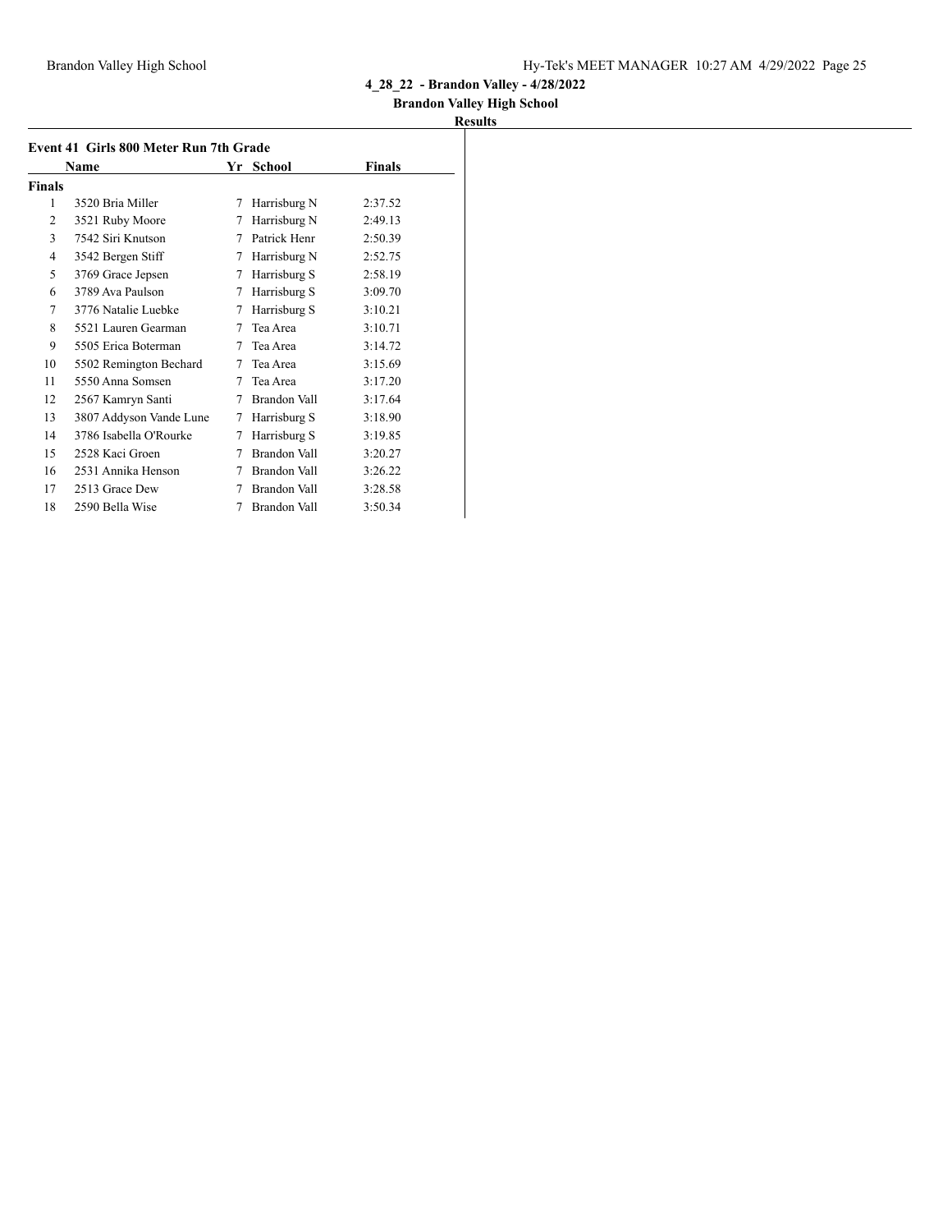## 4_28_22 - Brandon Valley - 4/28/2022

### Brandon Valley High School

### Results

**Event 41 Girls 800 Meter Run 7th Grade**

| | Name | Yr | School | Finals |
|---|---|---|---|---|
| **Finals** | | | | |
| 1 | 3520 Bria Miller | 7 | Harrisburg N | 2:37.52 |
| 2 | 3521 Ruby Moore | 7 | Harrisburg N | 2:49.13 |
| 3 | 7542 Siri Knutson | 7 | Patrick Henr | 2:50.39 |
| 4 | 3542 Bergen Stiff | 7 | Harrisburg N | 2:52.75 |
| 5 | 3769 Grace Jepsen | 7 | Harrisburg S | 2:58.19 |
| 6 | 3789 Ava Paulson | 7 | Harrisburg S | 3:09.70 |
| 7 | 3776 Natalie Luebke | 7 | Harrisburg S | 3:10.21 |
| 8 | 5521 Lauren Gearman | 7 | Tea Area | 3:10.71 |
| 9 | 5505 Erica Boterman | 7 | Tea Area | 3:14.72 |
| 10 | 5502 Remington Bechard | 7 | Tea Area | 3:15.69 |
| 11 | 5550 Anna Somsen | 7 | Tea Area | 3:17.20 |
| 12 | 2567 Kamryn Santi | 7 | Brandon Vall | 3:17.64 |
| 13 | 3807 Addyson Vande Lune | 7 | Harrisburg S | 3:18.90 |
| 14 | 3786 Isabella O'Rourke | 7 | Harrisburg S | 3:19.85 |
| 15 | 2528 Kaci Groen | 7 | Brandon Vall | 3:20.27 |
| 16 | 2531 Annika Henson | 7 | Brandon Vall | 3:26.22 |
| 17 | 2513 Grace Dew | 7 | Brandon Vall | 3:28.58 |
| 18 | 2590 Bella Wise | 7 | Brandon Vall | 3:50.34 |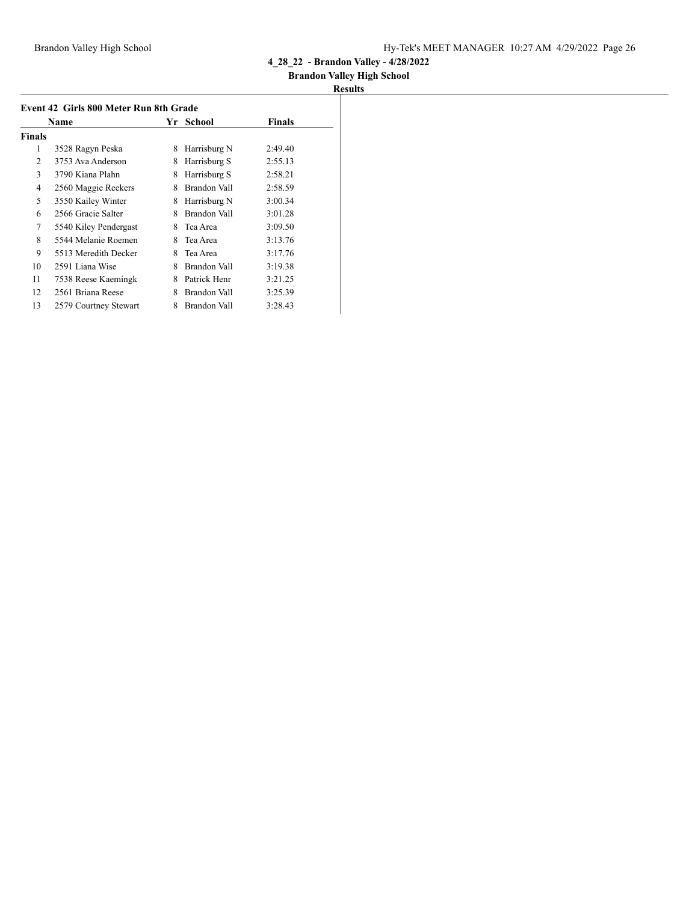**4_28_22 - Brandon Valley - 4/28/2022**

**Brandon Valley High School**

**Results**

### Event 42 Girls 800 Meter Run 8th Grade

| | Name | Yr | School | Finals |
|---|---|---|---|---|
| **Finals** | | | | |
| 1 | 3528 Ragyn Peska | 8 | Harrisburg N | 2:49.40 |
| 2 | 3753 Ava Anderson | 8 | Harrisburg S | 2:55.13 |
| 3 | 3790 Kiana Plahn | 8 | Harrisburg S | 2:58.21 |
| 4 | 2560 Maggie Reekers | 8 | Brandon Vall | 2:58.59 |
| 5 | 3550 Kailey Winter | 8 | Harrisburg N | 3:00.34 |
| 6 | 2566 Gracie Salter | 8 | Brandon Vall | 3:01.28 |
| 7 | 5540 Kiley Pendergast | 8 | Tea Area | 3:09.50 |
| 8 | 5544 Melanie Roemen | 8 | Tea Area | 3:13.76 |
| 9 | 5513 Meredith Decker | 8 | Tea Area | 3:17.76 |
| 10 | 2591 Liana Wise | 8 | Brandon Vall | 3:19.38 |
| 11 | 7538 Reese Kaemingk | 8 | Patrick Henr | 3:21.25 |
| 12 | 2561 Briana Reese | 8 | Brandon Vall | 3:25.39 |
| 13 | 2579 Courtney Stewart | 8 | Brandon Vall | 3:28.43 |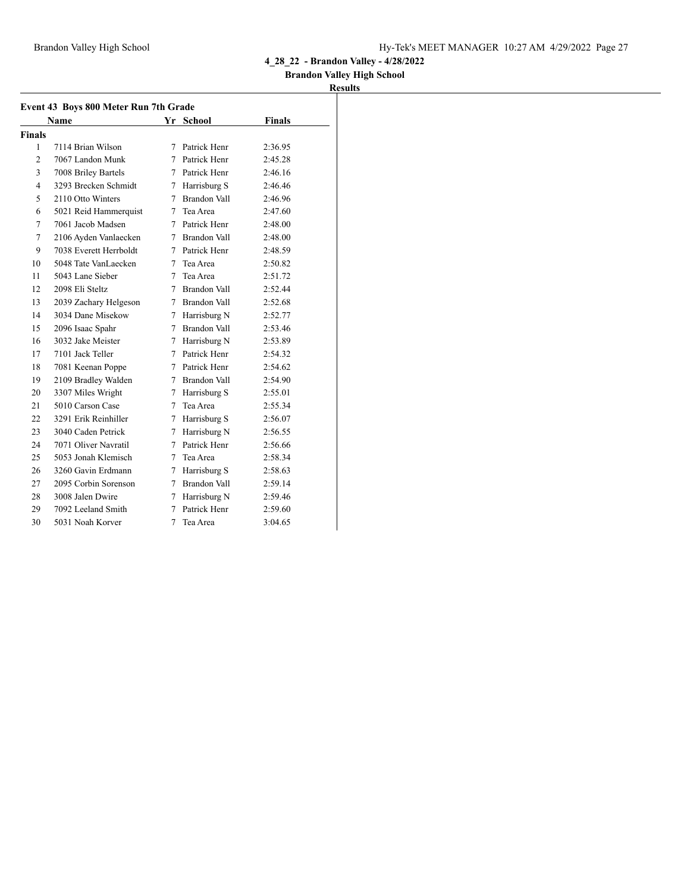**4_28_22 - Brandon Valley - 4/28/2022**

**Brandon Valley High School**

**Results**

### Event 43 Boys 800 Meter Run 7th Grade

| | Name | Yr | School | Finals |
|---|---|---|---|---|
| **Finals** | | | | |
| 1 | 7114 Brian Wilson | 7 | Patrick Henr | 2:36.95 |
| 2 | 7067 Landon Munk | 7 | Patrick Henr | 2:45.28 |
| 3 | 7008 Briley Bartels | 7 | Patrick Henr | 2:46.16 |
| 4 | 3293 Brecken Schmidt | 7 | Harrisburg S | 2:46.46 |
| 5 | 2110 Otto Winters | 7 | Brandon Vall | 2:46.96 |
| 6 | 5021 Reid Hammerquist | 7 | Tea Area | 2:47.60 |
| 7 | 7061 Jacob Madsen | 7 | Patrick Henr | 2:48.00 |
| 7 | 2106 Ayden Vanlaecken | 7 | Brandon Vall | 2:48.00 |
| 9 | 7038 Everett Herrboldt | 7 | Patrick Henr | 2:48.59 |
| 10 | 5048 Tate VanLaecken | 7 | Tea Area | 2:50.82 |
| 11 | 5043 Lane Sieber | 7 | Tea Area | 2:51.72 |
| 12 | 2098 Eli Steltz | 7 | Brandon Vall | 2:52.44 |
| 13 | 2039 Zachary Helgeson | 7 | Brandon Vall | 2:52.68 |
| 14 | 3034 Dane Misekow | 7 | Harrisburg N | 2:52.77 |
| 15 | 2096 Isaac Spahr | 7 | Brandon Vall | 2:53.46 |
| 16 | 3032 Jake Meister | 7 | Harrisburg N | 2:53.89 |
| 17 | 7101 Jack Teller | 7 | Patrick Henr | 2:54.32 |
| 18 | 7081 Keenan Poppe | 7 | Patrick Henr | 2:54.62 |
| 19 | 2109 Bradley Walden | 7 | Brandon Vall | 2:54.90 |
| 20 | 3307 Miles Wright | 7 | Harrisburg S | 2:55.01 |
| 21 | 5010 Carson Case | 7 | Tea Area | 2:55.34 |
| 22 | 3291 Erik Reinhiller | 7 | Harrisburg S | 2:56.07 |
| 23 | 3040 Caden Petrick | 7 | Harrisburg N | 2:56.55 |
| 24 | 7071 Oliver Navratil | 7 | Patrick Henr | 2:56.66 |
| 25 | 5053 Jonah Klemisch | 7 | Tea Area | 2:58.34 |
| 26 | 3260 Gavin Erdmann | 7 | Harrisburg S | 2:58.63 |
| 27 | 2095 Corbin Sorenson | 7 | Brandon Vall | 2:59.14 |
| 28 | 3008 Jalen Dwire | 7 | Harrisburg N | 2:59.46 |
| 29 | 7092 Leeland Smith | 7 | Patrick Henr | 2:59.60 |
| 30 | 5031 Noah Korver | 7 | Tea Area | 3:04.65 |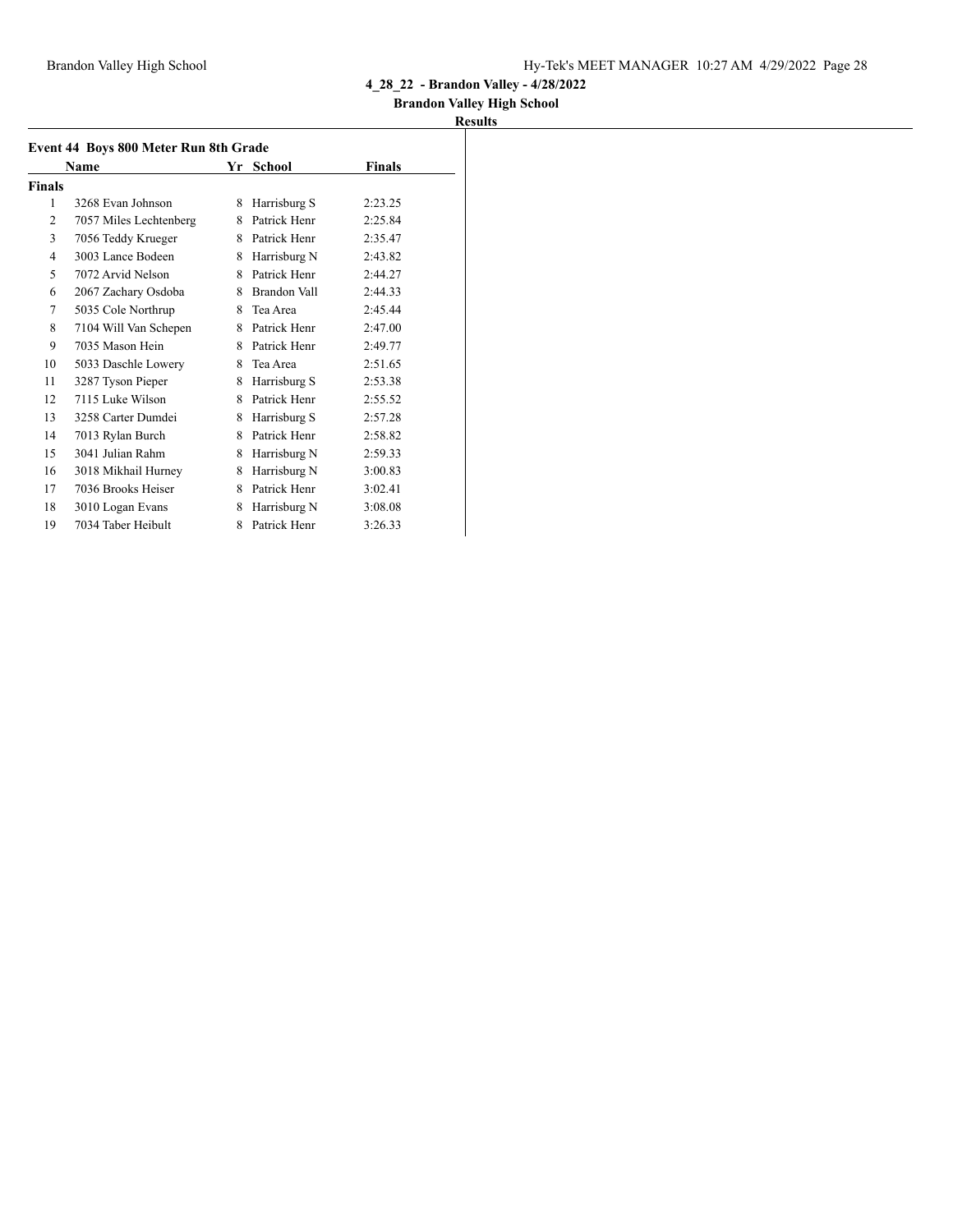4_28_22 - Brandon Valley - 4/28/2022

Brandon Valley High School

**Results**

**Event 44 Boys 800 Meter Run 8th Grade**

| | Name | Yr | School | Finals |
|---|---|---|---|---|
| **Finals** | | | | |
| 1 | 3268 Evan Johnson | 8 | Harrisburg S | 2:23.25 |
| 2 | 7057 Miles Lechtenberg | 8 | Patrick Henr | 2:25.84 |
| 3 | 7056 Teddy Krueger | 8 | Patrick Henr | 2:35.47 |
| 4 | 3003 Lance Bodeen | 8 | Harrisburg N | 2:43.82 |
| 5 | 7072 Arvid Nelson | 8 | Patrick Henr | 2:44.27 |
| 6 | 2067 Zachary Osdoba | 8 | Brandon Vall | 2:44.33 |
| 7 | 5035 Cole Northrup | 8 | Tea Area | 2:45.44 |
| 8 | 7104 Will Van Schepen | 8 | Patrick Henr | 2:47.00 |
| 9 | 7035 Mason Hein | 8 | Patrick Henr | 2:49.77 |
| 10 | 5033 Daschle Lowery | 8 | Tea Area | 2:51.65 |
| 11 | 3287 Tyson Pieper | 8 | Harrisburg S | 2:53.38 |
| 12 | 7115 Luke Wilson | 8 | Patrick Henr | 2:55.52 |
| 13 | 3258 Carter Dumdei | 8 | Harrisburg S | 2:57.28 |
| 14 | 7013 Rylan Burch | 8 | Patrick Henr | 2:58.82 |
| 15 | 3041 Julian Rahm | 8 | Harrisburg N | 2:59.33 |
| 16 | 3018 Mikhail Hurney | 8 | Harrisburg N | 3:00.83 |
| 17 | 7036 Brooks Heiser | 8 | Patrick Henr | 3:02.41 |
| 18 | 3010 Logan Evans | 8 | Harrisburg N | 3:08.08 |
| 19 | 7034 Taber Heibult | 8 | Patrick Henr | 3:26.33 |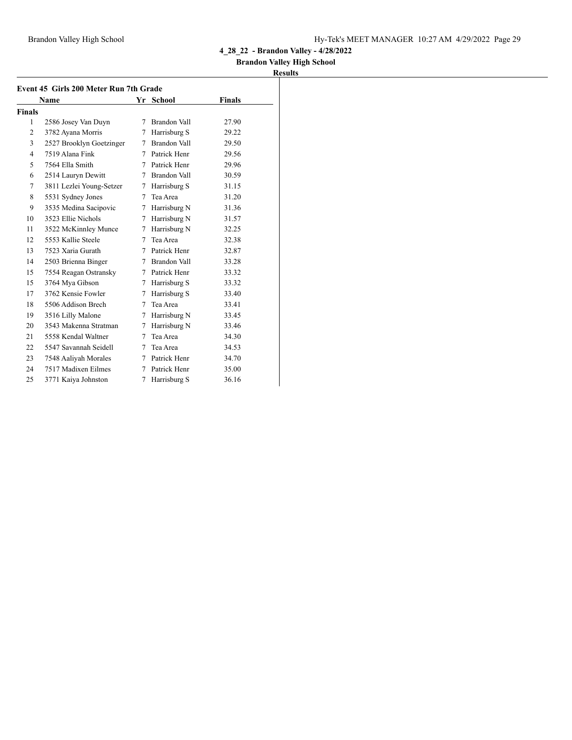4_28_22 - Brandon Valley - 4/28/2022

Brandon Valley High School

**Results**

## Event 45 Girls 200 Meter Run 7th Grade

| | Name | Yr | School | Finals |
|---|---|---|---|---|
| **Finals** | | | | |
| 1 | 2586 Josey Van Duyn | 7 | Brandon Vall | 27.90 |
| 2 | 3782 Ayana Morris | 7 | Harrisburg S | 29.22 |
| 3 | 2527 Brooklyn Goetzinger | 7 | Brandon Vall | 29.50 |
| 4 | 7519 Alana Fink | 7 | Patrick Henr | 29.56 |
| 5 | 7564 Ella Smith | 7 | Patrick Henr | 29.96 |
| 6 | 2514 Lauryn Dewitt | 7 | Brandon Vall | 30.59 |
| 7 | 3811 Lezlei Young-Setzer | 7 | Harrisburg S | 31.15 |
| 8 | 5531 Sydney Jones | 7 | Tea Area | 31.20 |
| 9 | 3535 Medina Sacipovic | 7 | Harrisburg N | 31.36 |
| 10 | 3523 Ellie Nichols | 7 | Harrisburg N | 31.57 |
| 11 | 3522 McKinnley Munce | 7 | Harrisburg N | 32.25 |
| 12 | 5553 Kallie Steele | 7 | Tea Area | 32.38 |
| 13 | 7523 Xaria Gurath | 7 | Patrick Henr | 32.87 |
| 14 | 2503 Brienna Binger | 7 | Brandon Vall | 33.28 |
| 15 | 7554 Reagan Ostransky | 7 | Patrick Henr | 33.32 |
| 15 | 3764 Mya Gibson | 7 | Harrisburg S | 33.32 |
| 17 | 3762 Kensie Fowler | 7 | Harrisburg S | 33.40 |
| 18 | 5506 Addison Brech | 7 | Tea Area | 33.41 |
| 19 | 3516 Lilly Malone | 7 | Harrisburg N | 33.45 |
| 20 | 3543 Makenna Stratman | 7 | Harrisburg N | 33.46 |
| 21 | 5558 Kendal Waltner | 7 | Tea Area | 34.30 |
| 22 | 5547 Savannah Seidell | 7 | Tea Area | 34.53 |
| 23 | 7548 Aaliyah Morales | 7 | Patrick Henr | 34.70 |
| 24 | 7517 Madixen Eilmes | 7 | Patrick Henr | 35.00 |
| 25 | 3771 Kaiya Johnston | 7 | Harrisburg S | 36.16 |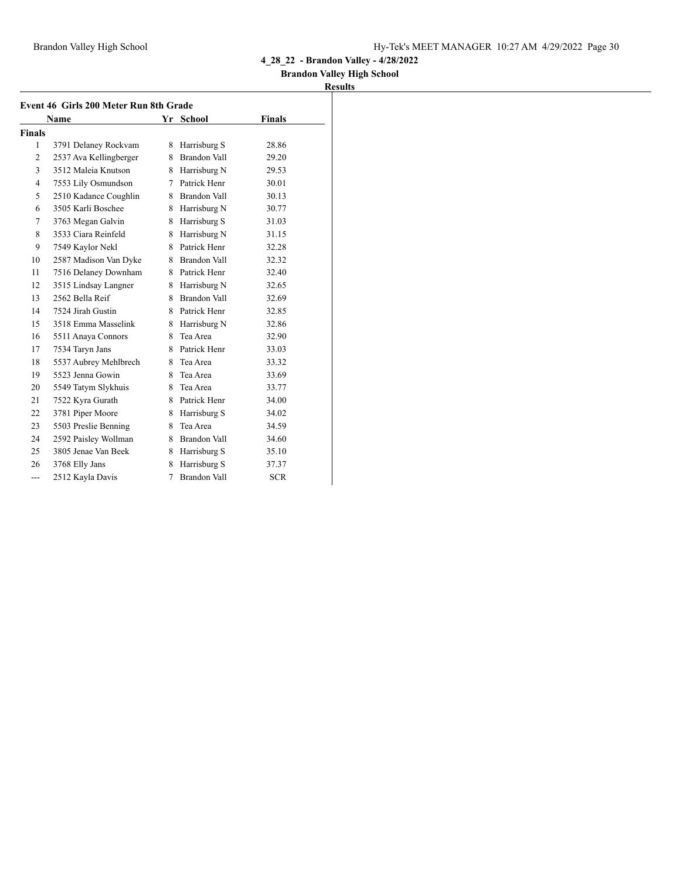4_28_22 - Brandon Valley - 4/28/2022

Brandon Valley High School

**Results**

### Event 46 Girls 200 Meter Run 8th Grade

| | Name | Yr | School | Finals |
|---|---|---|---|---|
| **Finals** | | | | |
| 1 | 3791 Delaney Rockvam | 8 | Harrisburg S | 28.86 |
| 2 | 2537 Ava Kellingberger | 8 | Brandon Vall | 29.20 |
| 3 | 3512 Maleia Knutson | 8 | Harrisburg N | 29.53 |
| 4 | 7553 Lily Osmundson | 7 | Patrick Henr | 30.01 |
| 5 | 2510 Kadance Coughlin | 8 | Brandon Vall | 30.13 |
| 6 | 3505 Karli Boschee | 8 | Harrisburg N | 30.77 |
| 7 | 3763 Megan Galvin | 8 | Harrisburg S | 31.03 |
| 8 | 3533 Ciara Reinfeld | 8 | Harrisburg N | 31.15 |
| 9 | 7549 Kaylor Nekl | 8 | Patrick Henr | 32.28 |
| 10 | 2587 Madison Van Dyke | 8 | Brandon Vall | 32.32 |
| 11 | 7516 Delaney Downham | 8 | Patrick Henr | 32.40 |
| 12 | 3515 Lindsay Langner | 8 | Harrisburg N | 32.65 |
| 13 | 2562 Bella Reif | 8 | Brandon Vall | 32.69 |
| 14 | 7524 Jirah Gustin | 8 | Patrick Henr | 32.85 |
| 15 | 3518 Emma Masselink | 8 | Harrisburg N | 32.86 |
| 16 | 5511 Anaya Connors | 8 | Tea Area | 32.90 |
| 17 | 7534 Taryn Jans | 8 | Patrick Henr | 33.03 |
| 18 | 5537 Aubrey Mehlbrech | 8 | Tea Area | 33.32 |
| 19 | 5523 Jenna Gowin | 8 | Tea Area | 33.69 |
| 20 | 5549 Tatym Slykhuis | 8 | Tea Area | 33.77 |
| 21 | 7522 Kyra Gurath | 8 | Patrick Henr | 34.00 |
| 22 | 3781 Piper Moore | 8 | Harrisburg S | 34.02 |
| 23 | 5503 Preslie Benning | 8 | Tea Area | 34.59 |
| 24 | 2592 Paisley Wollman | 8 | Brandon Vall | 34.60 |
| 25 | 3805 Jenae Van Beek | 8 | Harrisburg S | 35.10 |
| 26 | 3768 Elly Jans | 8 | Harrisburg S | 37.37 |
| --- | 2512 Kayla Davis | 7 | Brandon Vall | SCR |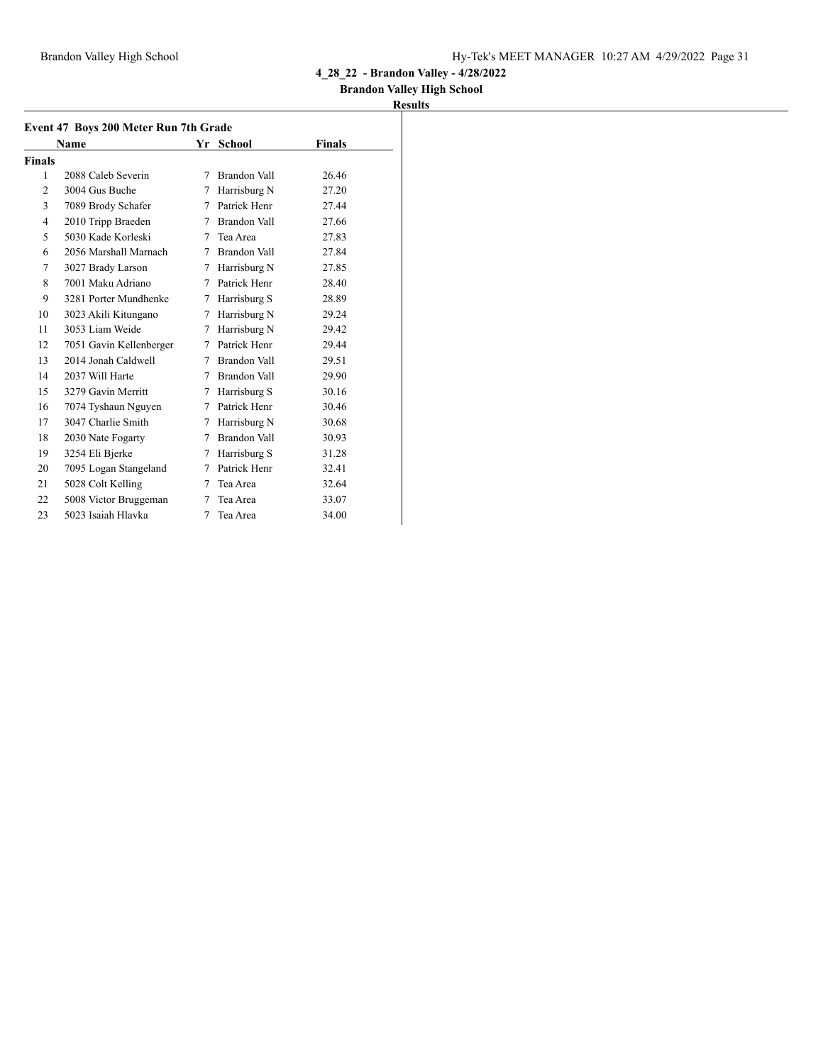**4_28_22 - Brandon Valley - 4/28/2022**

**Brandon Valley High School**

**Results**

### Event 47 Boys 200 Meter Run 7th Grade

| | Name | Yr | School | Finals |
|---|---|---|---|---|
| **Finals** | | | | |
| 1 | 2088 Caleb Severin | 7 | Brandon Vall | 26.46 |
| 2 | 3004 Gus Buche | 7 | Harrisburg N | 27.20 |
| 3 | 7089 Brody Schafer | 7 | Patrick Henr | 27.44 |
| 4 | 2010 Tripp Braeden | 7 | Brandon Vall | 27.66 |
| 5 | 5030 Kade Korleski | 7 | Tea Area | 27.83 |
| 6 | 2056 Marshall Marnach | 7 | Brandon Vall | 27.84 |
| 7 | 3027 Brady Larson | 7 | Harrisburg N | 27.85 |
| 8 | 7001 Maku Adriano | 7 | Patrick Henr | 28.40 |
| 9 | 3281 Porter Mundhenke | 7 | Harrisburg S | 28.89 |
| 10 | 3023 Akili Kitungano | 7 | Harrisburg N | 29.24 |
| 11 | 3053 Liam Weide | 7 | Harrisburg N | 29.42 |
| 12 | 7051 Gavin Kellenberger | 7 | Patrick Henr | 29.44 |
| 13 | 2014 Jonah Caldwell | 7 | Brandon Vall | 29.51 |
| 14 | 2037 Will Harte | 7 | Brandon Vall | 29.90 |
| 15 | 3279 Gavin Merritt | 7 | Harrisburg S | 30.16 |
| 16 | 7074 Tyshaun Nguyen | 7 | Patrick Henr | 30.46 |
| 17 | 3047 Charlie Smith | 7 | Harrisburg N | 30.68 |
| 18 | 2030 Nate Fogarty | 7 | Brandon Vall | 30.93 |
| 19 | 3254 Eli Bjerke | 7 | Harrisburg S | 31.28 |
| 20 | 7095 Logan Stangeland | 7 | Patrick Henr | 32.41 |
| 21 | 5028 Colt Kelling | 7 | Tea Area | 32.64 |
| 22 | 5008 Victor Bruggeman | 7 | Tea Area | 33.07 |
| 23 | 5023 Isaiah Hlavka | 7 | Tea Area | 34.00 |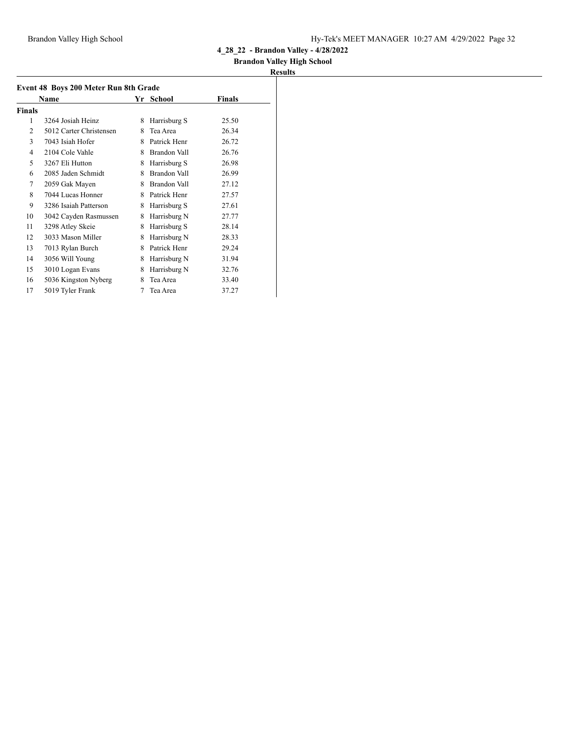**4_28_22 - Brandon Valley - 4/28/2022**

**Brandon Valley High School**

**Results**

### Event 48 Boys 200 Meter Run 8th Grade

| | Name | Yr | School | Finals |
|---|---|---|---|---|
| **Finals** | | | | |
| 1 | 3264 Josiah Heinz | 8 | Harrisburg S | 25.50 |
| 2 | 5012 Carter Christensen | 8 | Tea Area | 26.34 |
| 3 | 7043 Isiah Hofer | 8 | Patrick Henr | 26.72 |
| 4 | 2104 Cole Vahle | 8 | Brandon Vall | 26.76 |
| 5 | 3267 Eli Hutton | 8 | Harrisburg S | 26.98 |
| 6 | 2085 Jaden Schmidt | 8 | Brandon Vall | 26.99 |
| 7 | 2059 Gak Mayen | 8 | Brandon Vall | 27.12 |
| 8 | 7044 Lucas Honner | 8 | Patrick Henr | 27.57 |
| 9 | 3286 Isaiah Patterson | 8 | Harrisburg S | 27.61 |
| 10 | 3042 Cayden Rasmussen | 8 | Harrisburg N | 27.77 |
| 11 | 3298 Atley Skeie | 8 | Harrisburg S | 28.14 |
| 12 | 3033 Mason Miller | 8 | Harrisburg N | 28.33 |
| 13 | 7013 Rylan Burch | 8 | Patrick Henr | 29.24 |
| 14 | 3056 Will Young | 8 | Harrisburg N | 31.94 |
| 15 | 3010 Logan Evans | 8 | Harrisburg N | 32.76 |
| 16 | 5036 Kingston Nyberg | 8 | Tea Area | 33.40 |
| 17 | 5019 Tyler Frank | 7 | Tea Area | 37.27 |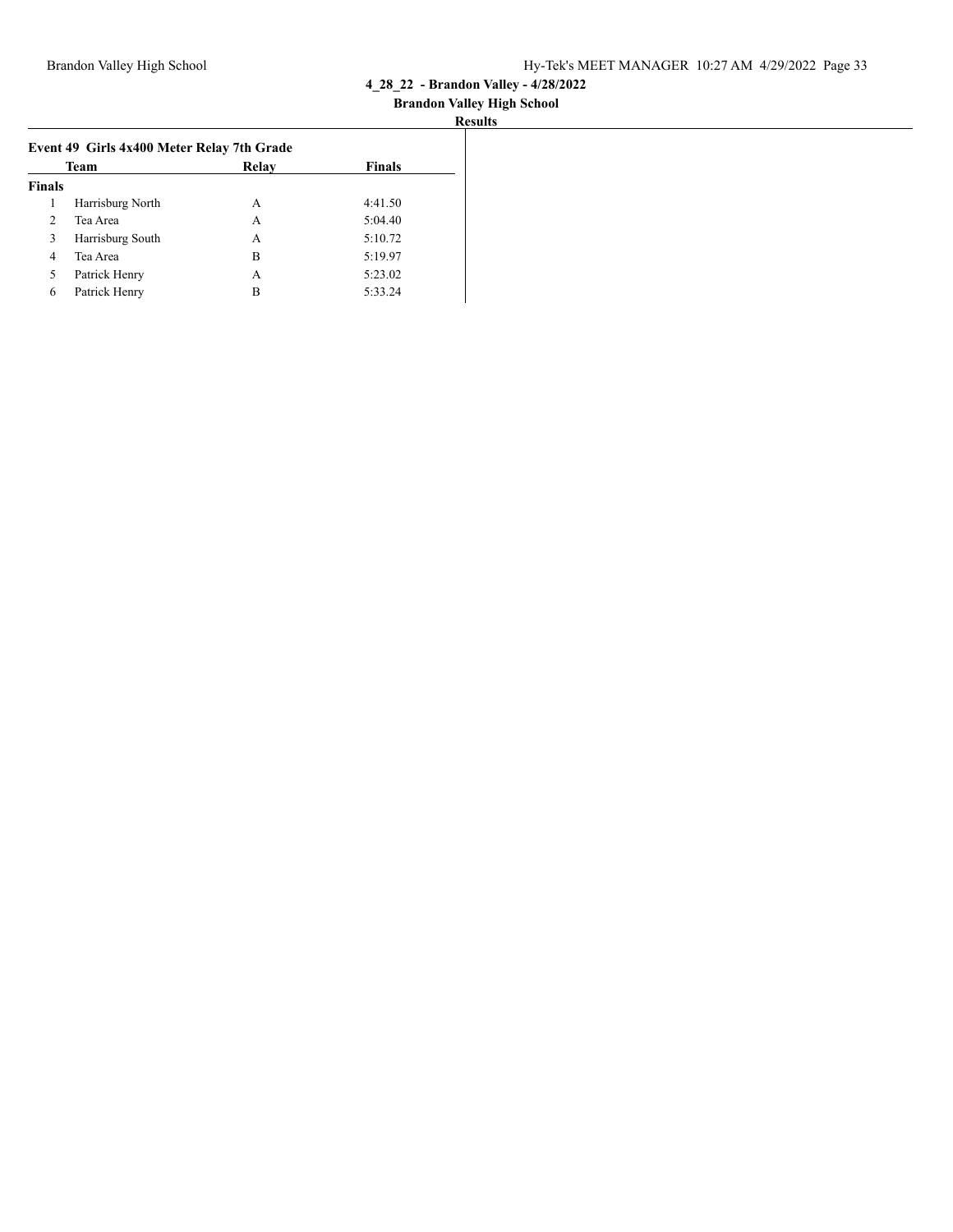**4_28_22 - Brandon Valley - 4/28/2022**

**Brandon Valley High School**

**Results**

### Event 49 Girls 4x400 Meter Relay 7th Grade

| | Team | Relay | Finals |
|---|---|---|---|
| **Finals** | | | |
| 1 | Harrisburg North | A | 4:41.50 |
| 2 | Tea Area | A | 5:04.40 |
| 3 | Harrisburg South | A | 5:10.72 |
| 4 | Tea Area | B | 5:19.97 |
| 5 | Patrick Henry | A | 5:23.02 |
| 6 | Patrick Henry | B | 5:33.24 |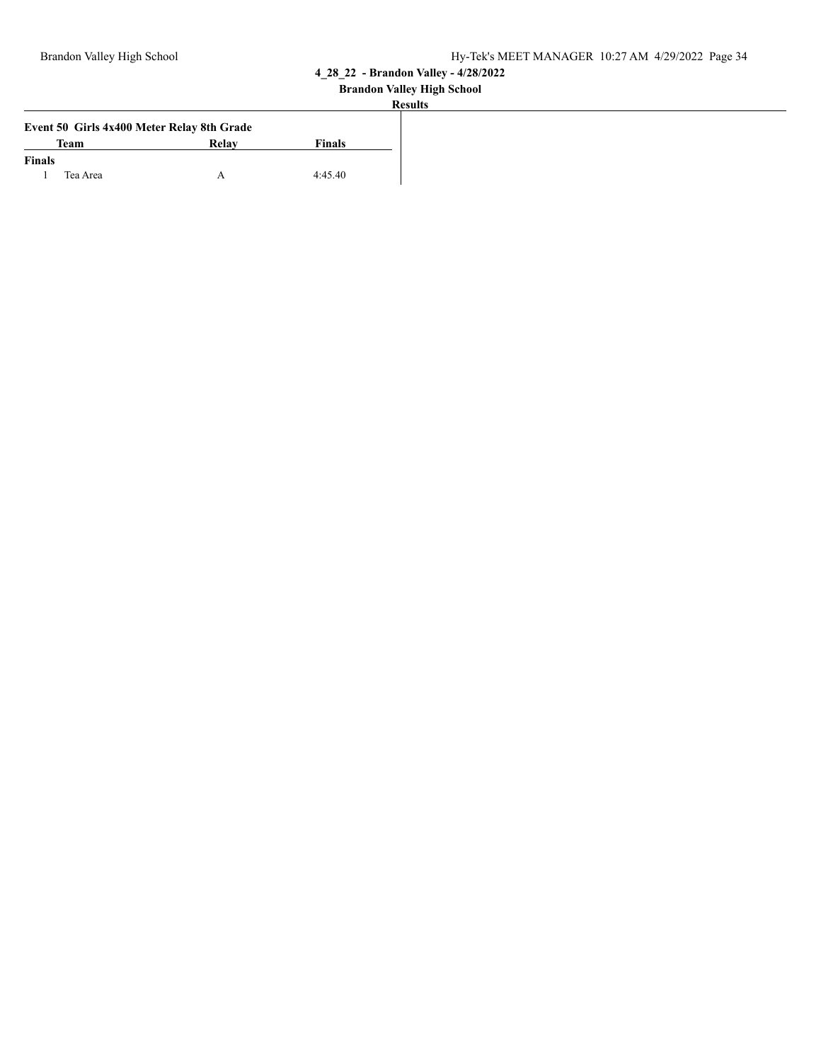**4_28_22 - Brandon Valley - 4/28/2022**

**Brandon Valley High School**

**Results**

### Event 50 Girls 4x400 Meter Relay 8th Grade

| | Team | Relay | Finals |
|---|---|---|---|
| **Finals** | | | |
| 1 | Tea Area | A | 4:45.40 |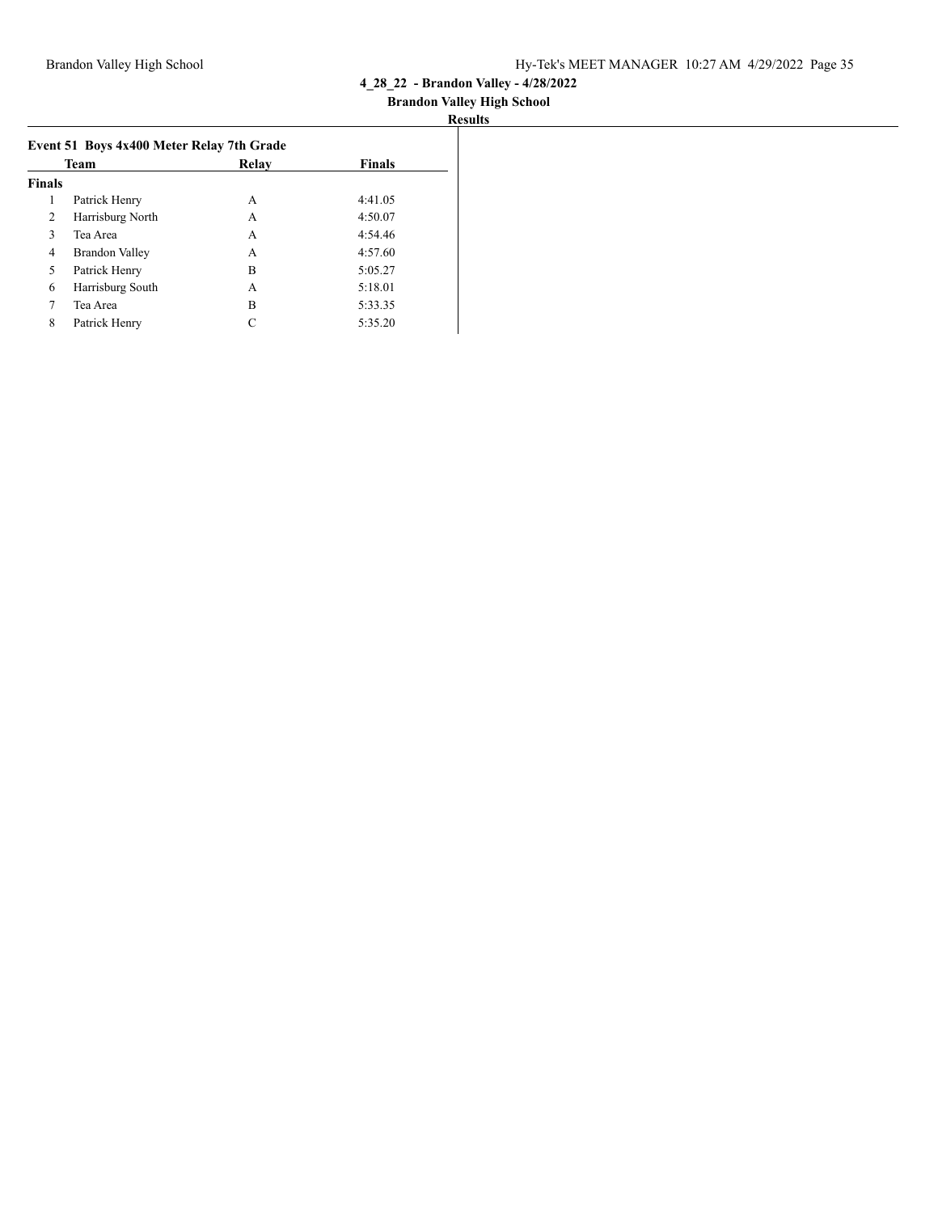## 4_28_22 - Brandon Valley - 4/28/2022

### Brandon Valley High School

### Results

#### Event 51 Boys 4x400 Meter Relay 7th Grade

| | Team | Relay | Finals |
|---|---|---|---|
| **Finals** | | | |
| 1 | Patrick Henry | A | 4:41.05 |
| 2 | Harrisburg North | A | 4:50.07 |
| 3 | Tea Area | A | 4:54.46 |
| 4 | Brandon Valley | A | 4:57.60 |
| 5 | Patrick Henry | B | 5:05.27 |
| 6 | Harrisburg South | A | 5:18.01 |
| 7 | Tea Area | B | 5:33.35 |
| 8 | Patrick Henry | C | 5:35.20 |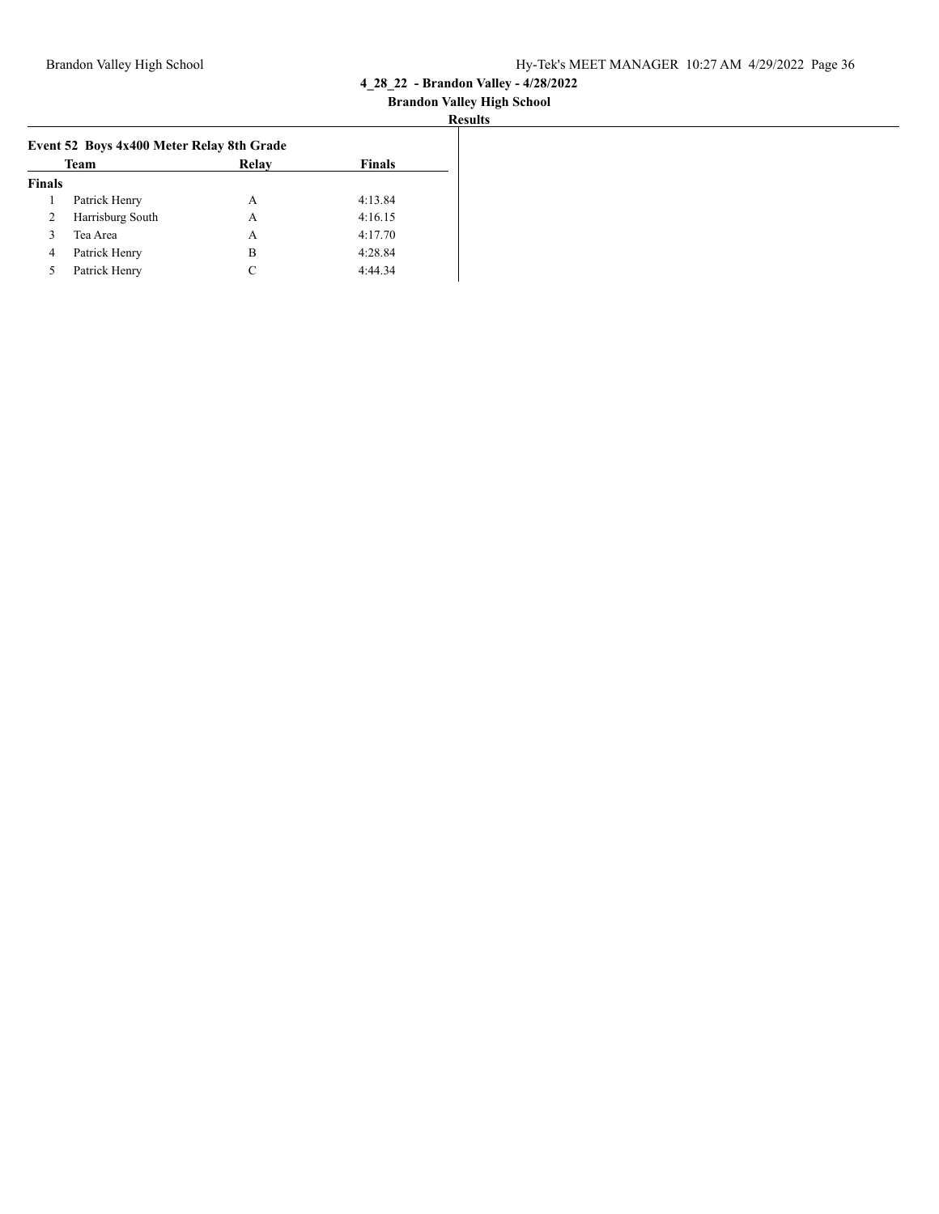4_28_22 - Brandon Valley - 4/28/2022

Brandon Valley High School

Results

### Event 52 Boys 4x400 Meter Relay 8th Grade

| | Team | Relay | Finals |
|---|---|---|---|
| **Finals** | | | |
| 1 | Patrick Henry | A | 4:13.84 |
| 2 | Harrisburg South | A | 4:16.15 |
| 3 | Tea Area | A | 4:17.70 |
| 4 | Patrick Henry | B | 4:28.84 |
| 5 | Patrick Henry | C | 4:44.34 |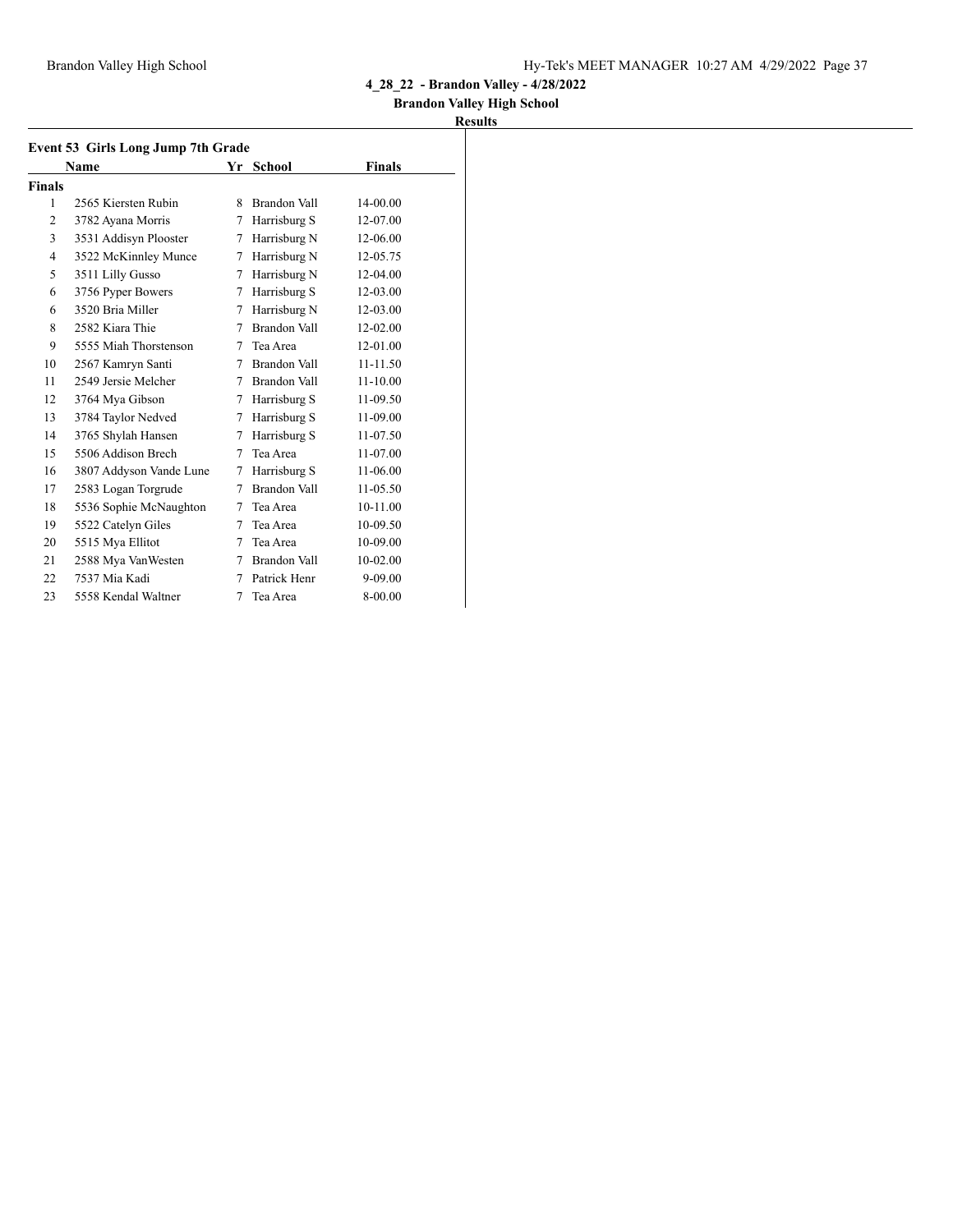# 4_28_22 - Brandon Valley - 4/28/2022

## Brandon Valley High School

### Results

**Event 53 Girls Long Jump 7th Grade**

| | Name | Yr | School | Finals |
|---|---|---|---|---|
| **Finals** | | | | |
| 1 | 2565 Kiersten Rubin | 8 | Brandon Vall | 14-00.00 |
| 2 | 3782 Ayana Morris | 7 | Harrisburg S | 12-07.00 |
| 3 | 3531 Addisyn Plooster | 7 | Harrisburg N | 12-06.00 |
| 4 | 3522 McKinnley Munce | 7 | Harrisburg N | 12-05.75 |
| 5 | 3511 Lilly Gusso | 7 | Harrisburg N | 12-04.00 |
| 6 | 3756 Pyper Bowers | 7 | Harrisburg S | 12-03.00 |
| 6 | 3520 Bria Miller | 7 | Harrisburg N | 12-03.00 |
| 8 | 2582 Kiara Thie | 7 | Brandon Vall | 12-02.00 |
| 9 | 5555 Miah Thorstenson | 7 | Tea Area | 12-01.00 |
| 10 | 2567 Kamryn Santi | 7 | Brandon Vall | 11-11.50 |
| 11 | 2549 Jersie Melcher | 7 | Brandon Vall | 11-10.00 |
| 12 | 3764 Mya Gibson | 7 | Harrisburg S | 11-09.50 |
| 13 | 3784 Taylor Nedved | 7 | Harrisburg S | 11-09.00 |
| 14 | 3765 Shylah Hansen | 7 | Harrisburg S | 11-07.50 |
| 15 | 5506 Addison Brech | 7 | Tea Area | 11-07.00 |
| 16 | 3807 Addyson Vande Lune | 7 | Harrisburg S | 11-06.00 |
| 17 | 2583 Logan Torgrude | 7 | Brandon Vall | 11-05.50 |
| 18 | 5536 Sophie McNaughton | 7 | Tea Area | 10-11.00 |
| 19 | 5522 Catelyn Giles | 7 | Tea Area | 10-09.50 |
| 20 | 5515 Mya Ellitot | 7 | Tea Area | 10-09.00 |
| 21 | 2588 Mya VanWesten | 7 | Brandon Vall | 10-02.00 |
| 22 | 7537 Mia Kadi | 7 | Patrick Henr | 9-09.00 |
| 23 | 5558 Kendal Waltner | 7 | Tea Area | 8-00.00 |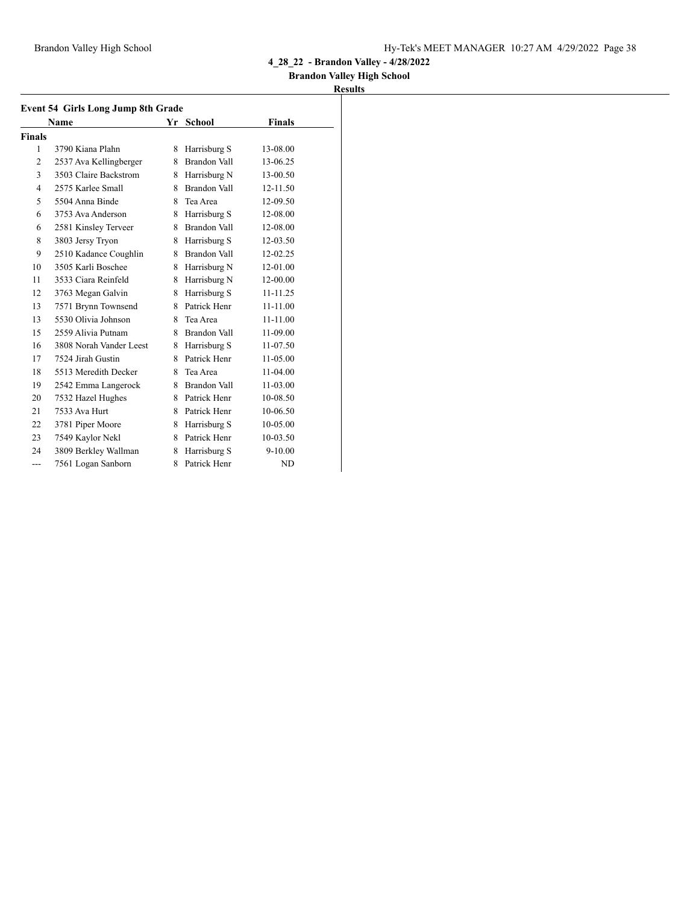**4_28_22 - Brandon Valley - 4/28/2022**

**Brandon Valley High School**

**Results**

### Event 54 Girls Long Jump 8th Grade

| | Name | Yr | School | Finals |
|---|---|---|---|---|
| **Finals** | | | | |
| 1 | 3790 Kiana Plahn | 8 | Harrisburg S | 13-08.00 |
| 2 | 2537 Ava Kellingberger | 8 | Brandon Vall | 13-06.25 |
| 3 | 3503 Claire Backstrom | 8 | Harrisburg N | 13-00.50 |
| 4 | 2575 Karlee Small | 8 | Brandon Vall | 12-11.50 |
| 5 | 5504 Anna Binde | 8 | Tea Area | 12-09.50 |
| 6 | 3753 Ava Anderson | 8 | Harrisburg S | 12-08.00 |
| 6 | 2581 Kinsley Terveer | 8 | Brandon Vall | 12-08.00 |
| 8 | 3803 Jersy Tryon | 8 | Harrisburg S | 12-03.50 |
| 9 | 2510 Kadance Coughlin | 8 | Brandon Vall | 12-02.25 |
| 10 | 3505 Karli Boschee | 8 | Harrisburg N | 12-01.00 |
| 11 | 3533 Ciara Reinfeld | 8 | Harrisburg N | 12-00.00 |
| 12 | 3763 Megan Galvin | 8 | Harrisburg S | 11-11.25 |
| 13 | 7571 Brynn Townsend | 8 | Patrick Henr | 11-11.00 |
| 13 | 5530 Olivia Johnson | 8 | Tea Area | 11-11.00 |
| 15 | 2559 Alivia Putnam | 8 | Brandon Vall | 11-09.00 |
| 16 | 3808 Norah Vander Leest | 8 | Harrisburg S | 11-07.50 |
| 17 | 7524 Jirah Gustin | 8 | Patrick Henr | 11-05.00 |
| 18 | 5513 Meredith Decker | 8 | Tea Area | 11-04.00 |
| 19 | 2542 Emma Langerock | 8 | Brandon Vall | 11-03.00 |
| 20 | 7532 Hazel Hughes | 8 | Patrick Henr | 10-08.50 |
| 21 | 7533 Ava Hurt | 8 | Patrick Henr | 10-06.50 |
| 22 | 3781 Piper Moore | 8 | Harrisburg S | 10-05.00 |
| 23 | 7549 Kaylor Nekl | 8 | Patrick Henr | 10-03.50 |
| 24 | 3809 Berkley Wallman | 8 | Harrisburg S | 9-10.00 |
| --- | 7561 Logan Sanborn | 8 | Patrick Henr | ND |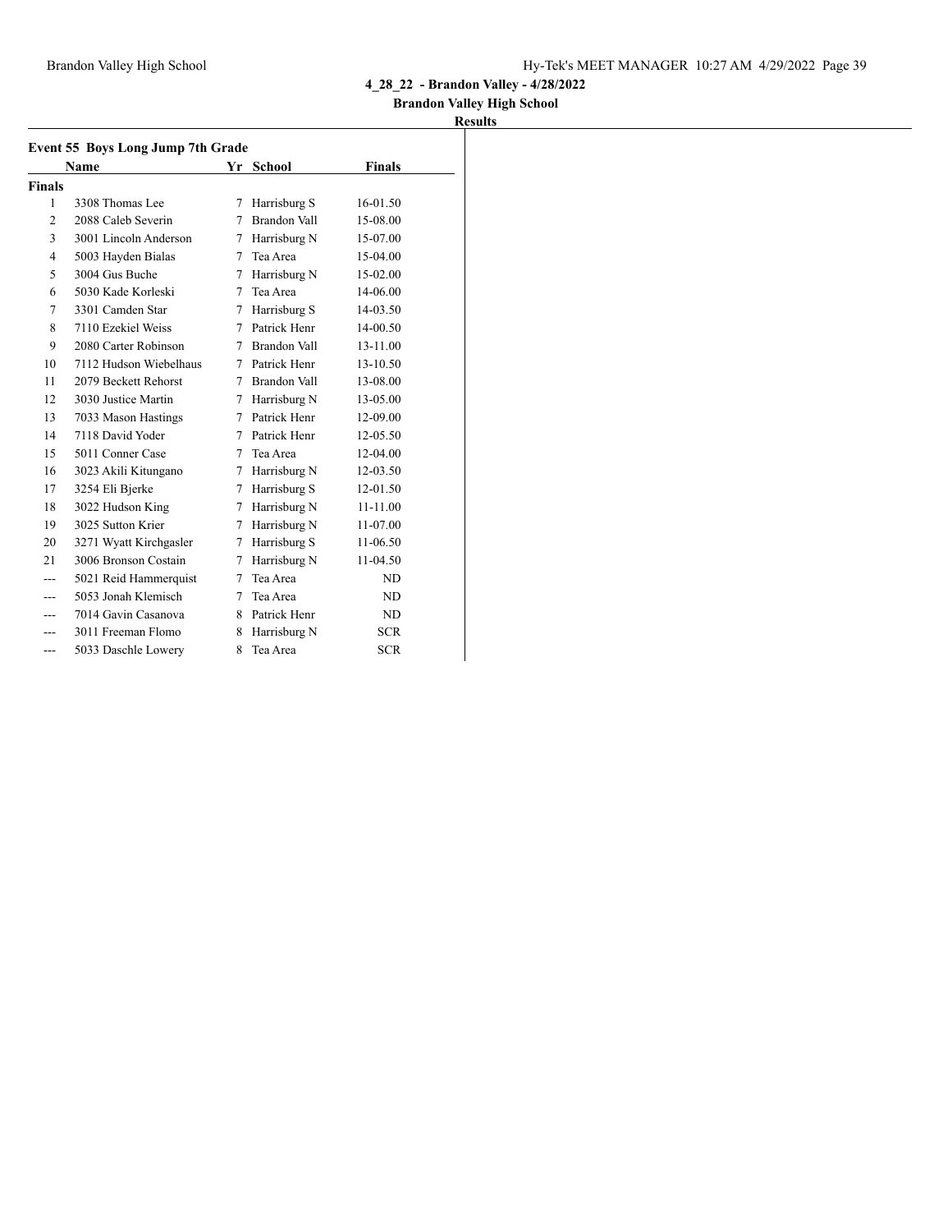**4_28_22 - Brandon Valley - 4/28/2022**

**Brandon Valley High School**

**Results**

### Event 55 Boys Long Jump 7th Grade

| | Name | Yr | School | Finals |
|---|---|---|---|---|
| **Finals** | | | | |
| 1 | 3308 Thomas Lee | 7 | Harrisburg S | 16-01.50 |
| 2 | 2088 Caleb Severin | 7 | Brandon Vall | 15-08.00 |
| 3 | 3001 Lincoln Anderson | 7 | Harrisburg N | 15-07.00 |
| 4 | 5003 Hayden Bialas | 7 | Tea Area | 15-04.00 |
| 5 | 3004 Gus Buche | 7 | Harrisburg N | 15-02.00 |
| 6 | 5030 Kade Korleski | 7 | Tea Area | 14-06.00 |
| 7 | 3301 Camden Star | 7 | Harrisburg S | 14-03.50 |
| 8 | 7110 Ezekiel Weiss | 7 | Patrick Henr | 14-00.50 |
| 9 | 2080 Carter Robinson | 7 | Brandon Vall | 13-11.00 |
| 10 | 7112 Hudson Wiebelhaus | 7 | Patrick Henr | 13-10.50 |
| 11 | 2079 Beckett Rehorst | 7 | Brandon Vall | 13-08.00 |
| 12 | 3030 Justice Martin | 7 | Harrisburg N | 13-05.00 |
| 13 | 7033 Mason Hastings | 7 | Patrick Henr | 12-09.00 |
| 14 | 7118 David Yoder | 7 | Patrick Henr | 12-05.50 |
| 15 | 5011 Conner Case | 7 | Tea Area | 12-04.00 |
| 16 | 3023 Akili Kitungano | 7 | Harrisburg N | 12-03.50 |
| 17 | 3254 Eli Bjerke | 7 | Harrisburg S | 12-01.50 |
| 18 | 3022 Hudson King | 7 | Harrisburg N | 11-11.00 |
| 19 | 3025 Sutton Krier | 7 | Harrisburg N | 11-07.00 |
| 20 | 3271 Wyatt Kirchgasler | 7 | Harrisburg S | 11-06.50 |
| 21 | 3006 Bronson Costain | 7 | Harrisburg N | 11-04.50 |
| --- | 5021 Reid Hammerquist | 7 | Tea Area | ND |
| --- | 5053 Jonah Klemisch | 7 | Tea Area | ND |
| --- | 7014 Gavin Casanova | 8 | Patrick Henr | ND |
| --- | 3011 Freeman Flomo | 8 | Harrisburg N | SCR |
| --- | 5033 Daschle Lowery | 8 | Tea Area | SCR |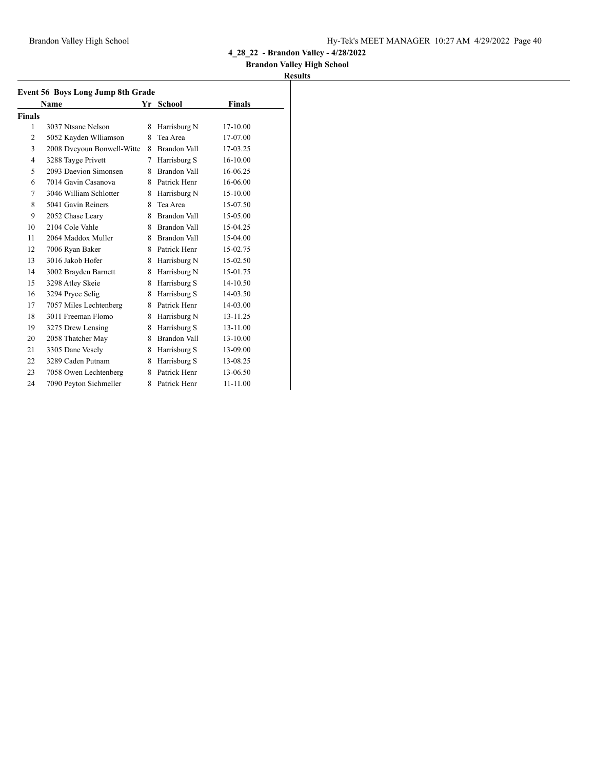4_28_22 - Brandon Valley - 4/28/2022

Brandon Valley High School

**Results**

### Event 56 Boys Long Jump 8th Grade

| | Name | Yr | School | Finals |
|---|---|---|---|---|
| **Finals** | | | | |
| 1 | 3037 Ntsane Nelson | 8 | Harrisburg N | 17-10.00 |
| 2 | 5052 Kayden Wlliamson | 8 | Tea Area | 17-07.00 |
| 3 | 2008 Dveyoun Bonwell-Witte | 8 | Brandon Vall | 17-03.25 |
| 4 | 3288 Tayge Privett | 7 | Harrisburg S | 16-10.00 |
| 5 | 2093 Daevion Simonsen | 8 | Brandon Vall | 16-06.25 |
| 6 | 7014 Gavin Casanova | 8 | Patrick Henr | 16-06.00 |
| 7 | 3046 William Schlotter | 8 | Harrisburg N | 15-10.00 |
| 8 | 5041 Gavin Reiners | 8 | Tea Area | 15-07.50 |
| 9 | 2052 Chase Leary | 8 | Brandon Vall | 15-05.00 |
| 10 | 2104 Cole Vahle | 8 | Brandon Vall | 15-04.25 |
| 11 | 2064 Maddox Muller | 8 | Brandon Vall | 15-04.00 |
| 12 | 7006 Ryan Baker | 8 | Patrick Henr | 15-02.75 |
| 13 | 3016 Jakob Hofer | 8 | Harrisburg N | 15-02.50 |
| 14 | 3002 Brayden Barnett | 8 | Harrisburg N | 15-01.75 |
| 15 | 3298 Atley Skeie | 8 | Harrisburg S | 14-10.50 |
| 16 | 3294 Pryce Selig | 8 | Harrisburg S | 14-03.50 |
| 17 | 7057 Miles Lechtenberg | 8 | Patrick Henr | 14-03.00 |
| 18 | 3011 Freeman Flomo | 8 | Harrisburg N | 13-11.25 |
| 19 | 3275 Drew Lensing | 8 | Harrisburg S | 13-11.00 |
| 20 | 2058 Thatcher May | 8 | Brandon Vall | 13-10.00 |
| 21 | 3305 Dane Vesely | 8 | Harrisburg S | 13-09.00 |
| 22 | 3289 Caden Putnam | 8 | Harrisburg S | 13-08.25 |
| 23 | 7058 Owen Lechtenberg | 8 | Patrick Henr | 13-06.50 |
| 24 | 7090 Peyton Sichmeller | 8 | Patrick Henr | 11-11.00 |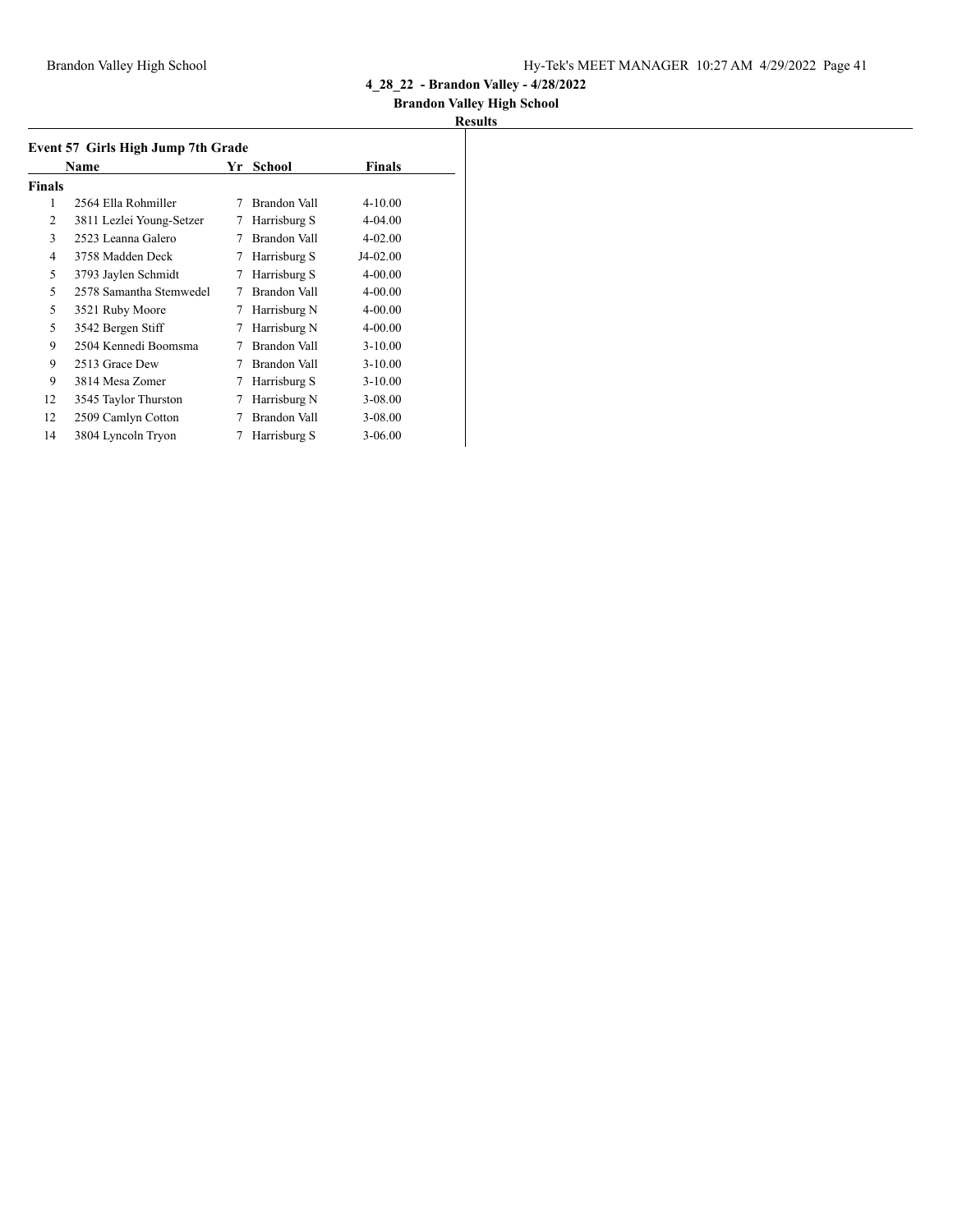**4_28_22 - Brandon Valley - 4/28/2022**

**Brandon Valley High School**

**Results**

### Event 57 Girls High Jump 7th Grade

| | Name | Yr | School | Finals |
|---|---|---|---|---|
| **Finals** | | | | |
| 1 | 2564 Ella Rohmiller | 7 | Brandon Vall | 4-10.00 |
| 2 | 3811 Lezlei Young-Setzer | 7 | Harrisburg S | 4-04.00 |
| 3 | 2523 Leanna Galero | 7 | Brandon Vall | 4-02.00 |
| 4 | 3758 Madden Deck | 7 | Harrisburg S | J4-02.00 |
| 5 | 3793 Jaylen Schmidt | 7 | Harrisburg S | 4-00.00 |
| 5 | 2578 Samantha Stemwedel | 7 | Brandon Vall | 4-00.00 |
| 5 | 3521 Ruby Moore | 7 | Harrisburg N | 4-00.00 |
| 5 | 3542 Bergen Stiff | 7 | Harrisburg N | 4-00.00 |
| 9 | 2504 Kennedi Boomsma | 7 | Brandon Vall | 3-10.00 |
| 9 | 2513 Grace Dew | 7 | Brandon Vall | 3-10.00 |
| 9 | 3814 Mesa Zomer | 7 | Harrisburg S | 3-10.00 |
| 12 | 3545 Taylor Thurston | 7 | Harrisburg N | 3-08.00 |
| 12 | 2509 Camlyn Cotton | 7 | Brandon Vall | 3-08.00 |
| 14 | 3804 Lyncoln Tryon | 7 | Harrisburg S | 3-06.00 |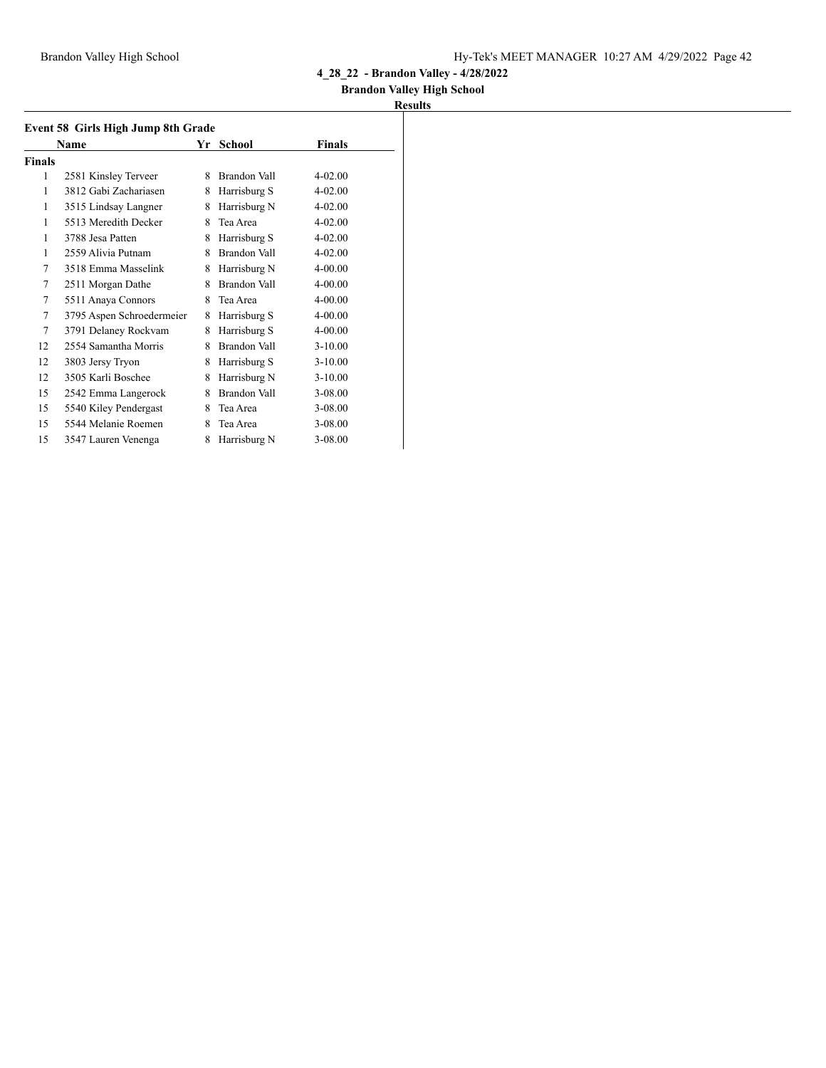4_28_22 - Brandon Valley - 4/28/2022

Brandon Valley High School

**Results**

### Event 58 Girls High Jump 8th Grade

| | Name | Yr | School | Finals |
|---|---|---|---|---|
| **Finals** | | | | |
| 1 | 2581 Kinsley Terveer | 8 | Brandon Vall | 4-02.00 |
| 1 | 3812 Gabi Zachariasen | 8 | Harrisburg S | 4-02.00 |
| 1 | 3515 Lindsay Langner | 8 | Harrisburg N | 4-02.00 |
| 1 | 5513 Meredith Decker | 8 | Tea Area | 4-02.00 |
| 1 | 3788 Jesa Patten | 8 | Harrisburg S | 4-02.00 |
| 1 | 2559 Alivia Putnam | 8 | Brandon Vall | 4-02.00 |
| 7 | 3518 Emma Masselink | 8 | Harrisburg N | 4-00.00 |
| 7 | 2511 Morgan Dathe | 8 | Brandon Vall | 4-00.00 |
| 7 | 5511 Anaya Connors | 8 | Tea Area | 4-00.00 |
| 7 | 3795 Aspen Schroedermeier | 8 | Harrisburg S | 4-00.00 |
| 7 | 3791 Delaney Rockvam | 8 | Harrisburg S | 4-00.00 |
| 12 | 2554 Samantha Morris | 8 | Brandon Vall | 3-10.00 |
| 12 | 3803 Jersy Tryon | 8 | Harrisburg S | 3-10.00 |
| 12 | 3505 Karli Boschee | 8 | Harrisburg N | 3-10.00 |
| 15 | 2542 Emma Langerock | 8 | Brandon Vall | 3-08.00 |
| 15 | 5540 Kiley Pendergast | 8 | Tea Area | 3-08.00 |
| 15 | 5544 Melanie Roemen | 8 | Tea Area | 3-08.00 |
| 15 | 3547 Lauren Venenga | 8 | Harrisburg N | 3-08.00 |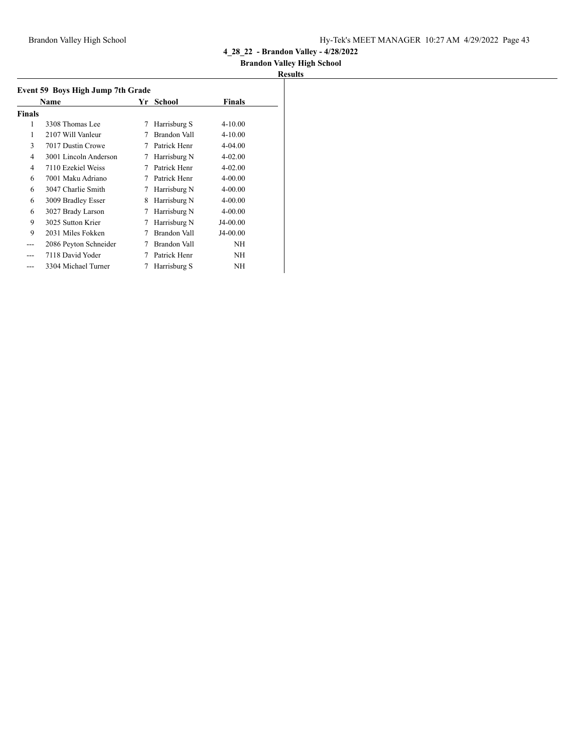## 4_28_22 - Brandon Valley - 4/28/2022

### Brandon Valley High School

### Results

**Event 59 Boys High Jump 7th Grade**

| | Name | Yr | School | Finals |
|---|---|---|---|---|
| **Finals** | | | | |
| 1 | 3308 Thomas Lee | 7 | Harrisburg S | 4-10.00 |
| 1 | 2107 Will Vanleur | 7 | Brandon Vall | 4-10.00 |
| 3 | 7017 Dustin Crowe | 7 | Patrick Henr | 4-04.00 |
| 4 | 3001 Lincoln Anderson | 7 | Harrisburg N | 4-02.00 |
| 4 | 7110 Ezekiel Weiss | 7 | Patrick Henr | 4-02.00 |
| 6 | 7001 Maku Adriano | 7 | Patrick Henr | 4-00.00 |
| 6 | 3047 Charlie Smith | 7 | Harrisburg N | 4-00.00 |
| 6 | 3009 Bradley Esser | 8 | Harrisburg N | 4-00.00 |
| 6 | 3027 Brady Larson | 7 | Harrisburg N | 4-00.00 |
| 9 | 3025 Sutton Krier | 7 | Harrisburg N | J4-00.00 |
| 9 | 2031 Miles Fokken | 7 | Brandon Vall | J4-00.00 |
| --- | 2086 Peyton Schneider | 7 | Brandon Vall | NH |
| --- | 7118 David Yoder | 7 | Patrick Henr | NH |
| --- | 3304 Michael Turner | 7 | Harrisburg S | NH |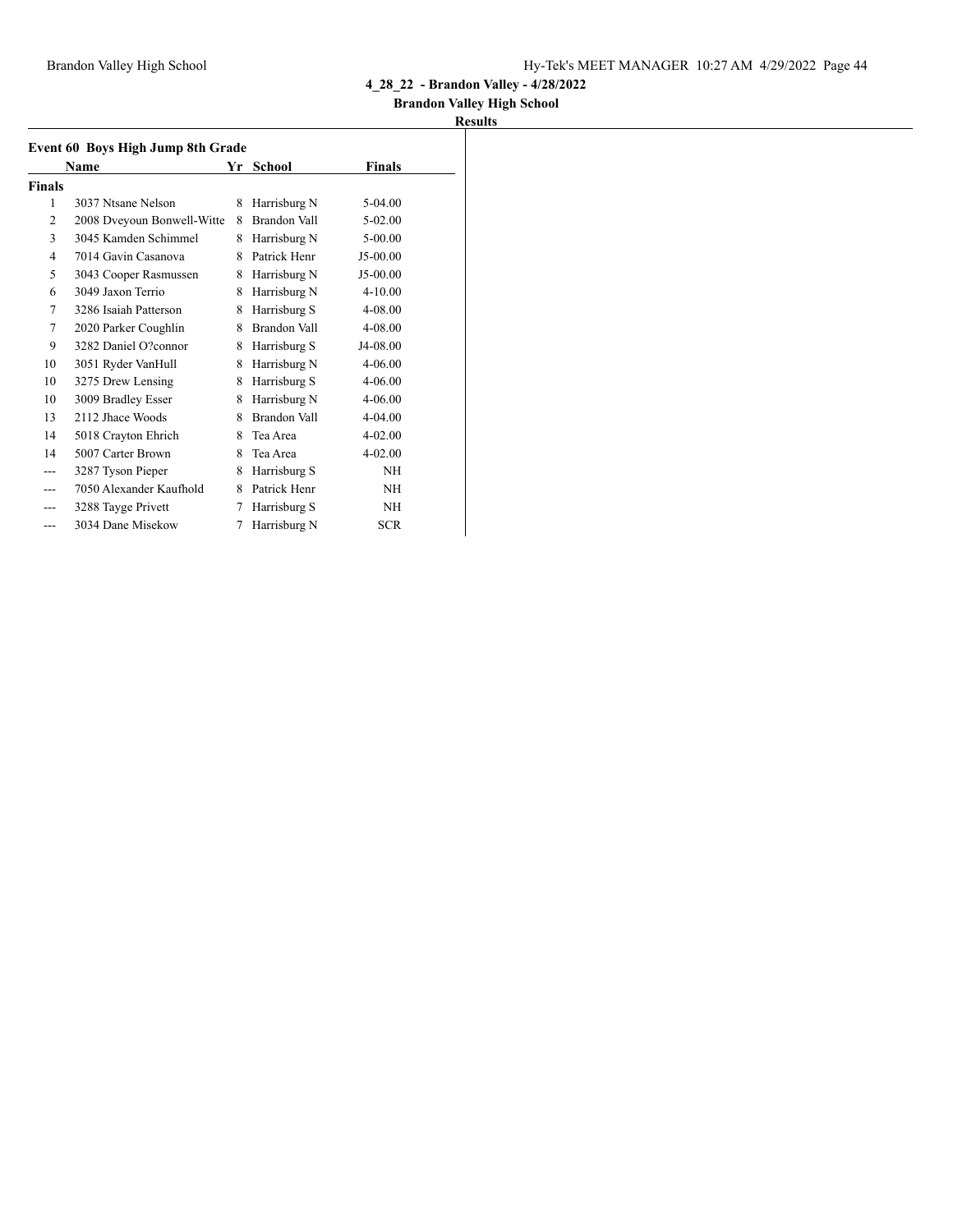**4_28_22 - Brandon Valley - 4/28/2022**

**Brandon Valley High School**

**Results**

### Event 60 Boys High Jump 8th Grade

| | Name | Yr | School | Finals |
|---|---|---|---|---|
| **Finals** | | | | |
| 1 | 3037 Ntsane Nelson | 8 | Harrisburg N | 5-04.00 |
| 2 | 2008 Dveyoun Bonwell-Witte | 8 | Brandon Vall | 5-02.00 |
| 3 | 3045 Kamden Schimmel | 8 | Harrisburg N | 5-00.00 |
| 4 | 7014 Gavin Casanova | 8 | Patrick Henr | J5-00.00 |
| 5 | 3043 Cooper Rasmussen | 8 | Harrisburg N | J5-00.00 |
| 6 | 3049 Jaxon Terrio | 8 | Harrisburg N | 4-10.00 |
| 7 | 3286 Isaiah Patterson | 8 | Harrisburg S | 4-08.00 |
| 7 | 2020 Parker Coughlin | 8 | Brandon Vall | 4-08.00 |
| 9 | 3282 Daniel O?connor | 8 | Harrisburg S | J4-08.00 |
| 10 | 3051 Ryder VanHull | 8 | Harrisburg N | 4-06.00 |
| 10 | 3275 Drew Lensing | 8 | Harrisburg S | 4-06.00 |
| 10 | 3009 Bradley Esser | 8 | Harrisburg N | 4-06.00 |
| 13 | 2112 Jhace Woods | 8 | Brandon Vall | 4-04.00 |
| 14 | 5018 Crayton Ehrich | 8 | Tea Area | 4-02.00 |
| 14 | 5007 Carter Brown | 8 | Tea Area | 4-02.00 |
| --- | 3287 Tyson Pieper | 8 | Harrisburg S | NH |
| --- | 7050 Alexander Kaufhold | 8 | Patrick Henr | NH |
| --- | 3288 Tayge Privett | 7 | Harrisburg S | NH |
| --- | 3034 Dane Misekow | 7 | Harrisburg N | SCR |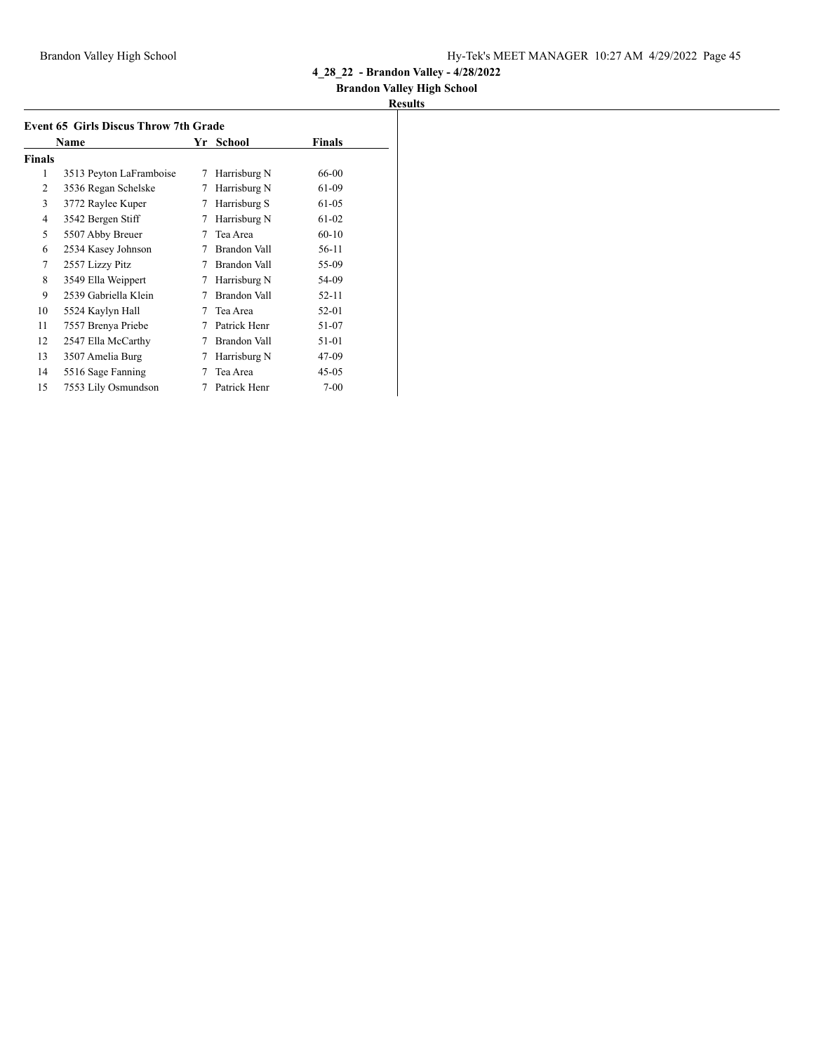**4_28_22 - Brandon Valley - 4/28/2022**

**Brandon Valley High School**

**Results**

### Event 65 Girls Discus Throw 7th Grade

| | Name | Yr | School | Finals |
|---|---|---|---|---|
| **Finals** | | | | |
| 1 | 3513 Peyton LaFramboise | 7 | Harrisburg N | 66-00 |
| 2 | 3536 Regan Schelske | 7 | Harrisburg N | 61-09 |
| 3 | 3772 Raylee Kuper | 7 | Harrisburg S | 61-05 |
| 4 | 3542 Bergen Stiff | 7 | Harrisburg N | 61-02 |
| 5 | 5507 Abby Breuer | 7 | Tea Area | 60-10 |
| 6 | 2534 Kasey Johnson | 7 | Brandon Vall | 56-11 |
| 7 | 2557 Lizzy Pitz | 7 | Brandon Vall | 55-09 |
| 8 | 3549 Ella Weippert | 7 | Harrisburg N | 54-09 |
| 9 | 2539 Gabriella Klein | 7 | Brandon Vall | 52-11 |
| 10 | 5524 Kaylyn Hall | 7 | Tea Area | 52-01 |
| 11 | 7557 Brenya Priebe | 7 | Patrick Henr | 51-07 |
| 12 | 2547 Ella McCarthy | 7 | Brandon Vall | 51-01 |
| 13 | 3507 Amelia Burg | 7 | Harrisburg N | 47-09 |
| 14 | 5516 Sage Fanning | 7 | Tea Area | 45-05 |
| 15 | 7553 Lily Osmundson | 7 | Patrick Henr | 7-00 |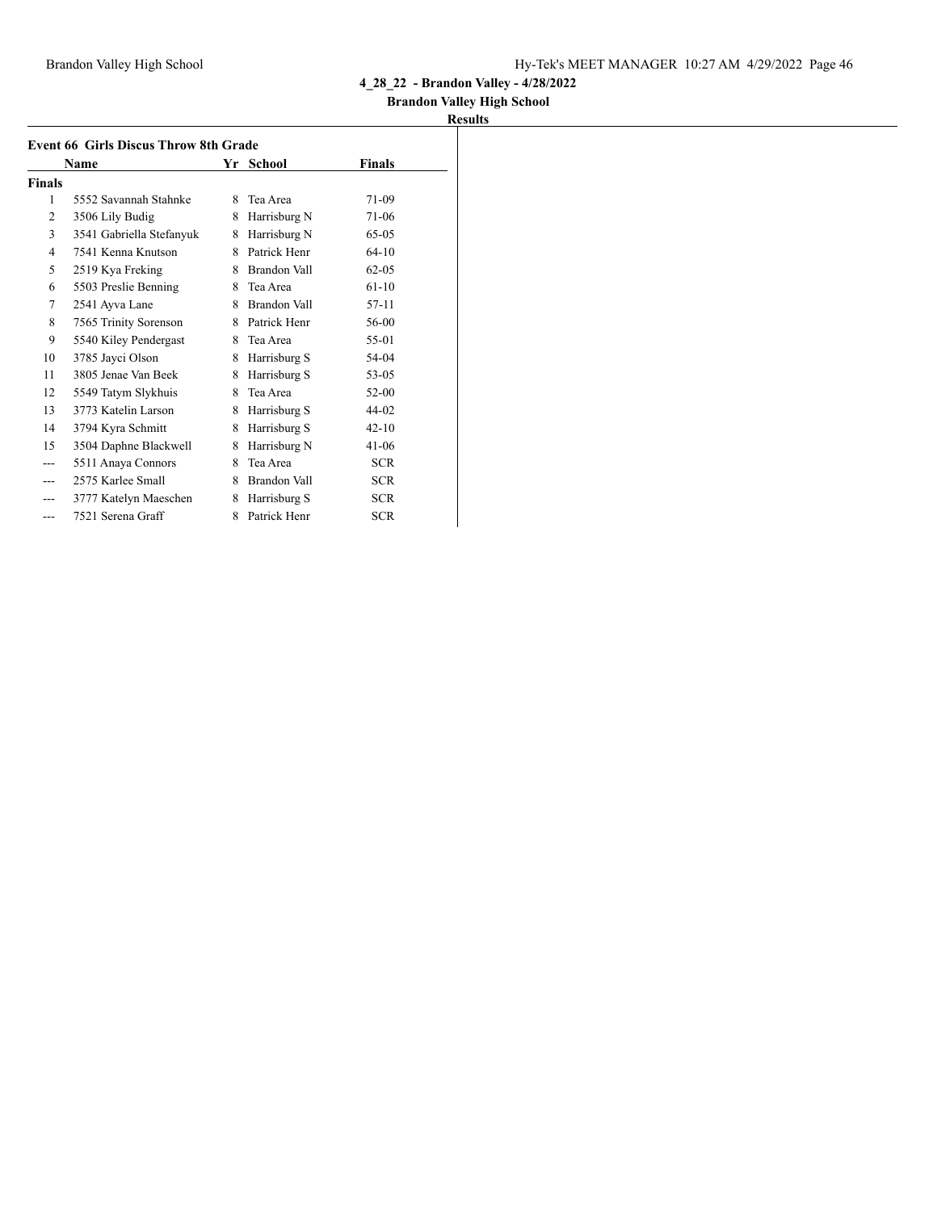4_28_22 - Brandon Valley - 4/28/2022

Brandon Valley High School

**Results**

### Event 66 Girls Discus Throw 8th Grade

| | Name | Yr | School | Finals |
|---|---|---|---|---|
| **Finals** | | | | |
| 1 | 5552 Savannah Stahnke | 8 | Tea Area | 71-09 |
| 2 | 3506 Lily Budig | 8 | Harrisburg N | 71-06 |
| 3 | 3541 Gabriella Stefanyuk | 8 | Harrisburg N | 65-05 |
| 4 | 7541 Kenna Knutson | 8 | Patrick Henr | 64-10 |
| 5 | 2519 Kya Freking | 8 | Brandon Vall | 62-05 |
| 6 | 5503 Preslie Benning | 8 | Tea Area | 61-10 |
| 7 | 2541 Ayva Lane | 8 | Brandon Vall | 57-11 |
| 8 | 7565 Trinity Sorenson | 8 | Patrick Henr | 56-00 |
| 9 | 5540 Kiley Pendergast | 8 | Tea Area | 55-01 |
| 10 | 3785 Jayci Olson | 8 | Harrisburg S | 54-04 |
| 11 | 3805 Jenae Van Beek | 8 | Harrisburg S | 53-05 |
| 12 | 5549 Tatym Slykhuis | 8 | Tea Area | 52-00 |
| 13 | 3773 Katelin Larson | 8 | Harrisburg S | 44-02 |
| 14 | 3794 Kyra Schmitt | 8 | Harrisburg S | 42-10 |
| 15 | 3504 Daphne Blackwell | 8 | Harrisburg N | 41-06 |
| --- | 5511 Anaya Connors | 8 | Tea Area | SCR |
| --- | 2575 Karlee Small | 8 | Brandon Vall | SCR |
| --- | 3777 Katelyn Maeschen | 8 | Harrisburg S | SCR |
| --- | 7521 Serena Graff | 8 | Patrick Henr | SCR |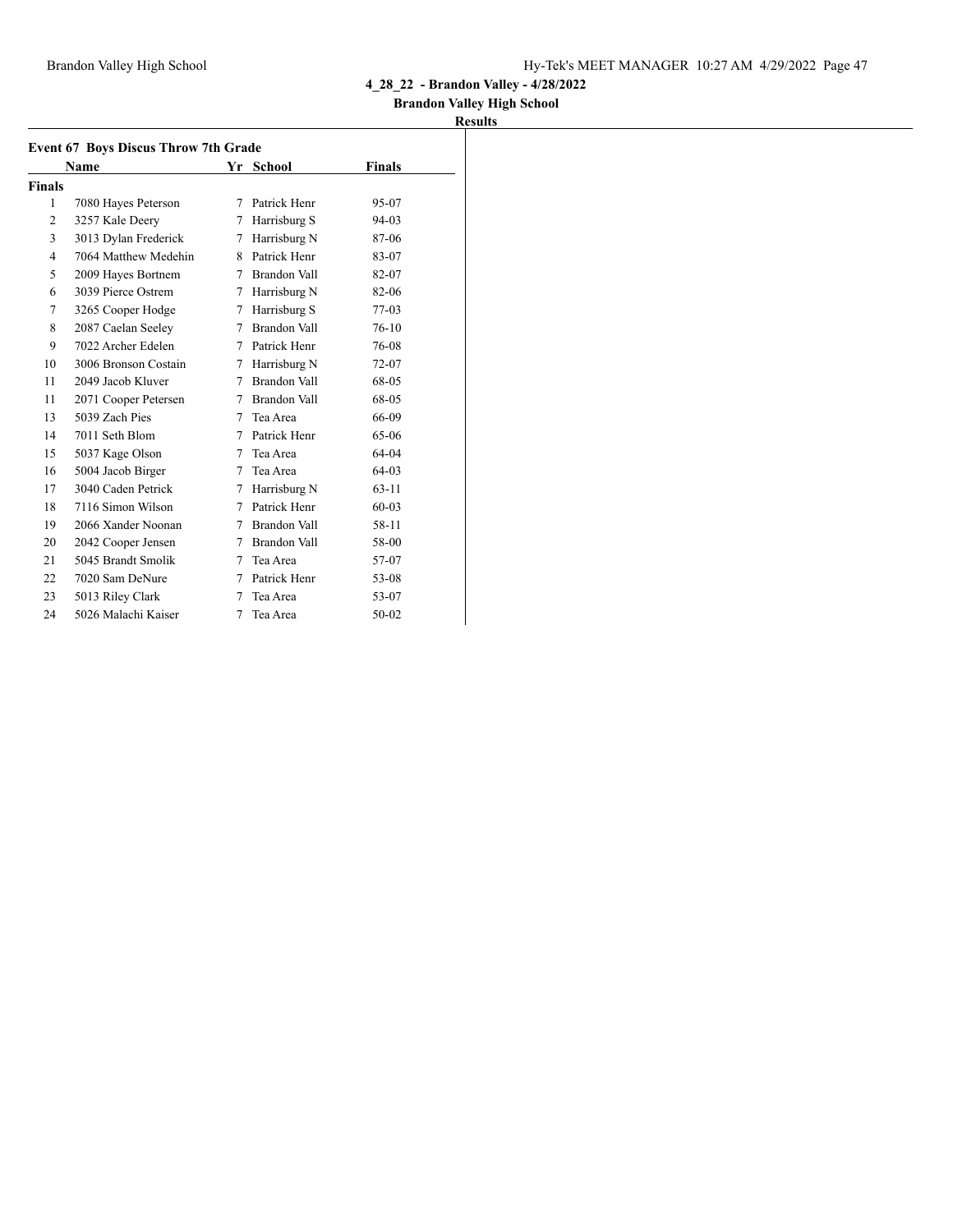# 4_28_22 - Brandon Valley - 4/28/2022

## Brandon Valley High School

### Results

**Event 67 Boys Discus Throw 7th Grade**

| | Name | Yr | School | Finals |
|---|---|---|---|---|
| **Finals** | | | | |
| 1 | 7080 Hayes Peterson | 7 | Patrick Henr | 95-07 |
| 2 | 3257 Kale Deery | 7 | Harrisburg S | 94-03 |
| 3 | 3013 Dylan Frederick | 7 | Harrisburg N | 87-06 |
| 4 | 7064 Matthew Medehin | 8 | Patrick Henr | 83-07 |
| 5 | 2009 Hayes Bortnem | 7 | Brandon Vall | 82-07 |
| 6 | 3039 Pierce Ostrem | 7 | Harrisburg N | 82-06 |
| 7 | 3265 Cooper Hodge | 7 | Harrisburg S | 77-03 |
| 8 | 2087 Caelan Seeley | 7 | Brandon Vall | 76-10 |
| 9 | 7022 Archer Edelen | 7 | Patrick Henr | 76-08 |
| 10 | 3006 Bronson Costain | 7 | Harrisburg N | 72-07 |
| 11 | 2049 Jacob Kluver | 7 | Brandon Vall | 68-05 |
| 11 | 2071 Cooper Petersen | 7 | Brandon Vall | 68-05 |
| 13 | 5039 Zach Pies | 7 | Tea Area | 66-09 |
| 14 | 7011 Seth Blom | 7 | Patrick Henr | 65-06 |
| 15 | 5037 Kage Olson | 7 | Tea Area | 64-04 |
| 16 | 5004 Jacob Birger | 7 | Tea Area | 64-03 |
| 17 | 3040 Caden Petrick | 7 | Harrisburg N | 63-11 |
| 18 | 7116 Simon Wilson | 7 | Patrick Henr | 60-03 |
| 19 | 2066 Xander Noonan | 7 | Brandon Vall | 58-11 |
| 20 | 2042 Cooper Jensen | 7 | Brandon Vall | 58-00 |
| 21 | 5045 Brandt Smolik | 7 | Tea Area | 57-07 |
| 22 | 7020 Sam DeNure | 7 | Patrick Henr | 53-08 |
| 23 | 5013 Riley Clark | 7 | Tea Area | 53-07 |
| 24 | 5026 Malachi Kaiser | 7 | Tea Area | 50-02 |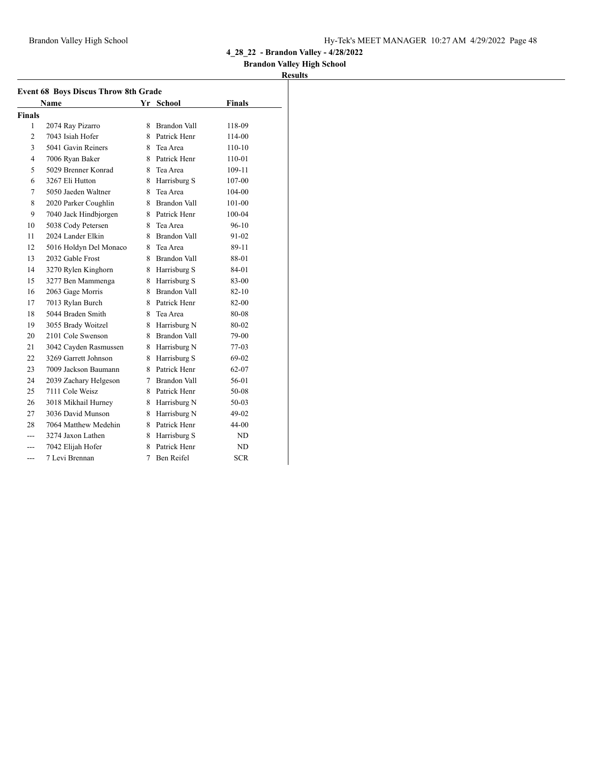# 4_28_22 - Brandon Valley - 4/28/2022

## Brandon Valley High School

### Results

**Event 68 Boys Discus Throw 8th Grade**

| | Name | Yr | School | Finals |
|---|---|---|---|---|
| **Finals** | | | | |
| 1 | 2074 Ray Pizarro | 8 | Brandon Vall | 118-09 |
| 2 | 7043 Isiah Hofer | 8 | Patrick Henr | 114-00 |
| 3 | 5041 Gavin Reiners | 8 | Tea Area | 110-10 |
| 4 | 7006 Ryan Baker | 8 | Patrick Henr | 110-01 |
| 5 | 5029 Brenner Konrad | 8 | Tea Area | 109-11 |
| 6 | 3267 Eli Hutton | 8 | Harrisburg S | 107-00 |
| 7 | 5050 Jaeden Waltner | 8 | Tea Area | 104-00 |
| 8 | 2020 Parker Coughlin | 8 | Brandon Vall | 101-00 |
| 9 | 7040 Jack Hindbjorgen | 8 | Patrick Henr | 100-04 |
| 10 | 5038 Cody Petersen | 8 | Tea Area | 96-10 |
| 11 | 2024 Lander Elkin | 8 | Brandon Vall | 91-02 |
| 12 | 5016 Holdyn Del Monaco | 8 | Tea Area | 89-11 |
| 13 | 2032 Gable Frost | 8 | Brandon Vall | 88-01 |
| 14 | 3270 Rylen Kinghorn | 8 | Harrisburg S | 84-01 |
| 15 | 3277 Ben Mammenga | 8 | Harrisburg S | 83-00 |
| 16 | 2063 Gage Morris | 8 | Brandon Vall | 82-10 |
| 17 | 7013 Rylan Burch | 8 | Patrick Henr | 82-00 |
| 18 | 5044 Braden Smith | 8 | Tea Area | 80-08 |
| 19 | 3055 Brady Woitzel | 8 | Harrisburg N | 80-02 |
| 20 | 2101 Cole Swenson | 8 | Brandon Vall | 79-00 |
| 21 | 3042 Cayden Rasmussen | 8 | Harrisburg N | 77-03 |
| 22 | 3269 Garrett Johnson | 8 | Harrisburg S | 69-02 |
| 23 | 7009 Jackson Baumann | 8 | Patrick Henr | 62-07 |
| 24 | 2039 Zachary Helgeson | 7 | Brandon Vall | 56-01 |
| 25 | 7111 Cole Weisz | 8 | Patrick Henr | 50-08 |
| 26 | 3018 Mikhail Hurney | 8 | Harrisburg N | 50-03 |
| 27 | 3036 David Munson | 8 | Harrisburg N | 49-02 |
| 28 | 7064 Matthew Medehin | 8 | Patrick Henr | 44-00 |
| --- | 3274 Jaxon Lathen | 8 | Harrisburg S | ND |
| --- | 7042 Elijah Hofer | 8 | Patrick Henr | ND |
| --- | 7 Levi Brennan | 7 | Ben Reifel | SCR |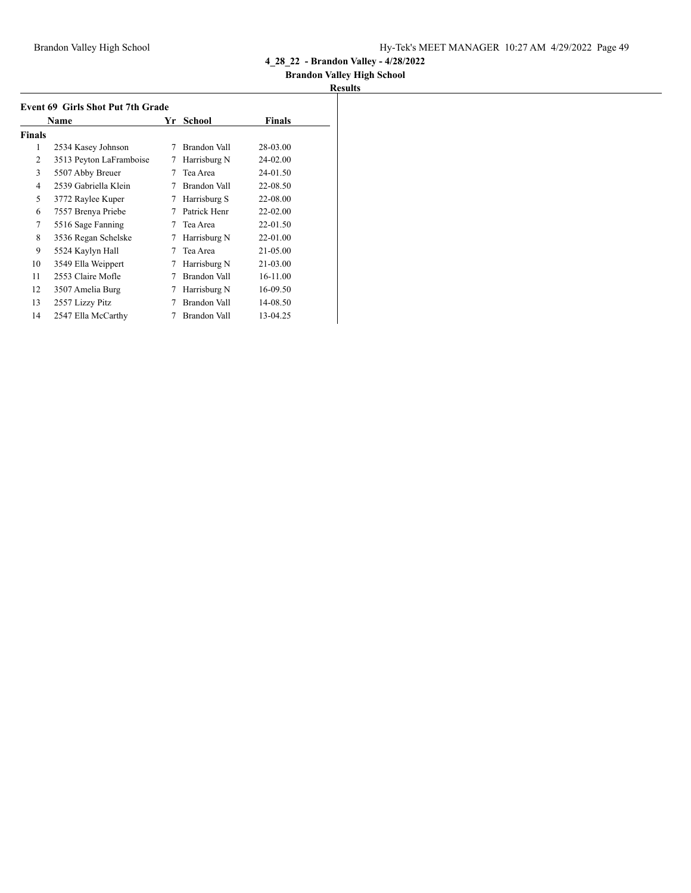**4_28_22 - Brandon Valley - 4/28/2022**

**Brandon Valley High School**

**Results**

### Event 69 Girls Shot Put 7th Grade

| | Name | Yr | School | Finals |
|---|---|---|---|---|
| **Finals** | | | | |
| 1 | 2534 Kasey Johnson | 7 | Brandon Vall | 28-03.00 |
| 2 | 3513 Peyton LaFramboise | 7 | Harrisburg N | 24-02.00 |
| 3 | 5507 Abby Breuer | 7 | Tea Area | 24-01.50 |
| 4 | 2539 Gabriella Klein | 7 | Brandon Vall | 22-08.50 |
| 5 | 3772 Raylee Kuper | 7 | Harrisburg S | 22-08.00 |
| 6 | 7557 Brenya Priebe | 7 | Patrick Henr | 22-02.00 |
| 7 | 5516 Sage Fanning | 7 | Tea Area | 22-01.50 |
| 8 | 3536 Regan Schelske | 7 | Harrisburg N | 22-01.00 |
| 9 | 5524 Kaylyn Hall | 7 | Tea Area | 21-05.00 |
| 10 | 3549 Ella Weippert | 7 | Harrisburg N | 21-03.00 |
| 11 | 2553 Claire Mofle | 7 | Brandon Vall | 16-11.00 |
| 12 | 3507 Amelia Burg | 7 | Harrisburg N | 16-09.50 |
| 13 | 2557 Lizzy Pitz | 7 | Brandon Vall | 14-08.50 |
| 14 | 2547 Ella McCarthy | 7 | Brandon Vall | 13-04.25 |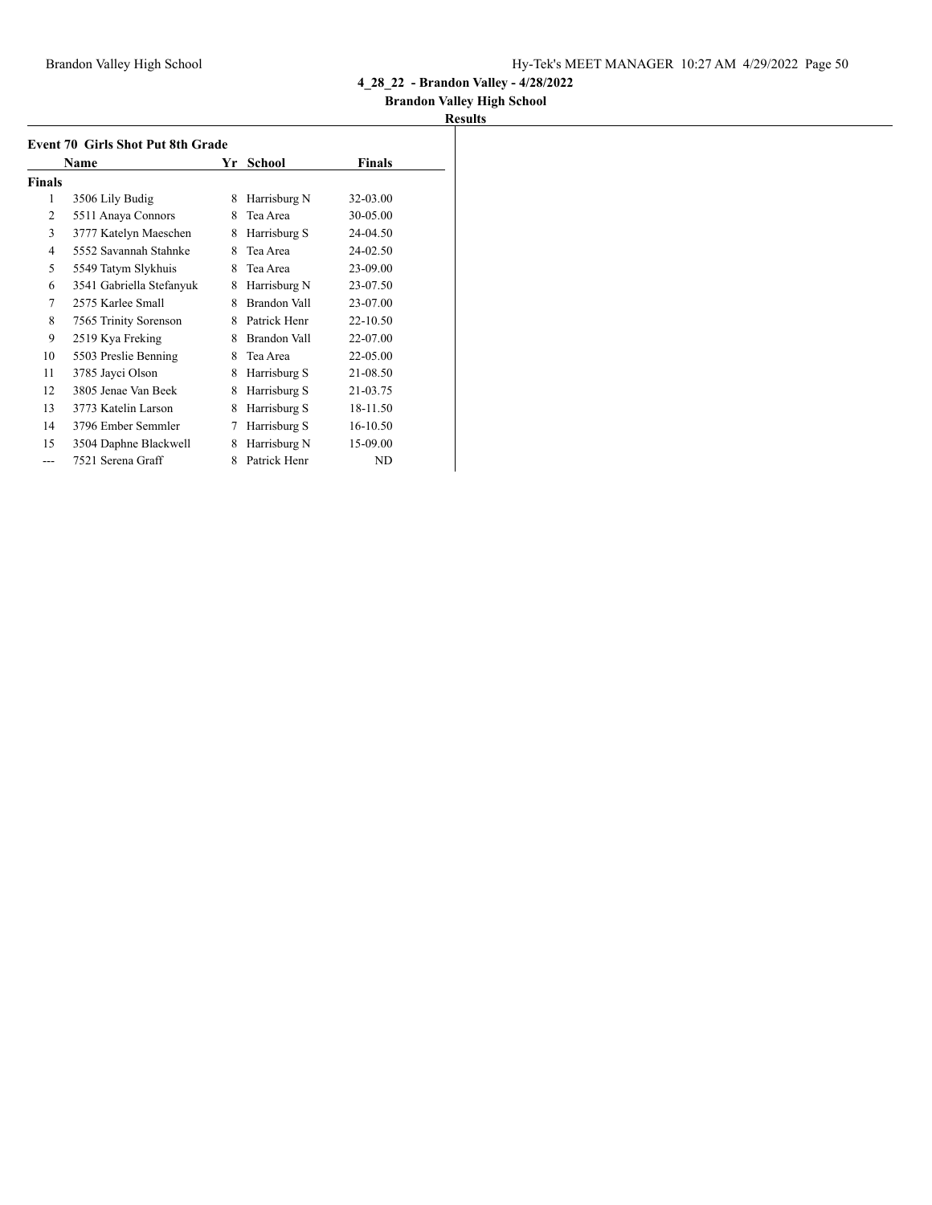**4_28_22 - Brandon Valley - 4/28/2022**

**Brandon Valley High School**

**Results**

### Event 70 Girls Shot Put 8th Grade

| | Name | Yr | School | Finals |
|---|---|---|---|---|
| **Finals** | | | | |
| 1 | 3506 Lily Budig | 8 | Harrisburg N | 32-03.00 |
| 2 | 5511 Anaya Connors | 8 | Tea Area | 30-05.00 |
| 3 | 3777 Katelyn Maeschen | 8 | Harrisburg S | 24-04.50 |
| 4 | 5552 Savannah Stahnke | 8 | Tea Area | 24-02.50 |
| 5 | 5549 Tatym Slykhuis | 8 | Tea Area | 23-09.00 |
| 6 | 3541 Gabriella Stefanyuk | 8 | Harrisburg N | 23-07.50 |
| 7 | 2575 Karlee Small | 8 | Brandon Vall | 23-07.00 |
| 8 | 7565 Trinity Sorenson | 8 | Patrick Henr | 22-10.50 |
| 9 | 2519 Kya Freking | 8 | Brandon Vall | 22-07.00 |
| 10 | 5503 Preslie Benning | 8 | Tea Area | 22-05.00 |
| 11 | 3785 Jayci Olson | 8 | Harrisburg S | 21-08.50 |
| 12 | 3805 Jenae Van Beek | 8 | Harrisburg S | 21-03.75 |
| 13 | 3773 Katelin Larson | 8 | Harrisburg S | 18-11.50 |
| 14 | 3796 Ember Semmler | 7 | Harrisburg S | 16-10.50 |
| 15 | 3504 Daphne Blackwell | 8 | Harrisburg N | 15-09.00 |
| --- | 7521 Serena Graff | 8 | Patrick Henr | ND |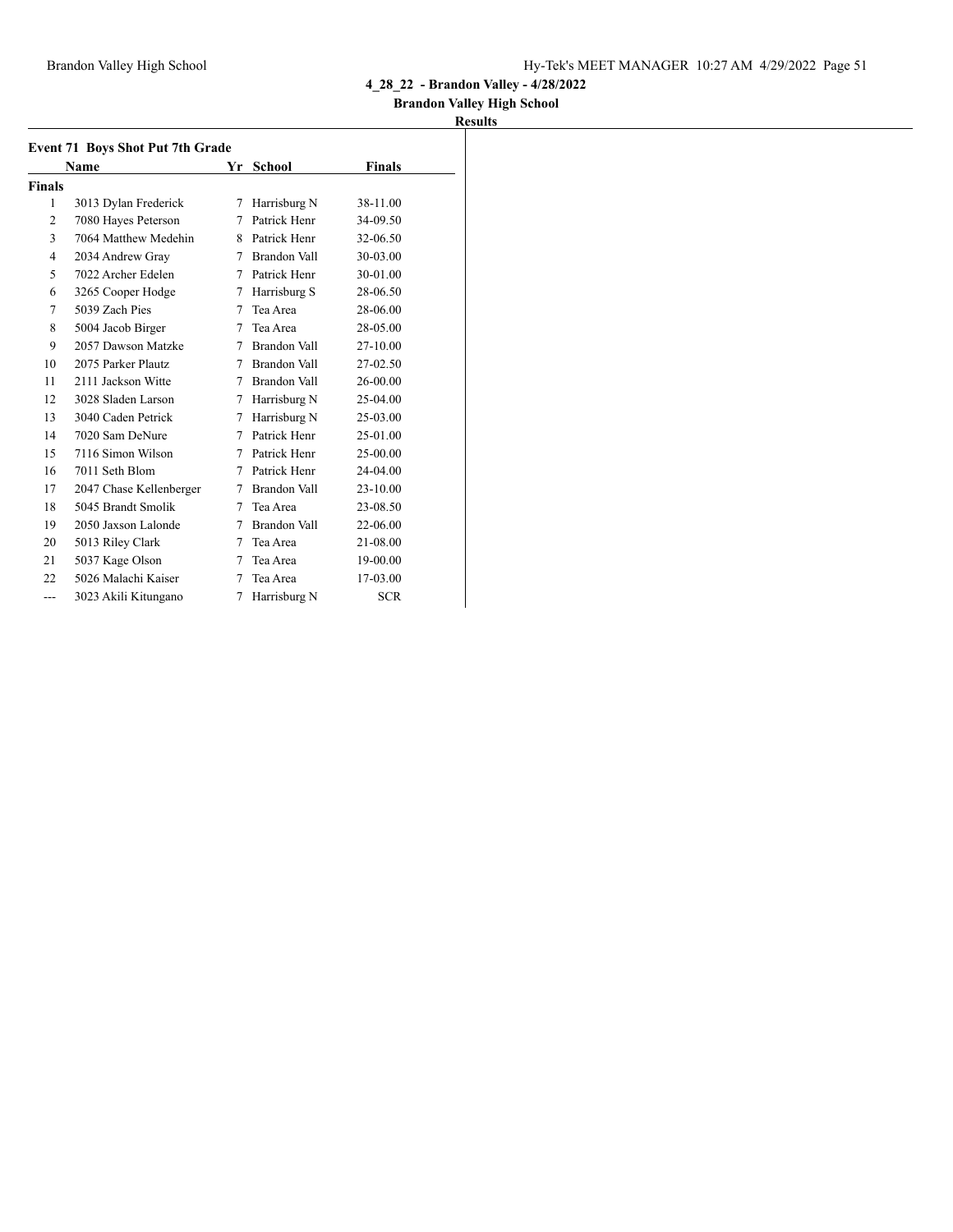**4_28_22 - Brandon Valley - 4/28/2022**

**Brandon Valley High School**

**Results**

### Event 71 Boys Shot Put 7th Grade

| | Name | Yr | School | Finals |
|---|---|---|---|---|
| **Finals** | | | | |
| 1 | 3013 Dylan Frederick | 7 | Harrisburg N | 38-11.00 |
| 2 | 7080 Hayes Peterson | 7 | Patrick Henr | 34-09.50 |
| 3 | 7064 Matthew Medehin | 8 | Patrick Henr | 32-06.50 |
| 4 | 2034 Andrew Gray | 7 | Brandon Vall | 30-03.00 |
| 5 | 7022 Archer Edelen | 7 | Patrick Henr | 30-01.00 |
| 6 | 3265 Cooper Hodge | 7 | Harrisburg S | 28-06.50 |
| 7 | 5039 Zach Pies | 7 | Tea Area | 28-06.00 |
| 8 | 5004 Jacob Birger | 7 | Tea Area | 28-05.00 |
| 9 | 2057 Dawson Matzke | 7 | Brandon Vall | 27-10.00 |
| 10 | 2075 Parker Plautz | 7 | Brandon Vall | 27-02.50 |
| 11 | 2111 Jackson Witte | 7 | Brandon Vall | 26-00.00 |
| 12 | 3028 Sladen Larson | 7 | Harrisburg N | 25-04.00 |
| 13 | 3040 Caden Petrick | 7 | Harrisburg N | 25-03.00 |
| 14 | 7020 Sam DeNure | 7 | Patrick Henr | 25-01.00 |
| 15 | 7116 Simon Wilson | 7 | Patrick Henr | 25-00.00 |
| 16 | 7011 Seth Blom | 7 | Patrick Henr | 24-04.00 |
| 17 | 2047 Chase Kellenberger | 7 | Brandon Vall | 23-10.00 |
| 18 | 5045 Brandt Smolik | 7 | Tea Area | 23-08.50 |
| 19 | 2050 Jaxson Lalonde | 7 | Brandon Vall | 22-06.00 |
| 20 | 5013 Riley Clark | 7 | Tea Area | 21-08.00 |
| 21 | 5037 Kage Olson | 7 | Tea Area | 19-00.00 |
| 22 | 5026 Malachi Kaiser | 7 | Tea Area | 17-03.00 |
| --- | 3023 Akili Kitungano | 7 | Harrisburg N | SCR |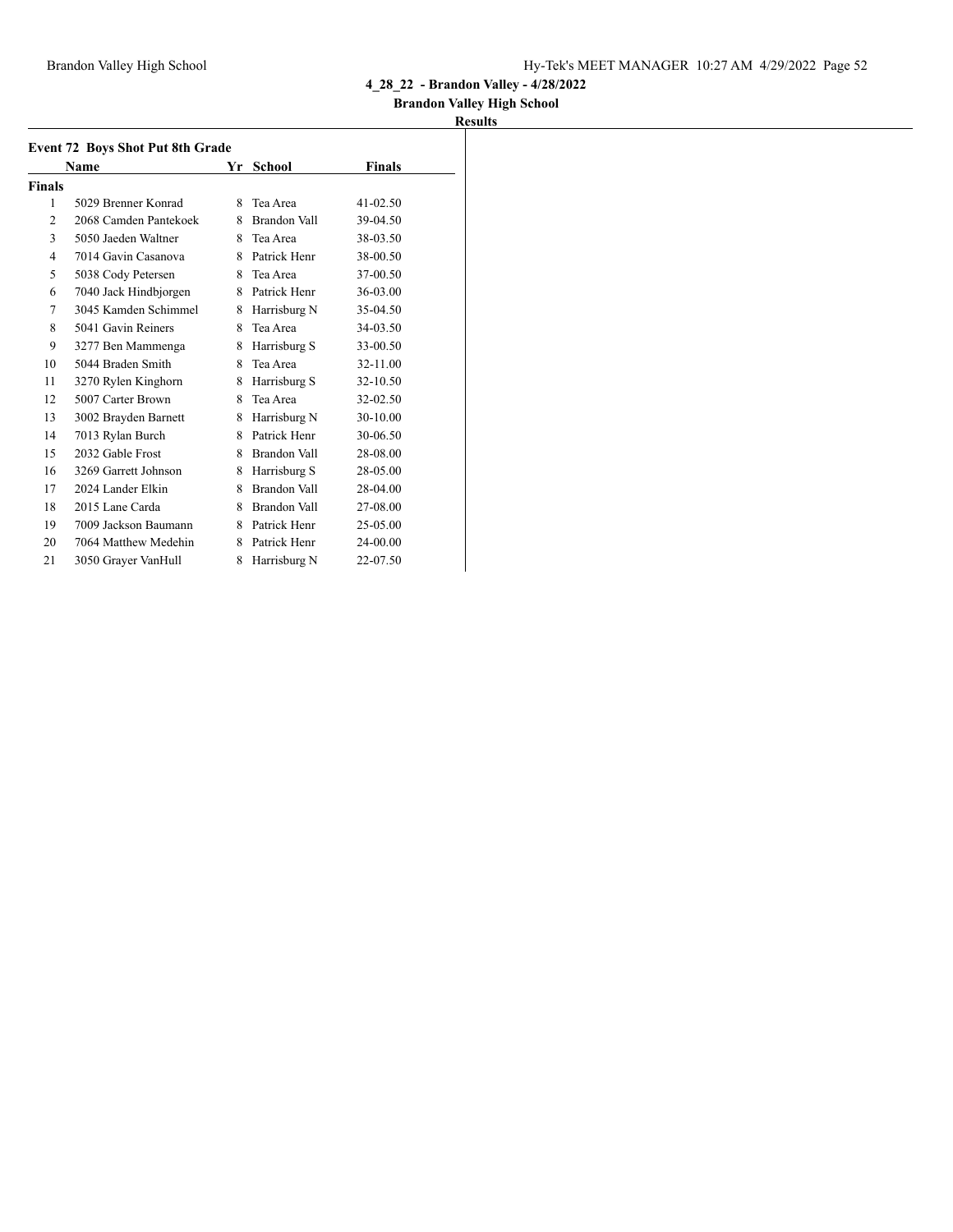**4_28_22 - Brandon Valley - 4/28/2022**

**Brandon Valley High School**

**Results**

### Event 72 Boys Shot Put 8th Grade

| | Name | Yr | School | Finals |
|---|---|---|---|---|
| **Finals** | | | | |
| 1 | 5029 Brenner Konrad | 8 | Tea Area | 41-02.50 |
| 2 | 2068 Camden Pantekoek | 8 | Brandon Vall | 39-04.50 |
| 3 | 5050 Jaeden Waltner | 8 | Tea Area | 38-03.50 |
| 4 | 7014 Gavin Casanova | 8 | Patrick Henr | 38-00.50 |
| 5 | 5038 Cody Petersen | 8 | Tea Area | 37-00.50 |
| 6 | 7040 Jack Hindbjorgen | 8 | Patrick Henr | 36-03.00 |
| 7 | 3045 Kamden Schimmel | 8 | Harrisburg N | 35-04.50 |
| 8 | 5041 Gavin Reiners | 8 | Tea Area | 34-03.50 |
| 9 | 3277 Ben Mammenga | 8 | Harrisburg S | 33-00.50 |
| 10 | 5044 Braden Smith | 8 | Tea Area | 32-11.00 |
| 11 | 3270 Rylen Kinghorn | 8 | Harrisburg S | 32-10.50 |
| 12 | 5007 Carter Brown | 8 | Tea Area | 32-02.50 |
| 13 | 3002 Brayden Barnett | 8 | Harrisburg N | 30-10.00 |
| 14 | 7013 Rylan Burch | 8 | Patrick Henr | 30-06.50 |
| 15 | 2032 Gable Frost | 8 | Brandon Vall | 28-08.00 |
| 16 | 3269 Garrett Johnson | 8 | Harrisburg S | 28-05.00 |
| 17 | 2024 Lander Elkin | 8 | Brandon Vall | 28-04.00 |
| 18 | 2015 Lane Carda | 8 | Brandon Vall | 27-08.00 |
| 19 | 7009 Jackson Baumann | 8 | Patrick Henr | 25-05.00 |
| 20 | 7064 Matthew Medehin | 8 | Patrick Henr | 24-00.00 |
| 21 | 3050 Grayer VanHull | 8 | Harrisburg N | 22-07.50 |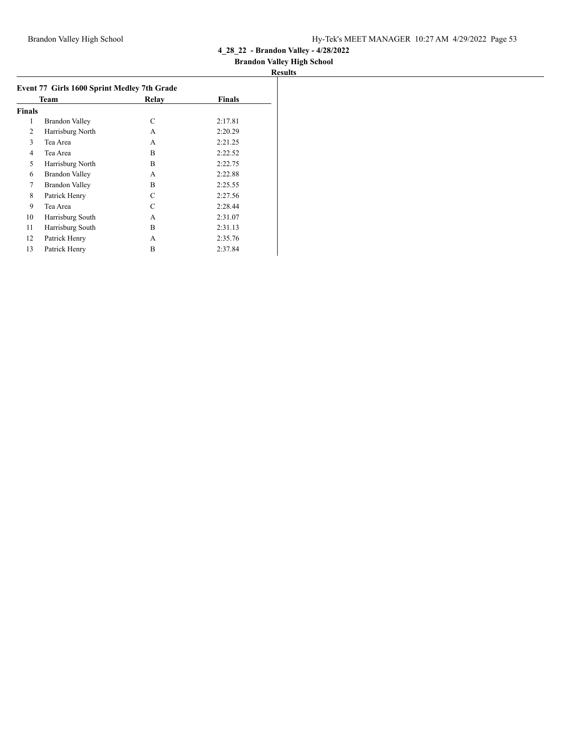## 4_28_22 - Brandon Valley - 4/28/2022

**Brandon Valley High School**

**Results**

### Event 77 Girls 1600 Sprint Medley 7th Grade

| | Team | Relay | Finals |
|---|---|---|---|
| **Finals** | | | |
| 1 | Brandon Valley | C | 2:17.81 |
| 2 | Harrisburg North | A | 2:20.29 |
| 3 | Tea Area | A | 2:21.25 |
| 4 | Tea Area | B | 2:22.52 |
| 5 | Harrisburg North | B | 2:22.75 |
| 6 | Brandon Valley | A | 2:22.88 |
| 7 | Brandon Valley | B | 2:25.55 |
| 8 | Patrick Henry | C | 2:27.56 |
| 9 | Tea Area | C | 2:28.44 |
| 10 | Harrisburg South | A | 2:31.07 |
| 11 | Harrisburg South | B | 2:31.13 |
| 12 | Patrick Henry | A | 2:35.76 |
| 13 | Patrick Henry | B | 2:37.84 |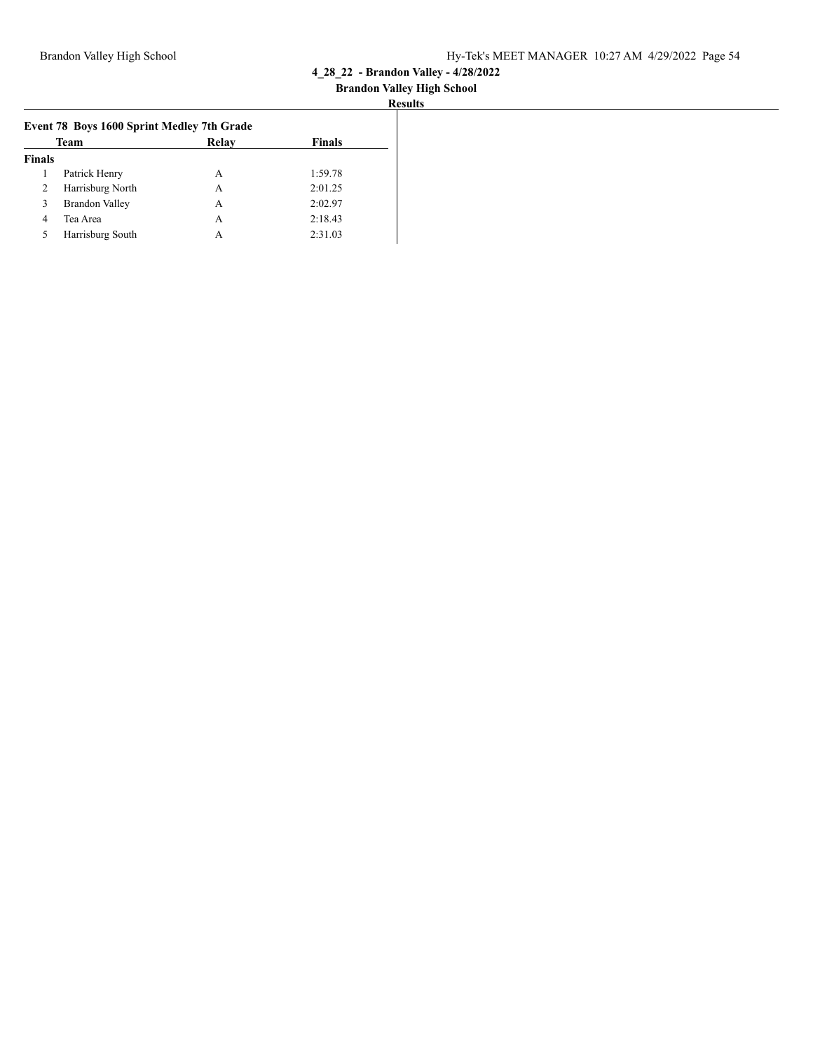4_28_22 - Brandon Valley - 4/28/2022

Brandon Valley High School

**Results**

### Event 78 Boys 1600 Sprint Medley 7th Grade

| | Team | Relay | Finals |
|---|---|---|---|
| **Finals** | | | |
| 1 | Patrick Henry | A | 1:59.78 |
| 2 | Harrisburg North | A | 2:01.25 |
| 3 | Brandon Valley | A | 2:02.97 |
| 4 | Tea Area | A | 2:18.43 |
| 5 | Harrisburg South | A | 2:31.03 |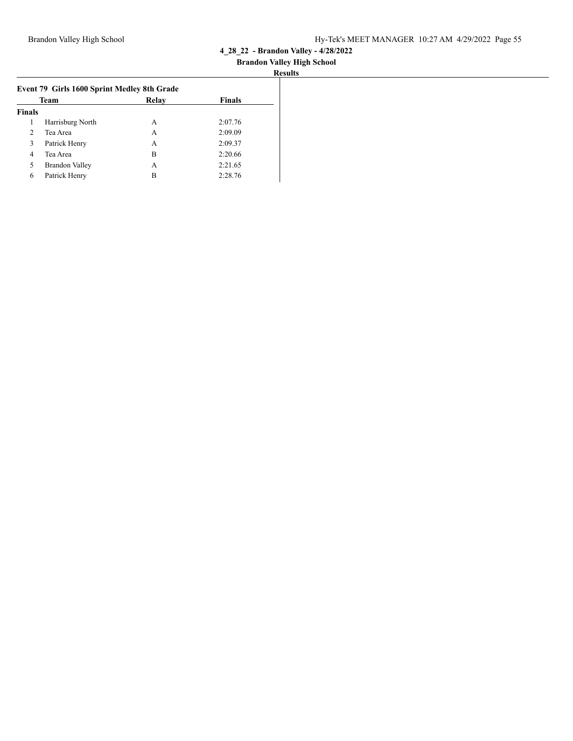## 4_28_22 - Brandon Valley - 4/28/2022

### Brandon Valley High School

### Results

**Event 79 Girls 1600 Sprint Medley 8th Grade**

| | Team | Relay | Finals |
|---|---|---|---|
| **Finals** | | | |
| 1 | Harrisburg North | A | 2:07.76 |
| 2 | Tea Area | A | 2:09.09 |
| 3 | Patrick Henry | A | 2:09.37 |
| 4 | Tea Area | B | 2:20.66 |
| 5 | Brandon Valley | A | 2:21.65 |
| 6 | Patrick Henry | B | 2:28.76 |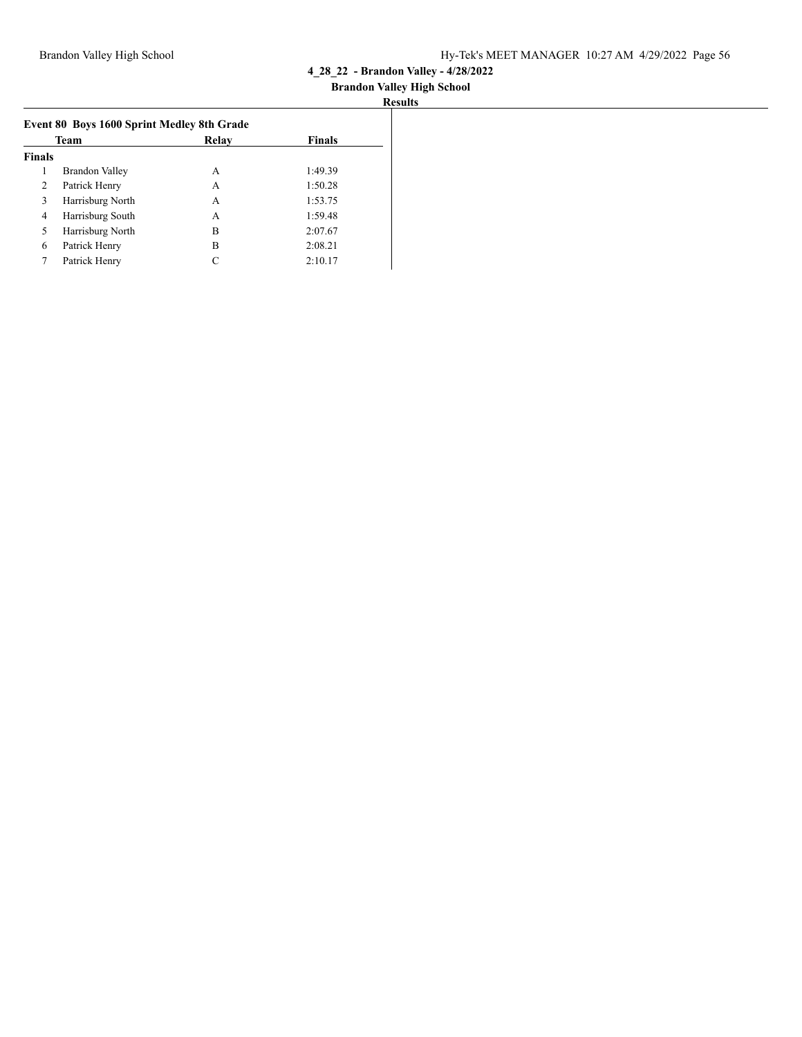## 4_28_22 - Brandon Valley - 4/28/2022

### Brandon Valley High School

### Results

#### Event 80 Boys 1600 Sprint Medley 8th Grade

| | Team | Relay | Finals |
|---|---|---|---|
| **Finals** | | | |
| 1 | Brandon Valley | A | 1:49.39 |
| 2 | Patrick Henry | A | 1:50.28 |
| 3 | Harrisburg North | A | 1:53.75 |
| 4 | Harrisburg South | A | 1:59.48 |
| 5 | Harrisburg North | B | 2:07.67 |
| 6 | Patrick Henry | B | 2:08.21 |
| 7 | Patrick Henry | C | 2:10.17 |